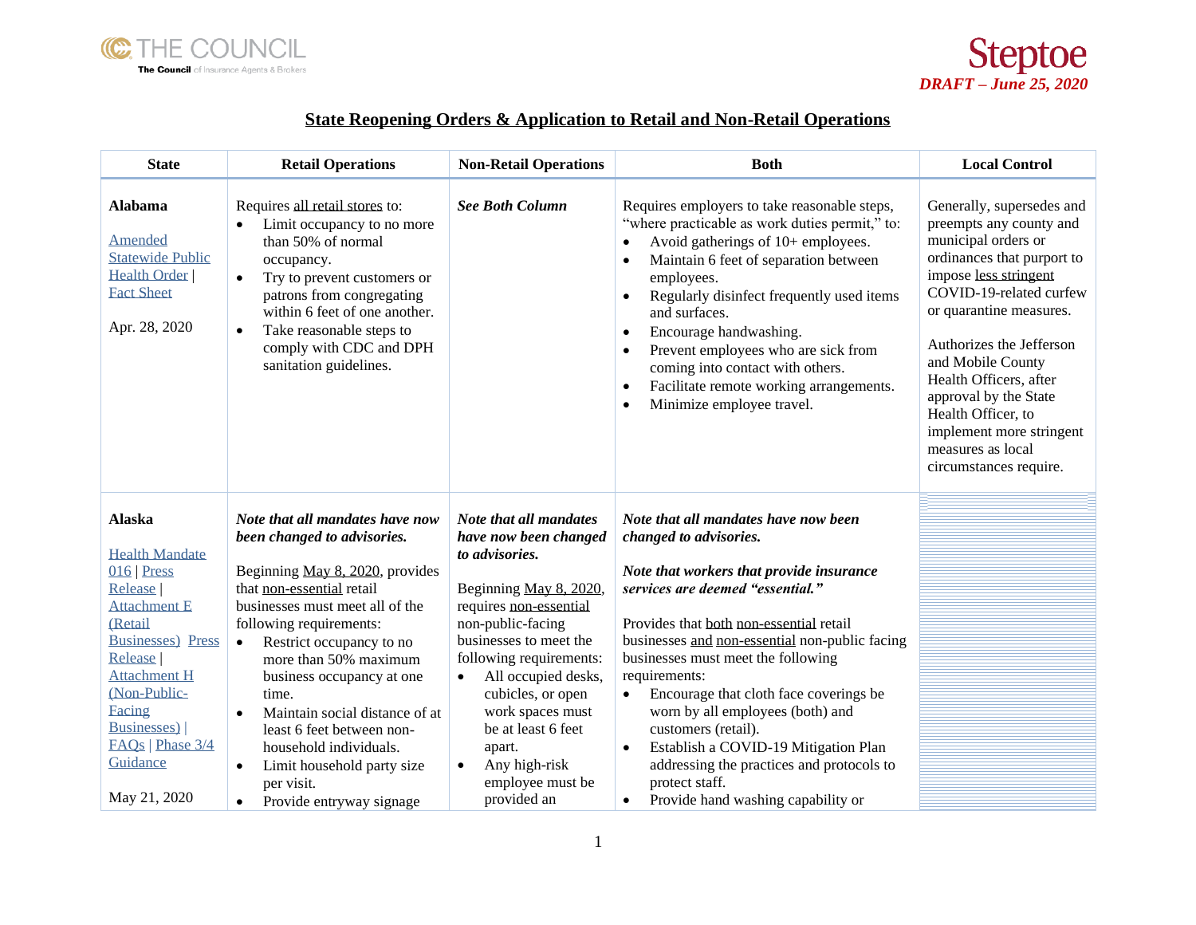THE COUNCIL
The Council of Insurance Agents & Brokers

Steptoe
*DRAFT – June 25, 2020*

## State Reopening Orders & Application to Retail and Non-Retail Operations

| State | Retail Operations | Non-Retail Operations | Both | Local Control |
|---|---|---|---|---|
| **Alabama**<br><br>Amended Statewide Public Health Order \| Fact Sheet<br><br>Apr. 28, 2020 | Requires all retail stores to:<br>• Limit occupancy to no more than 50% of normal occupancy.<br>• Try to prevent customers or patrons from congregating within 6 feet of one another.<br>• Take reasonable steps to comply with CDC and DPH sanitation guidelines. | ***See Both Column*** | Requires employers to take reasonable steps, "where practicable as work duties permit," to:<br>• Avoid gatherings of 10+ employees.<br>• Maintain 6 feet of separation between employees.<br>• Regularly disinfect frequently used items and surfaces.<br>• Encourage handwashing.<br>• Prevent employees who are sick from coming into contact with others.<br>• Facilitate remote working arrangements.<br>• Minimize employee travel. | Generally, supersedes and preempts any county and municipal orders or ordinances that purport to impose less stringent COVID-19-related curfew or quarantine measures.<br><br>Authorizes the Jefferson and Mobile County Health Officers, after approval by the State Health Officer, to implement more stringent measures as local circumstances require. |
| **Alaska**<br><br>Health Mandate 016 \| Press Release \| Attachment E (Retail Businesses) Press Release \| Attachment H (Non-Public-Facing Businesses) \| FAQs \| Phase 3/4 Guidance<br><br>May 21, 2020 | ***Note that all mandates have now been changed to advisories.***<br><br>Beginning May 8, 2020, provides that non-essential retail businesses must meet all of the following requirements:<br>• Restrict occupancy to no more than 50% maximum business occupancy at one time.<br>• Maintain social distance of at least 6 feet between non-household individuals.<br>• Limit household party size per visit.<br>• Provide entryway signage | ***Note that all mandates have now been changed to advisories.***<br><br>Beginning May 8, 2020, requires non-essential non-public-facing businesses to meet the following requirements:<br>• All occupied desks, cubicles, or open work spaces must be at least 6 feet apart.<br>• Any high-risk employee must be provided an | ***Note that all mandates have now been changed to advisories.***<br><br>***Note that workers that provide insurance services are deemed "essential."***<br><br>Provides that both non-essential retail businesses and non-essential non-public facing businesses must meet the following requirements:<br>• Encourage that cloth face coverings be worn by all employees (both) and customers (retail).<br>• Establish a COVID-19 Mitigation Plan addressing the practices and protocols to protect staff.<br>• Provide hand washing capability or | |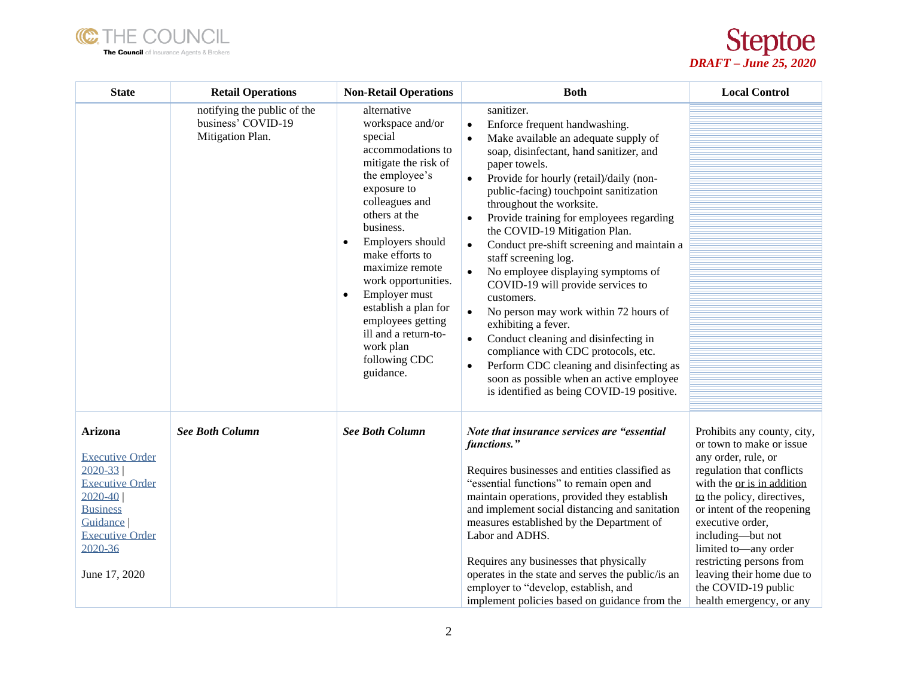| State | Retail Operations | Non-Retail Operations | Both | Local Control |
|---|---|---|---|---|
| | notifying the public of the business' COVID-19 Mitigation Plan. | alternative workspace and/or special accommodations to mitigate the risk of the employee's exposure to colleagues and others at the business.<br>• Employers should make efforts to maximize remote work opportunities.<br>• Employer must establish a plan for employees getting ill and a return-to-work plan following CDC guidance. | sanitizer.<br>• Enforce frequent handwashing.<br>• Make available an adequate supply of soap, disinfectant, hand sanitizer, and paper towels.<br>• Provide for hourly (retail)/daily (non-public-facing) touchpoint sanitization throughout the worksite.<br>• Provide training for employees regarding the COVID-19 Mitigation Plan.<br>• Conduct pre-shift screening and maintain a staff screening log.<br>• No employee displaying symptoms of COVID-19 will provide services to customers.<br>• No person may work within 72 hours of exhibiting a fever.<br>• Conduct cleaning and disinfecting in compliance with CDC protocols, etc.<br>• Perform CDC cleaning and disinfecting as soon as possible when an active employee is identified as being COVID-19 positive. | |
| **Arizona**<br><br>Executive Order 2020-33 \| Executive Order 2020-40 \| Business Guidance \| Executive Order 2020-36<br><br>June 17, 2020 | ***See Both Column*** | ***See Both Column*** | ***Note that insurance services are "essential functions."***<br><br>Requires businesses and entities classified as "essential functions" to remain open and maintain operations, provided they establish and implement social distancing and sanitation measures established by the Department of Labor and ADHS.<br><br>Requires any businesses that physically operates in the state and serves the public/is an employer to "develop, establish, and implement policies based on guidance from the | Prohibits any county, city, or town to make or issue any order, rule, or regulation that conflicts with the or is in addition to the policy, directives, or intent of the reopening executive order, including—but not limited to—any order restricting persons from leaving their home due to the COVID-19 public health emergency, or any |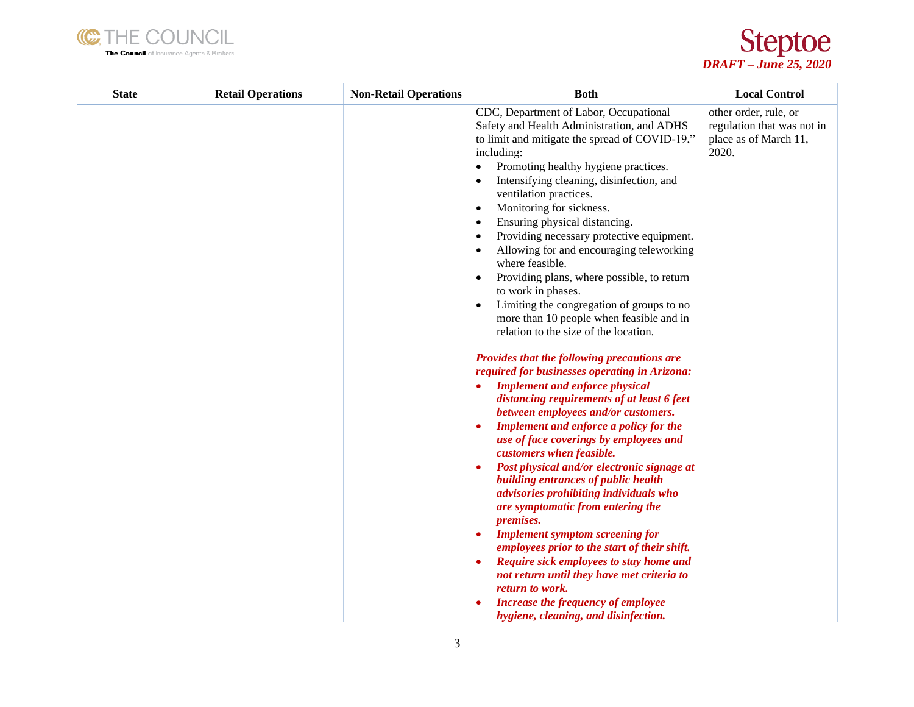| State | Retail Operations | Non-Retail Operations | Both | Local Control |
|---|---|---|---|---|
| | | | CDC, Department of Labor, Occupational Safety and Health Administration, and ADHS to limit and mitigate the spread of COVID-19," including: <br>• Promoting healthy hygiene practices. <br>• Intensifying cleaning, disinfection, and ventilation practices. <br>• Monitoring for sickness. <br>• Ensuring physical distancing. <br>• Providing necessary protective equipment. <br>• Allowing for and encouraging teleworking where feasible. <br>• Providing plans, where possible, to return to work in phases. <br>• Limiting the congregation of groups to no more than 10 people when feasible and in relation to the size of the location. <br><br>***Provides that the following precautions are required for businesses operating in Arizona:*** <br>• ***Implement and enforce physical distancing requirements of at least 6 feet between employees and/or customers.*** <br>• ***Implement and enforce a policy for the use of face coverings by employees and customers when feasible.*** <br>• ***Post physical and/or electronic signage at building entrances of public health advisories prohibiting individuals who are symptomatic from entering the premises.*** <br>• ***Implement symptom screening for employees prior to the start of their shift.*** <br>• ***Require sick employees to stay home and not return until they have met criteria to return to work.*** <br>• ***Increase the frequency of employee hygiene, cleaning, and disinfection.*** | other order, rule, or regulation that was not in place as of March 11, 2020. |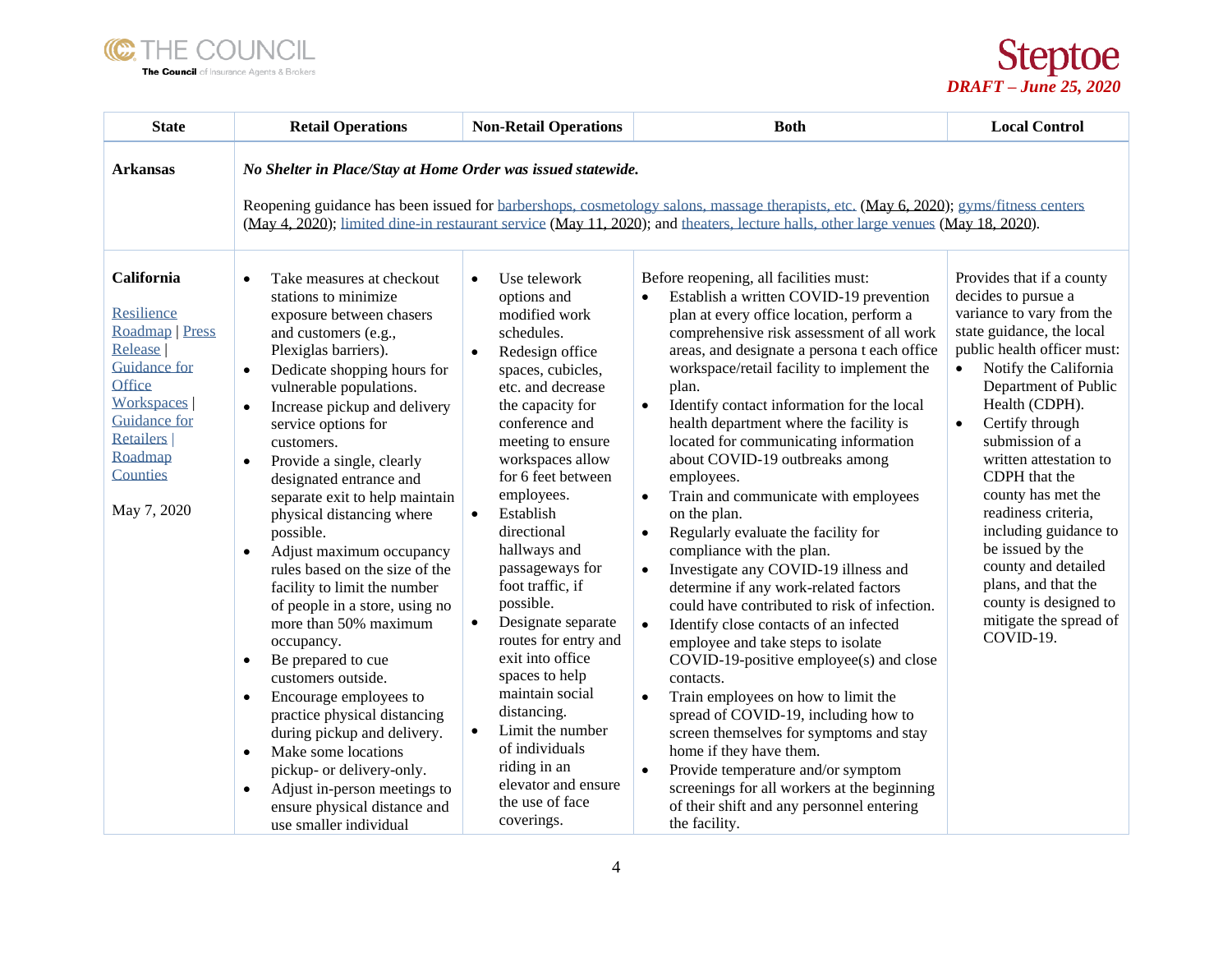| State | Retail Operations | Non-Retail Operations | Both | Local Control |
|---|---|---|---|---|
| **Arkansas** | ***No Shelter in Place/Stay at Home Order was issued statewide.*** Reopening guidance has been issued for barbershops, cosmetology salons, massage therapists, etc. (May 6, 2020); gyms/fitness centers (May 4, 2020); limited dine-in restaurant service (May 11, 2020); and theaters, lecture halls, other large venues (May 18, 2020). | | | |
| **California** Resilience Roadmap \| Press Release \| Guidance for Office Workspaces \| Guidance for Retailers \| Roadmap Counties May 7, 2020 | • Take measures at checkout stations to minimize exposure between chasers and customers (e.g., Plexiglas barriers). • Dedicate shopping hours for vulnerable populations. • Increase pickup and delivery service options for customers. • Provide a single, clearly designated entrance and separate exit to help maintain physical distancing where possible. • Adjust maximum occupancy rules based on the size of the facility to limit the number of people in a store, using no more than 50% maximum occupancy. • Be prepared to cue customers outside. • Encourage employees to practice physical distancing during pickup and delivery. • Make some locations pickup- or delivery-only. • Adjust in-person meetings to ensure physical distance and use smaller individual | • Use telework options and modified work schedules. • Redesign office spaces, cubicles, etc. and decrease the capacity for conference and meeting to ensure workspaces allow for 6 feet between employees. • Establish directional hallways and passageways for foot traffic, if possible. • Designate separate routes for entry and exit into office spaces to help maintain social distancing. • Limit the number of individuals riding in an elevator and ensure the use of face coverings. | Before reopening, all facilities must: • Establish a written COVID-19 prevention plan at every office location, perform a comprehensive risk assessment of all work areas, and designate a persona t each office workspace/retail facility to implement the plan. • Identify contact information for the local health department where the facility is located for communicating information about COVID-19 outbreaks among employees. • Train and communicate with employees on the plan. • Regularly evaluate the facility for compliance with the plan. • Investigate any COVID-19 illness and determine if any work-related factors could have contributed to risk of infection. • Identify close contacts of an infected employee and take steps to isolate COVID-19-positive employee(s) and close contacts. • Train employees on how to limit the spread of COVID-19, including how to screen themselves for symptoms and stay home if they have them. • Provide temperature and/or symptom screenings for all workers at the beginning of their shift and any personnel entering the facility. | Provides that if a county decides to pursue a variance to vary from the state guidance, the local public health officer must: • Notify the California Department of Public Health (CDPH). • Certify through submission of a written attestation to CDPH that the county has met the readiness criteria, including guidance to be issued by the county and detailed plans, and that the county is designed to mitigate the spread of COVID-19. |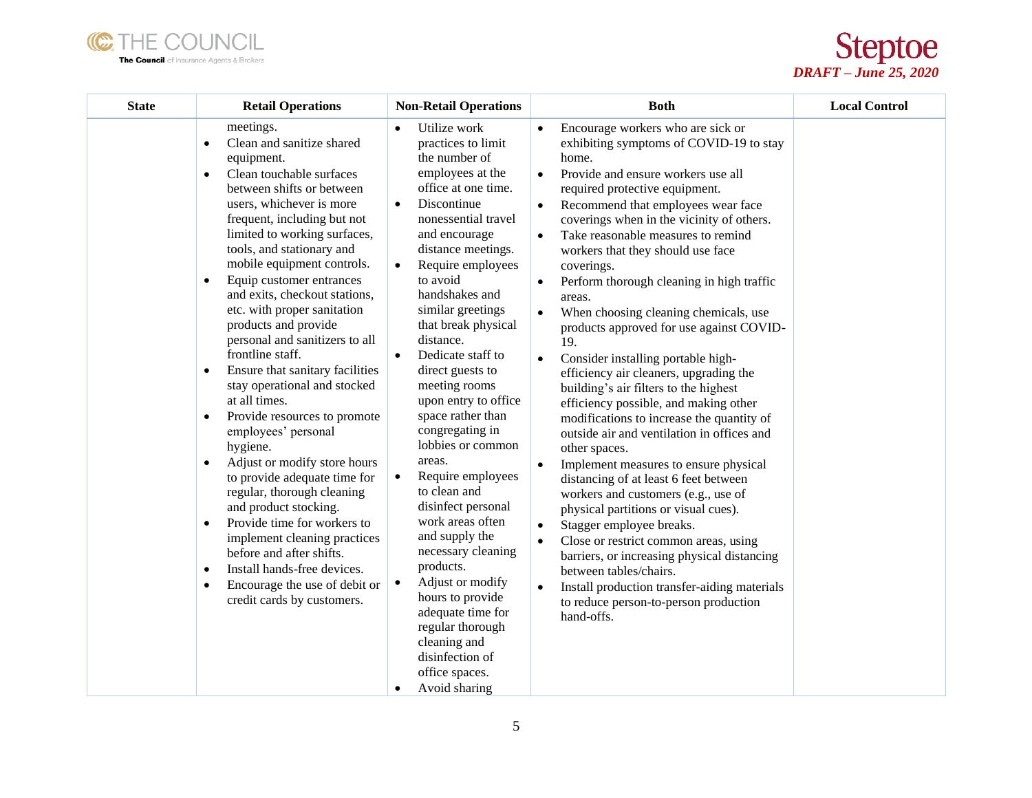| State | Retail Operations | Non-Retail Operations | Both | Local Control |
|---|---|---|---|---|
| | meetings.<br>• Clean and sanitize shared equipment.<br>• Clean touchable surfaces between shifts or between users, whichever is more frequent, including but not limited to working surfaces, tools, and stationary and mobile equipment controls.<br>• Equip customer entrances and exits, checkout stations, etc. with proper sanitation products and provide personal and sanitizers to all frontline staff.<br>• Ensure that sanitary facilities stay operational and stocked at all times.<br>• Provide resources to promote employees' personal hygiene.<br>• Adjust or modify store hours to provide adequate time for regular, thorough cleaning and product stocking.<br>• Provide time for workers to implement cleaning practices before and after shifts.<br>• Install hands-free devices.<br>• Encourage the use of debit or credit cards by customers. | • Utilize work practices to limit the number of employees at the office at one time.<br>• Discontinue nonessential travel and encourage distance meetings.<br>• Require employees to avoid handshakes and similar greetings that break physical distance.<br>• Dedicate staff to direct guests to meeting rooms upon entry to office space rather than congregating in lobbies or common areas.<br>• Require employees to clean and disinfect personal work areas often and supply the necessary cleaning products.<br>• Adjust or modify hours to provide adequate time for regular thorough cleaning and disinfection of office spaces.<br>• Avoid sharing | • Encourage workers who are sick or exhibiting symptoms of COVID-19 to stay home.<br>• Provide and ensure workers use all required protective equipment.<br>• Recommend that employees wear face coverings when in the vicinity of others.<br>• Take reasonable measures to remind workers that they should use face coverings.<br>• Perform thorough cleaning in high traffic areas.<br>• When choosing cleaning chemicals, use products approved for use against COVID-19.<br>• Consider installing portable high-efficiency air cleaners, upgrading the building's air filters to the highest efficiency possible, and making other modifications to increase the quantity of outside air and ventilation in offices and other spaces.<br>• Implement measures to ensure physical distancing of at least 6 feet between workers and customers (e.g., use of physical partitions or visual cues).<br>• Stagger employee breaks.<br>• Close or restrict common areas, using barriers, or increasing physical distancing between tables/chairs.<br>• Install production transfer-aiding materials to reduce person-to-person production hand-offs. | |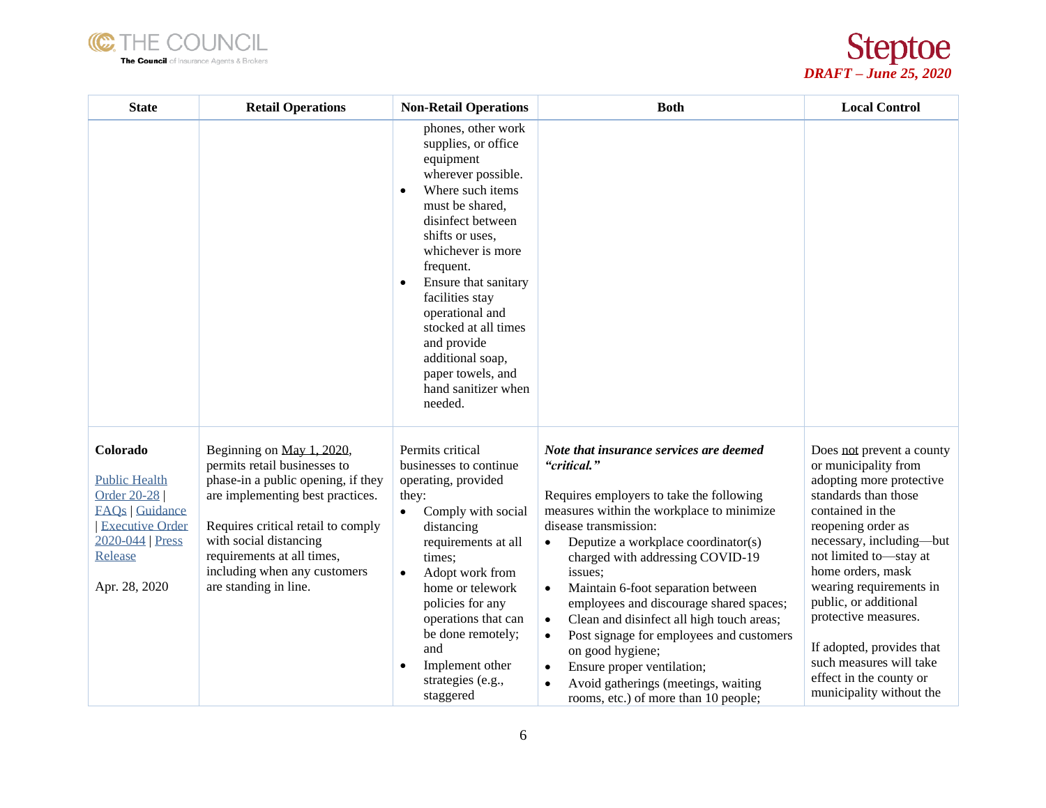| State | Retail Operations | Non-Retail Operations | Both | Local Control |
|---|---|---|---|---|
| | | • phones, other work supplies, or office equipment wherever possible.<br>• Where such items must be shared, disinfect between shifts or uses, whichever is more frequent.<br>• Ensure that sanitary facilities stay operational and stocked at all times and provide additional soap, paper towels, and hand sanitizer when needed. | | |
| **Colorado**<br><br>Public Health Order 20-28 \| FAQs \| Guidance \| Executive Order 2020-044 \| Press Release<br><br>Apr. 28, 2020 | Beginning on May 1, 2020, permits retail businesses to phase-in a public opening, if they are implementing best practices.<br><br>Requires critical retail to comply with social distancing requirements at all times, including when any customers are standing in line. | Permits critical businesses to continue operating, provided they:<br>• Comply with social distancing requirements at all times;<br>• Adopt work from home or telework policies for any operations that can be done remotely; and<br>• Implement other strategies (e.g., staggered | ***Note that insurance services are deemed "critical."***<br><br>Requires employers to take the following measures within the workplace to minimize disease transmission:<br>• Deputize a workplace coordinator(s) charged with addressing COVID-19 issues;<br>• Maintain 6-foot separation between employees and discourage shared spaces;<br>• Clean and disinfect all high touch areas;<br>• Post signage for employees and customers on good hygiene;<br>• Ensure proper ventilation;<br>• Avoid gatherings (meetings, waiting rooms, etc.) of more than 10 people; | Does not prevent a county or municipality from adopting more protective standards than those contained in the reopening order as necessary, including—but not limited to—stay at home orders, mask wearing requirements in public, or additional protective measures.<br><br>If adopted, provides that such measures will take effect in the county or municipality without the |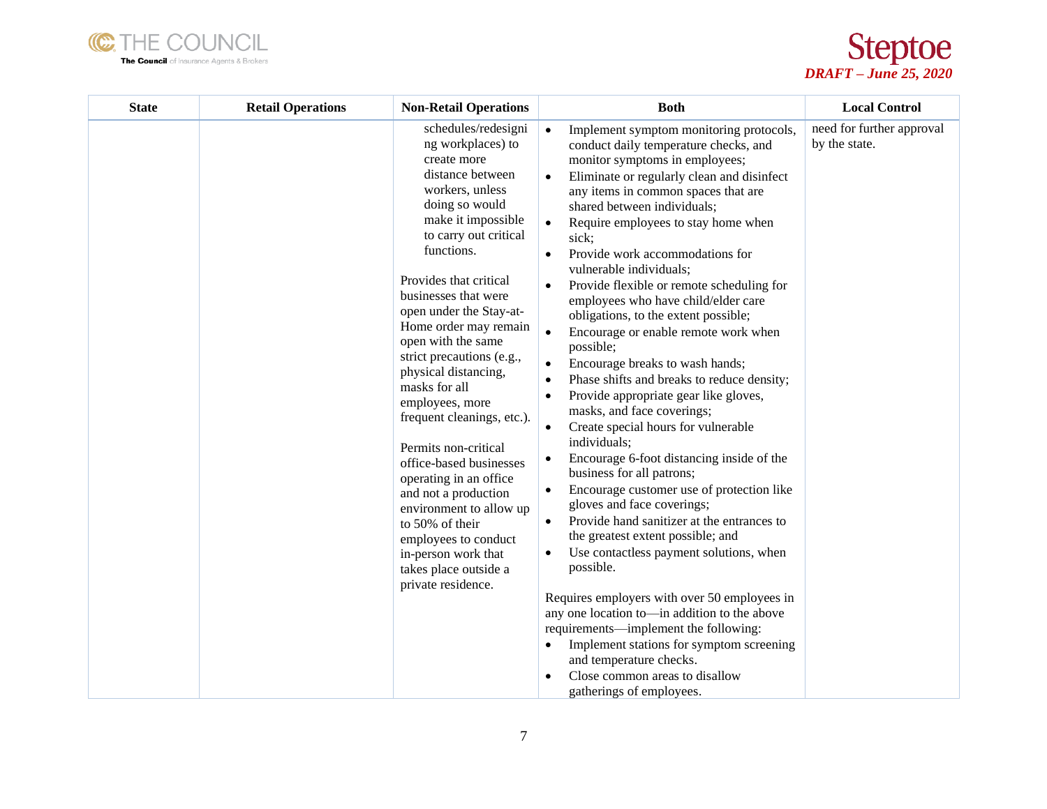| State | Retail Operations | Non-Retail Operations | Both | Local Control |
|---|---|---|---|---|
| | | schedules/redesigning workplaces) to create more distance between workers, unless doing so would make it impossible to carry out critical functions.<br><br>Provides that critical businesses that were open under the Stay-at-Home order may remain open with the same strict precautions (e.g., physical distancing, masks for all employees, more frequent cleanings, etc.).<br><br>Permits non-critical office-based businesses operating in an office and not a production environment to allow up to 50% of their employees to conduct in-person work that takes place outside a private residence. | • Implement symptom monitoring protocols, conduct daily temperature checks, and monitor symptoms in employees;<br>• Eliminate or regularly clean and disinfect any items in common spaces that are shared between individuals;<br>• Require employees to stay home when sick;<br>• Provide work accommodations for vulnerable individuals;<br>• Provide flexible or remote scheduling for employees who have child/elder care obligations, to the extent possible;<br>• Encourage or enable remote work when possible;<br>• Encourage breaks to wash hands;<br>• Phase shifts and breaks to reduce density;<br>• Provide appropriate gear like gloves, masks, and face coverings;<br>• Create special hours for vulnerable individuals;<br>• Encourage 6-foot distancing inside of the business for all patrons;<br>• Encourage customer use of protection like gloves and face coverings;<br>• Provide hand sanitizer at the entrances to the greatest extent possible; and<br>• Use contactless payment solutions, when possible.<br><br>Requires employers with over 50 employees in any one location to—in addition to the above requirements—implement the following:<br>• Implement stations for symptom screening and temperature checks.<br>• Close common areas to disallow gatherings of employees. | need for further approval by the state. |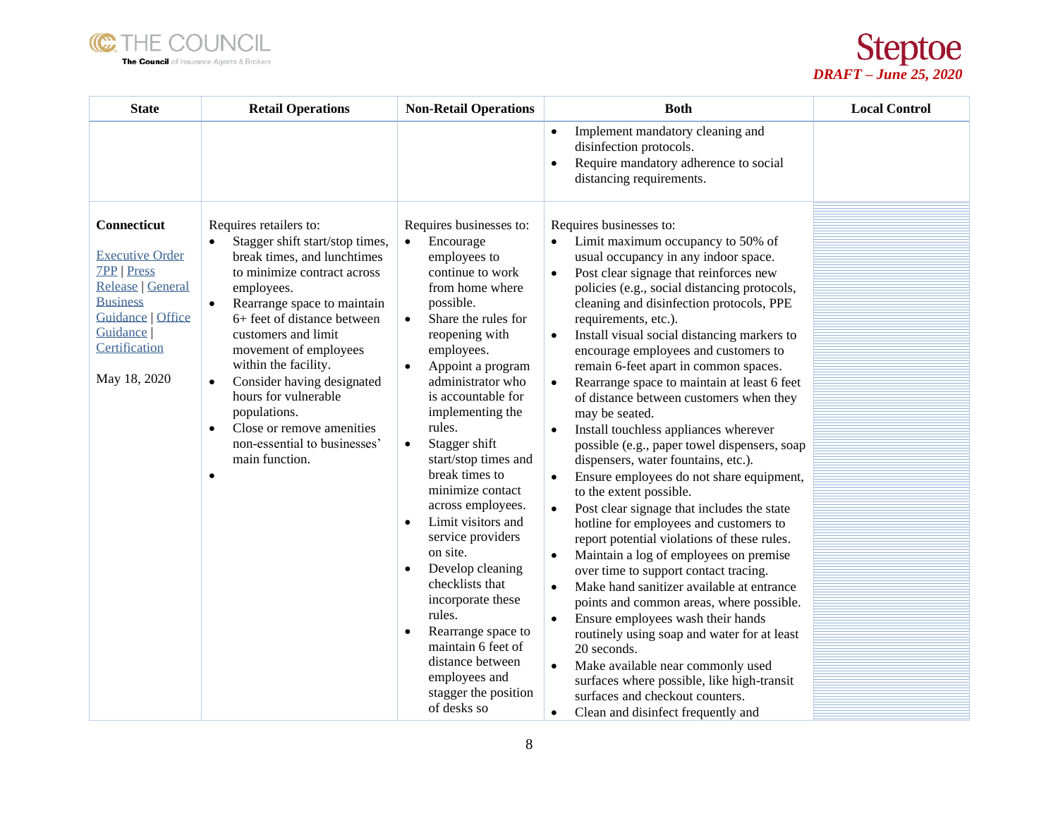| State | Retail Operations | Non-Retail Operations | Both | Local Control |
|---|---|---|---|---|
| | | | • Implement mandatory cleaning and disinfection protocols.<br>• Require mandatory adherence to social distancing requirements. | |
| **Connecticut**<br><br>Executive Order 7PP \| Press Release \| General Business Guidance \| Office Guidance \| Certification<br><br>May 18, 2020 | Requires retailers to:<br>• Stagger shift start/stop times, break times, and lunchtimes to minimize contract across employees.<br>• Rearrange space to maintain 6+ feet of distance between customers and limit movement of employees within the facility.<br>• Consider having designated hours for vulnerable populations.<br>• Close or remove amenities non-essential to businesses' main function.<br>• | Requires businesses to:<br>• Encourage employees to continue to work from home where possible.<br>• Share the rules for reopening with employees.<br>• Appoint a program administrator who is accountable for implementing the rules.<br>• Stagger shift start/stop times and break times to minimize contact across employees.<br>• Limit visitors and service providers on site.<br>• Develop cleaning checklists that incorporate these rules.<br>• Rearrange space to maintain 6 feet of distance between employees and stagger the position of desks so | Requires businesses to:<br>• Limit maximum occupancy to 50% of usual occupancy in any indoor space.<br>• Post clear signage that reinforces new policies (e.g., social distancing protocols, cleaning and disinfection protocols, PPE requirements, etc.).<br>• Install visual social distancing markers to encourage employees and customers to remain 6-feet apart in common spaces.<br>• Rearrange space to maintain at least 6 feet of distance between customers when they may be seated.<br>• Install touchless appliances wherever possible (e.g., paper towel dispensers, soap dispensers, water fountains, etc.).<br>• Ensure employees do not share equipment, to the extent possible.<br>• Post clear signage that includes the state hotline for employees and customers to report potential violations of these rules.<br>• Maintain a log of employees on premise over time to support contact tracing.<br>• Make hand sanitizer available at entrance points and common areas, where possible.<br>• Ensure employees wash their hands routinely using soap and water for at least 20 seconds.<br>• Make available near commonly used surfaces where possible, like high-transit surfaces and checkout counters.<br>• Clean and disinfect frequently and | |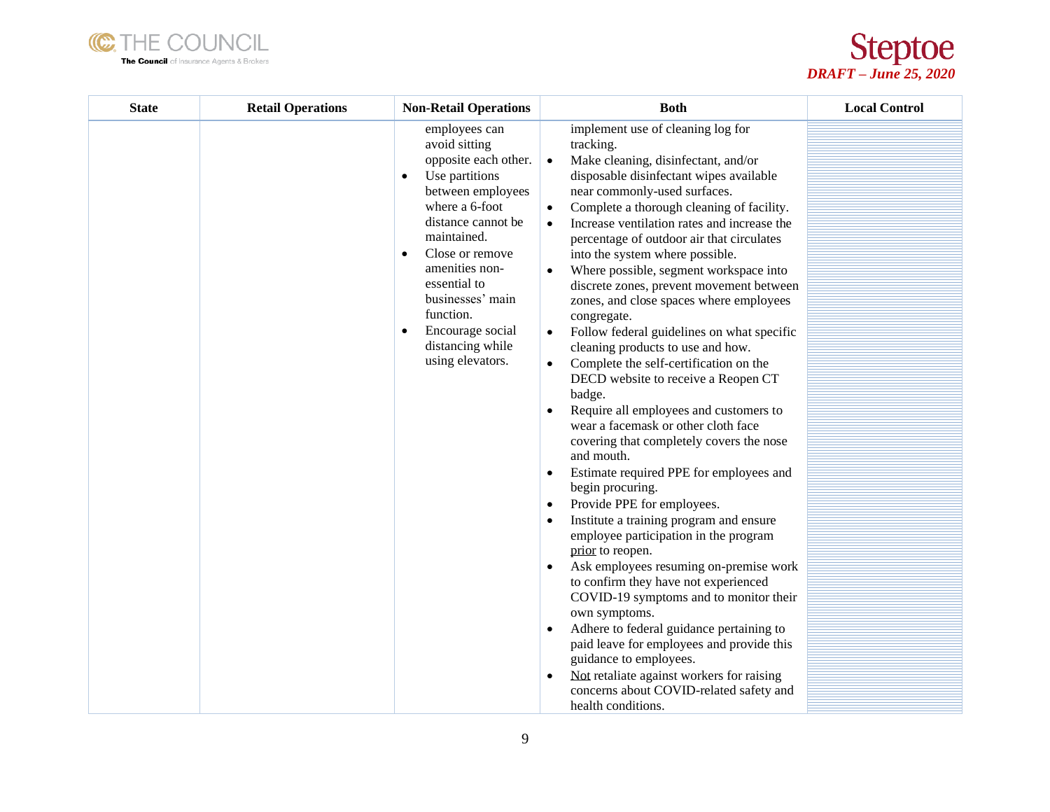| State | Retail Operations | Non-Retail Operations | Both | Local Control |
|---|---|---|---|---|
| | | employees can avoid sitting opposite each other.<br>• Use partitions between employees where a 6-foot distance cannot be maintained.<br>• Close or remove amenities non-essential to businesses' main function.<br>• Encourage social distancing while using elevators. | implement use of cleaning log for tracking.<br>• Make cleaning, disinfectant, and/or disposable disinfectant wipes available near commonly-used surfaces.<br>• Complete a thorough cleaning of facility.<br>• Increase ventilation rates and increase the percentage of outdoor air that circulates into the system where possible.<br>• Where possible, segment workspace into discrete zones, prevent movement between zones, and close spaces where employees congregate.<br>• Follow federal guidelines on what specific cleaning products to use and how.<br>• Complete the self-certification on the DECD website to receive a Reopen CT badge.<br>• Require all employees and customers to wear a facemask or other cloth face covering that completely covers the nose and mouth.<br>• Estimate required PPE for employees and begin procuring.<br>• Provide PPE for employees.<br>• Institute a training program and ensure employee participation in the program prior to reopen.<br>• Ask employees resuming on-premise work to confirm they have not experienced COVID-19 symptoms and to monitor their own symptoms.<br>• Adhere to federal guidance pertaining to paid leave for employees and provide this guidance to employees.<br>• Not retaliate against workers for raising concerns about COVID-related safety and health conditions. | |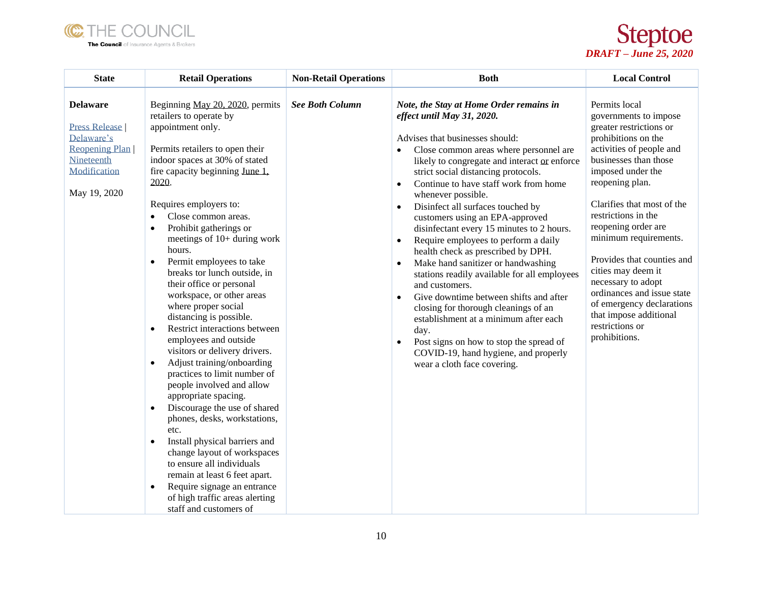| State | Retail Operations | Non-Retail Operations | Both | Local Control |
|---|---|---|---|---|
| **Delaware**<br><br>Press Release \| Delaware's Reopening Plan \| Nineteenth Modification<br><br>May 19, 2020 | Beginning May 20, 2020, permits retailers to operate by appointment only.<br><br>Permits retailers to open their indoor spaces at 30% of stated fire capacity beginning June 1, 2020.<br><br>Requires employers to:<br>• Close common areas.<br>• Prohibit gatherings or meetings of 10+ during work hours.<br>• Permit employees to take breaks tor lunch outside, in their office or personal workspace, or other areas where proper social distancing is possible.<br>• Restrict interactions between employees and outside visitors or delivery drivers.<br>• Adjust training/onboarding practices to limit number of people involved and allow appropriate spacing.<br>• Discourage the use of shared phones, desks, workstations, etc.<br>• Install physical barriers and change layout of workspaces to ensure all individuals remain at least 6 feet apart.<br>• Require signage an entrance of high traffic areas alerting staff and customers of | ***See Both Column*** | ***Note, the Stay at Home Order remains in effect until May 31, 2020.***<br><br>Advises that businesses should:<br>• Close common areas where personnel are likely to congregate and interact or enforce strict social distancing protocols.<br>• Continue to have staff work from home whenever possible.<br>• Disinfect all surfaces touched by customers using an EPA-approved disinfectant every 15 minutes to 2 hours.<br>• Require employees to perform a daily health check as prescribed by DPH.<br>• Make hand sanitizer or handwashing stations readily available for all employees and customers.<br>• Give downtime between shifts and after closing for thorough cleanings of an establishment at a minimum after each day.<br>• Post signs on how to stop the spread of COVID-19, hand hygiene, and properly wear a cloth face covering. | Permits local governments to impose greater restrictions or prohibitions on the activities of people and businesses than those imposed under the reopening plan.<br><br>Clarifies that most of the restrictions in the reopening order are minimum requirements.<br><br>Provides that counties and cities may deem it necessary to adopt ordinances and issue state of emergency declarations that impose additional restrictions or prohibitions. |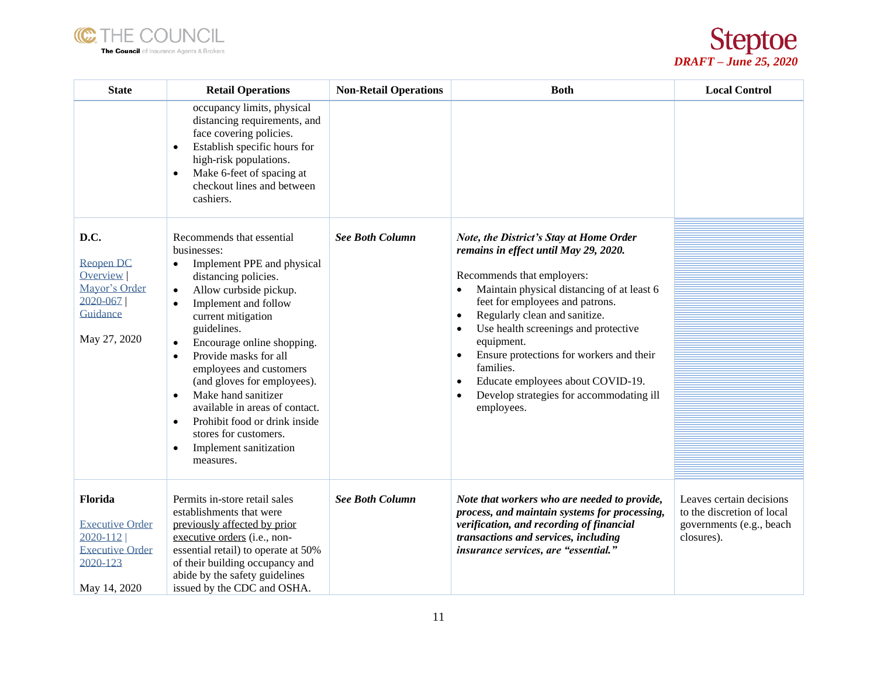| State | Retail Operations | Non-Retail Operations | Both | Local Control |
|---|---|---|---|---|
| | occupancy limits, physical distancing requirements, and face covering policies.<br>• Establish specific hours for high-risk populations.<br>• Make 6-feet of spacing at checkout lines and between cashiers. | | | |
| **D.C.**<br><br>Reopen DC Overview \| Mayor's Order 2020-067 \| Guidance<br><br>May 27, 2020 | Recommends that essential businesses:<br>• Implement PPE and physical distancing policies.<br>• Allow curbside pickup.<br>• Implement and follow current mitigation guidelines.<br>• Encourage online shopping.<br>• Provide masks for all employees and customers (and gloves for employees).<br>• Make hand sanitizer available in areas of contact.<br>• Prohibit food or drink inside stores for customers.<br>• Implement sanitization measures. | ***See Both Column*** | ***Note, the District's Stay at Home Order remains in effect until May 29, 2020.***<br><br>Recommends that employers:<br>• Maintain physical distancing of at least 6 feet for employees and patrons.<br>• Regularly clean and sanitize.<br>• Use health screenings and protective equipment.<br>• Ensure protections for workers and their families.<br>• Educate employees about COVID-19.<br>• Develop strategies for accommodating ill employees. | |
| **Florida**<br><br>Executive Order 2020-112 \| Executive Order 2020-123<br><br>May 14, 2020 | Permits in-store retail sales establishments that were previously affected by prior executive orders (i.e., non-essential retail) to operate at 50% of their building occupancy and abide by the safety guidelines issued by the CDC and OSHA. | ***See Both Column*** | ***Note that workers who are needed to provide, process, and maintain systems for processing, verification, and recording of financial transactions and services, including insurance services, are "essential."*** | Leaves certain decisions to the discretion of local governments (e.g., beach closures). |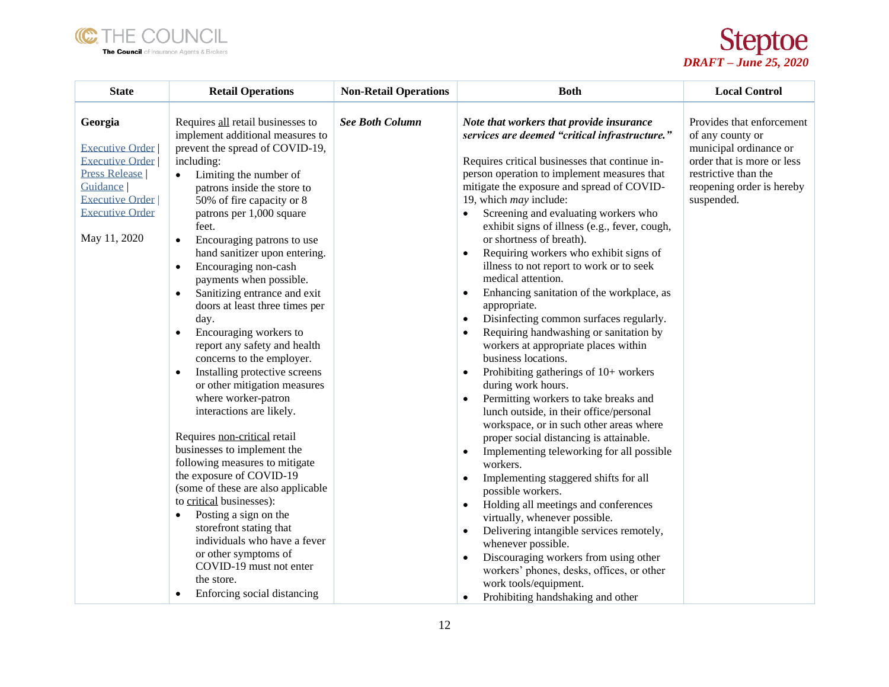| State | Retail Operations | Non-Retail Operations | Both | Local Control |
|---|---|---|---|---|
| **Georgia**<br><br>Executive Order \| Executive Order \| Press Release \| Guidance \| Executive Order \| Executive Order<br><br>May 11, 2020 | Requires <u>all</u> retail businesses to implement additional measures to prevent the spread of COVID-19, including:<br>• Limiting the number of patrons inside the store to 50% of fire capacity or 8 patrons per 1,000 square feet.<br>• Encouraging patrons to use hand sanitizer upon entering.<br>• Encouraging non-cash payments when possible.<br>• Sanitizing entrance and exit doors at least three times per day.<br>• Encouraging workers to report any safety and health concerns to the employer.<br>• Installing protective screens or other mitigation measures where worker-patron interactions are likely.<br><br>Requires <u>non-critical</u> retail businesses to implement the following measures to mitigate the exposure of COVID-19 (some of these are also applicable to <u>critical</u> businesses):<br>• Posting a sign on the storefront stating that individuals who have a fever or other symptoms of COVID-19 must not enter the store.<br>• Enforcing social distancing | ***See Both Column*** | ***Note that workers that provide insurance services are deemed "critical infrastructure."***<br><br>Requires critical businesses that continue in-person operation to implement measures that mitigate the exposure and spread of COVID-19, which *may* include:<br>• Screening and evaluating workers who exhibit signs of illness (e.g., fever, cough, or shortness of breath).<br>• Requiring workers who exhibit signs of illness to not report to work or to seek medical attention.<br>• Enhancing sanitation of the workplace, as appropriate.<br>• Disinfecting common surfaces regularly.<br>• Requiring handwashing or sanitation by workers at appropriate places within business locations.<br>• Prohibiting gatherings of 10+ workers during work hours.<br>• Permitting workers to take breaks and lunch outside, in their office/personal workspace, or in such other areas where proper social distancing is attainable.<br>• Implementing teleworking for all possible workers.<br>• Implementing staggered shifts for all possible workers.<br>• Holding all meetings and conferences virtually, whenever possible.<br>• Delivering intangible services remotely, whenever possible.<br>• Discouraging workers from using other workers' phones, desks, offices, or other work tools/equipment.<br>• Prohibiting handshaking and other | Provides that enforcement of any county or municipal ordinance or order that is more or less restrictive than the reopening order is hereby suspended. |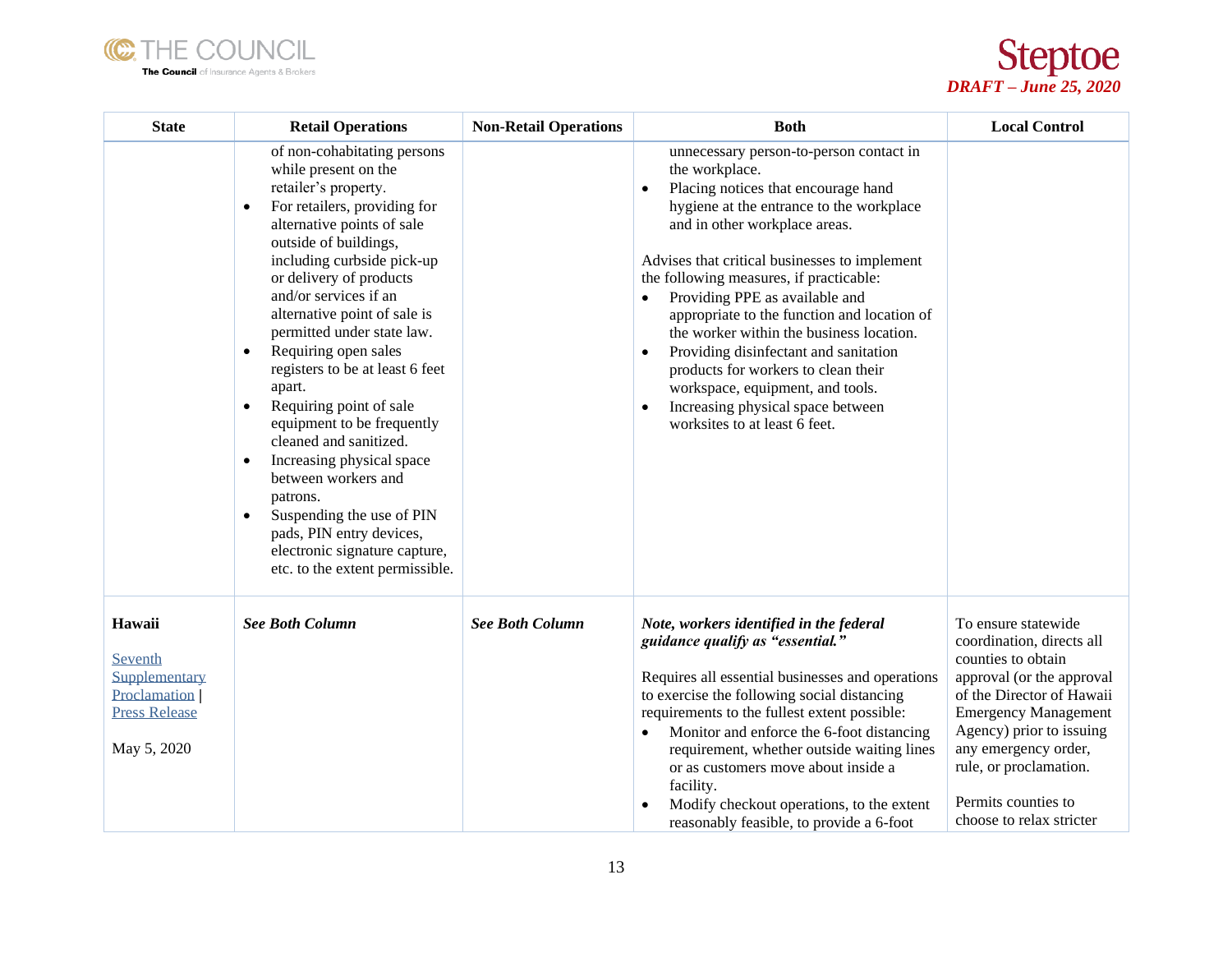| State | Retail Operations | Non-Retail Operations | Both | Local Control |
|---|---|---|---|---|
| | of non-cohabitating persons while present on the retailer's property.<br>• For retailers, providing for alternative points of sale outside of buildings, including curbside pick-up or delivery of products and/or services if an alternative point of sale is permitted under state law.<br>• Requiring open sales registers to be at least 6 feet apart.<br>• Requiring point of sale equipment to be frequently cleaned and sanitized.<br>• Increasing physical space between workers and patrons.<br>• Suspending the use of PIN pads, PIN entry devices, electronic signature capture, etc. to the extent permissible. | | unnecessary person-to-person contact in the workplace.<br>• Placing notices that encourage hand hygiene at the entrance to the workplace and in other workplace areas.<br><br>Advises that critical businesses to implement the following measures, if practicable:<br>• Providing PPE as available and appropriate to the function and location of the worker within the business location.<br>• Providing disinfectant and sanitation products for workers to clean their workspace, equipment, and tools.<br>• Increasing physical space between worksites to at least 6 feet. | |
| **Hawaii**<br><br>Seventh Supplementary Proclamation \| Press Release<br><br>May 5, 2020 | ***See Both Column*** | ***See Both Column*** | ***Note, workers identified in the federal guidance qualify as "essential."***<br><br>Requires all essential businesses and operations to exercise the following social distancing requirements to the fullest extent possible:<br>• Monitor and enforce the 6-foot distancing requirement, whether outside waiting lines or as customers move about inside a facility.<br>• Modify checkout operations, to the extent reasonably feasible, to provide a 6-foot | To ensure statewide coordination, directs all counties to obtain approval (or the approval of the Director of Hawaii Emergency Management Agency) prior to issuing any emergency order, rule, or proclamation.<br><br>Permits counties to choose to relax stricter |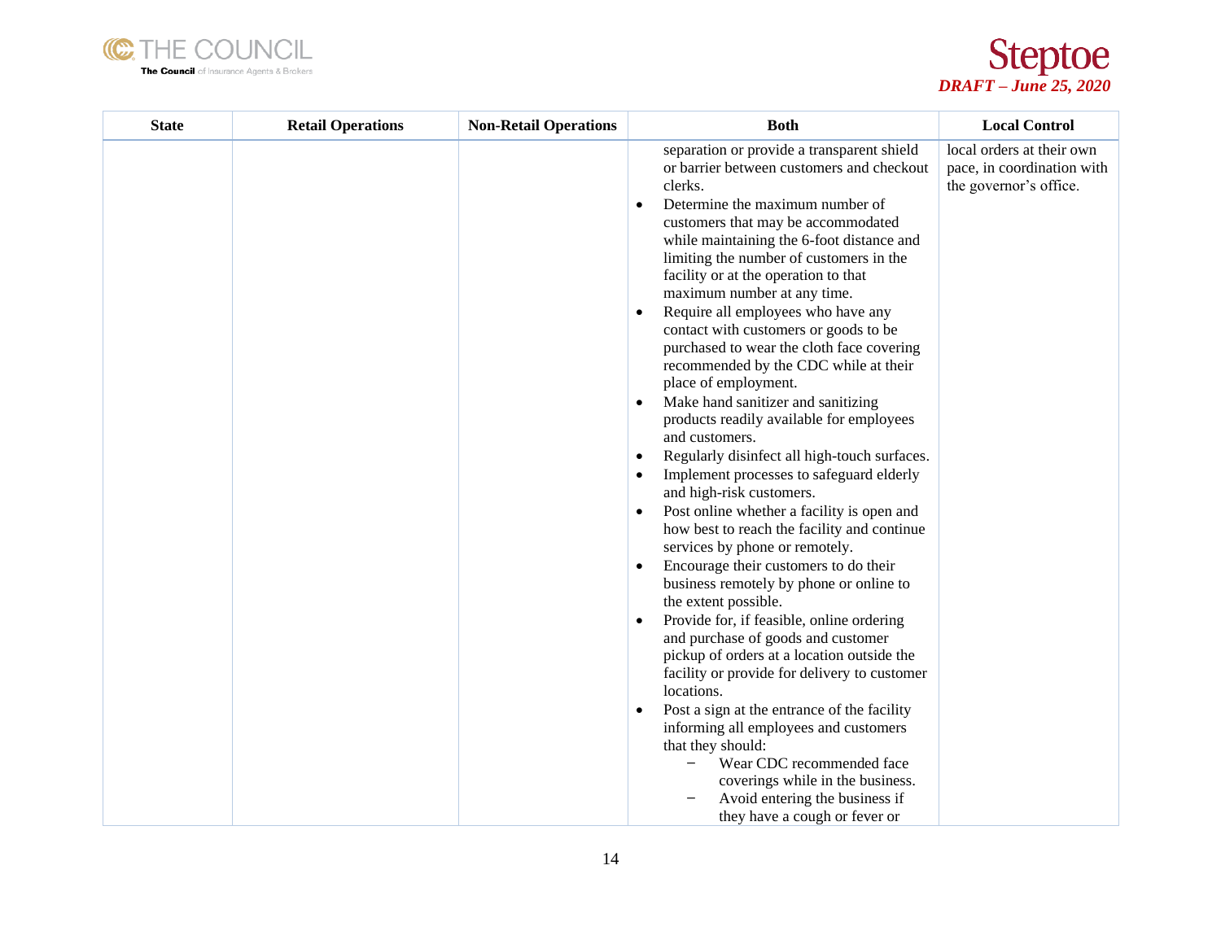| State | Retail Operations | Non-Retail Operations | Both | Local Control |
|---|---|---|---|---|
| | | | separation or provide a transparent shield or barrier between customers and checkout clerks.<br>• Determine the maximum number of customers that may be accommodated while maintaining the 6-foot distance and limiting the number of customers in the facility or at the operation to that maximum number at any time.<br>• Require all employees who have any contact with customers or goods to be purchased to wear the cloth face covering recommended by the CDC while at their place of employment.<br>• Make hand sanitizer and sanitizing products readily available for employees and customers.<br>• Regularly disinfect all high-touch surfaces.<br>• Implement processes to safeguard elderly and high-risk customers.<br>• Post online whether a facility is open and how best to reach the facility and continue services by phone or remotely.<br>• Encourage their customers to do their business remotely by phone or online to the extent possible.<br>• Provide for, if feasible, online ordering and purchase of goods and customer pickup of orders at a location outside the facility or provide for delivery to customer locations.<br>• Post a sign at the entrance of the facility informing all employees and customers that they should:<br>– Wear CDC recommended face coverings while in the business.<br>– Avoid entering the business if they have a cough or fever or | local orders at their own pace, in coordination with the governor's office. |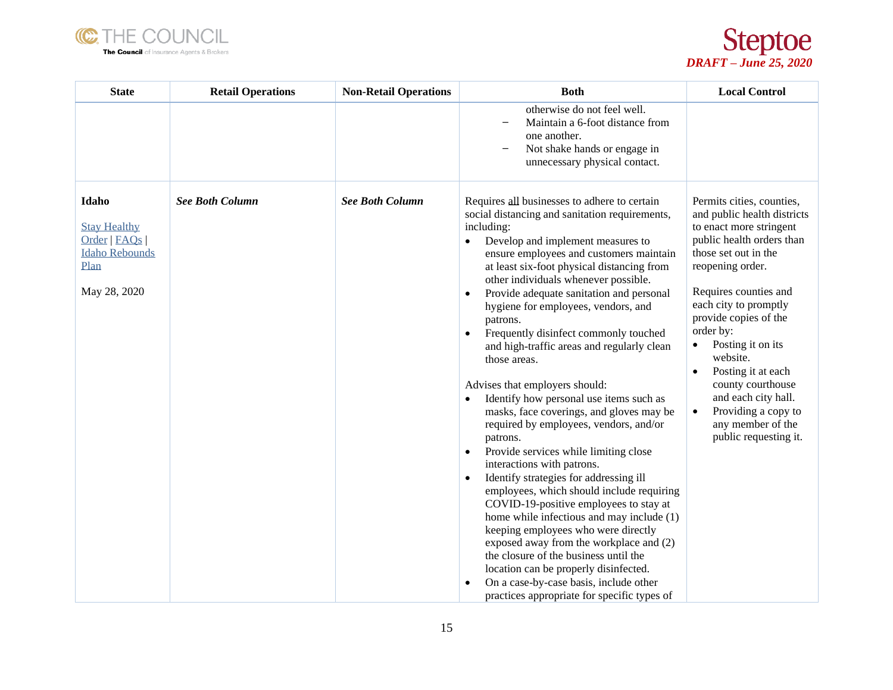| State | Retail Operations | Non-Retail Operations | Both | Local Control |
|---|---|---|---|---|
| | | | otherwise do not feel well.<br>– Maintain a 6-foot distance from one another.<br>– Not shake hands or engage in unnecessary physical contact. | |
| **Idaho**<br><br>Stay Healthy Order \| FAQs \| Idaho Rebounds Plan<br><br>May 28, 2020 | ***See Both Column*** | ***See Both Column*** | Requires <u>all</u> businesses to adhere to certain social distancing and sanitation requirements, including:<br>• Develop and implement measures to ensure employees and customers maintain at least six-foot physical distancing from other individuals whenever possible.<br>• Provide adequate sanitation and personal hygiene for employees, vendors, and patrons.<br>• Frequently disinfect commonly touched and high-traffic areas and regularly clean those areas.<br><br>Advises that employers should:<br>• Identify how personal use items such as masks, face coverings, and gloves may be required by employees, vendors, and/or patrons.<br>• Provide services while limiting close interactions with patrons.<br>• Identify strategies for addressing ill employees, which should include requiring COVID-19-positive employees to stay at home while infectious and may include (1) keeping employees who were directly exposed away from the workplace and (2) the closure of the business until the location can be properly disinfected.<br>• On a case-by-case basis, include other practices appropriate for specific types of | Permits cities, counties, and public health districts to enact more stringent public health orders than those set out in the reopening order.<br><br>Requires counties and each city to promptly provide copies of the order by:<br>• Posting it on its website.<br>• Posting it at each county courthouse and each city hall.<br>• Providing a copy to any member of the public requesting it. |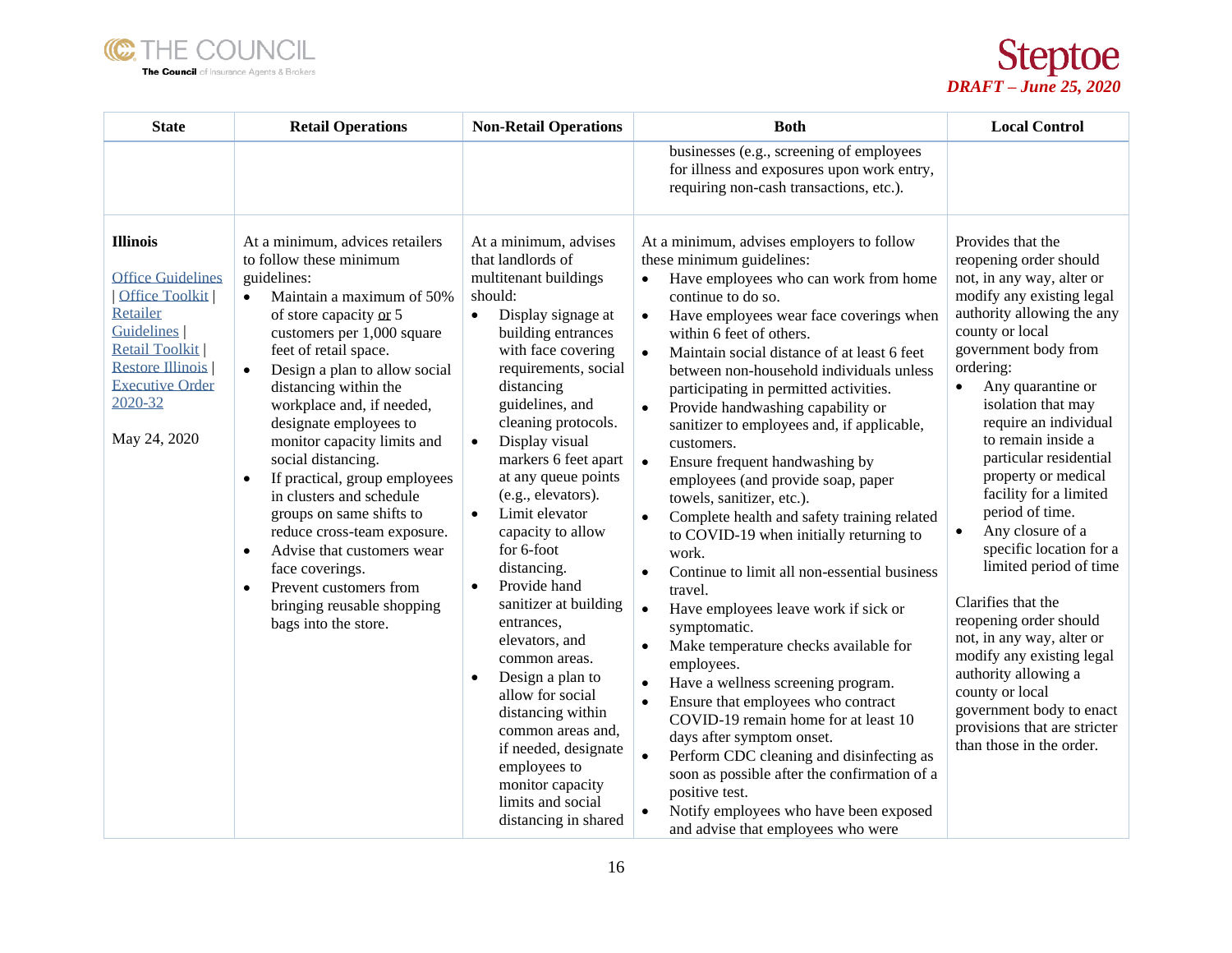| State | Retail Operations | Non-Retail Operations | Both | Local Control |
|---|---|---|---|---|
| | | | businesses (e.g., screening of employees for illness and exposures upon work entry, requiring non-cash transactions, etc.). | |
| **Illinois**<br><br>Office Guidelines \| Office Toolkit \| Retailer Guidelines \| Retail Toolkit \| Restore Illinois \| Executive Order 2020-32<br><br>May 24, 2020 | At a minimum, advices retailers to follow these minimum guidelines:<br>• Maintain a maximum of 50% of store capacity or 5 customers per 1,000 square feet of retail space.<br>• Design a plan to allow social distancing within the workplace and, if needed, designate employees to monitor capacity limits and social distancing.<br>• If practical, group employees in clusters and schedule groups on same shifts to reduce cross-team exposure.<br>• Advise that customers wear face coverings.<br>• Prevent customers from bringing reusable shopping bags into the store. | At a minimum, advises that landlords of multitenant buildings should:<br>• Display signage at building entrances with face covering requirements, social distancing guidelines, and cleaning protocols.<br>• Display visual markers 6 feet apart at any queue points (e.g., elevators).<br>• Limit elevator capacity to allow for 6-foot distancing.<br>• Provide hand sanitizer at building entrances, elevators, and common areas.<br>• Design a plan to allow for social distancing within common areas and, if needed, designate employees to monitor capacity limits and social distancing in shared | At a minimum, advises employers to follow these minimum guidelines:<br>• Have employees who can work from home continue to do so.<br>• Have employees wear face coverings when within 6 feet of others.<br>• Maintain social distance of at least 6 feet between non-household individuals unless participating in permitted activities.<br>• Provide handwashing capability or sanitizer to employees and, if applicable, customers.<br>• Ensure frequent handwashing by employees (and provide soap, paper towels, sanitizer, etc.).<br>• Complete health and safety training related to COVID-19 when initially returning to work.<br>• Continue to limit all non-essential business travel.<br>• Have employees leave work if sick or symptomatic.<br>• Make temperature checks available for employees.<br>• Have a wellness screening program.<br>• Ensure that employees who contract COVID-19 remain home for at least 10 days after symptom onset.<br>• Perform CDC cleaning and disinfecting as soon as possible after the confirmation of a positive test.<br>• Notify employees who have been exposed and advise that employees who were | Provides that the reopening order should not, in any way, alter or modify any existing legal authority allowing the any county or local government body from ordering:<br>• Any quarantine or isolation that may require an individual to remain inside a particular residential property or medical facility for a limited period of time.<br>• Any closure of a specific location for a limited period of time<br><br>Clarifies that the reopening order should not, in any way, alter or modify any existing legal authority allowing a county or local government body to enact provisions that are stricter than those in the order. |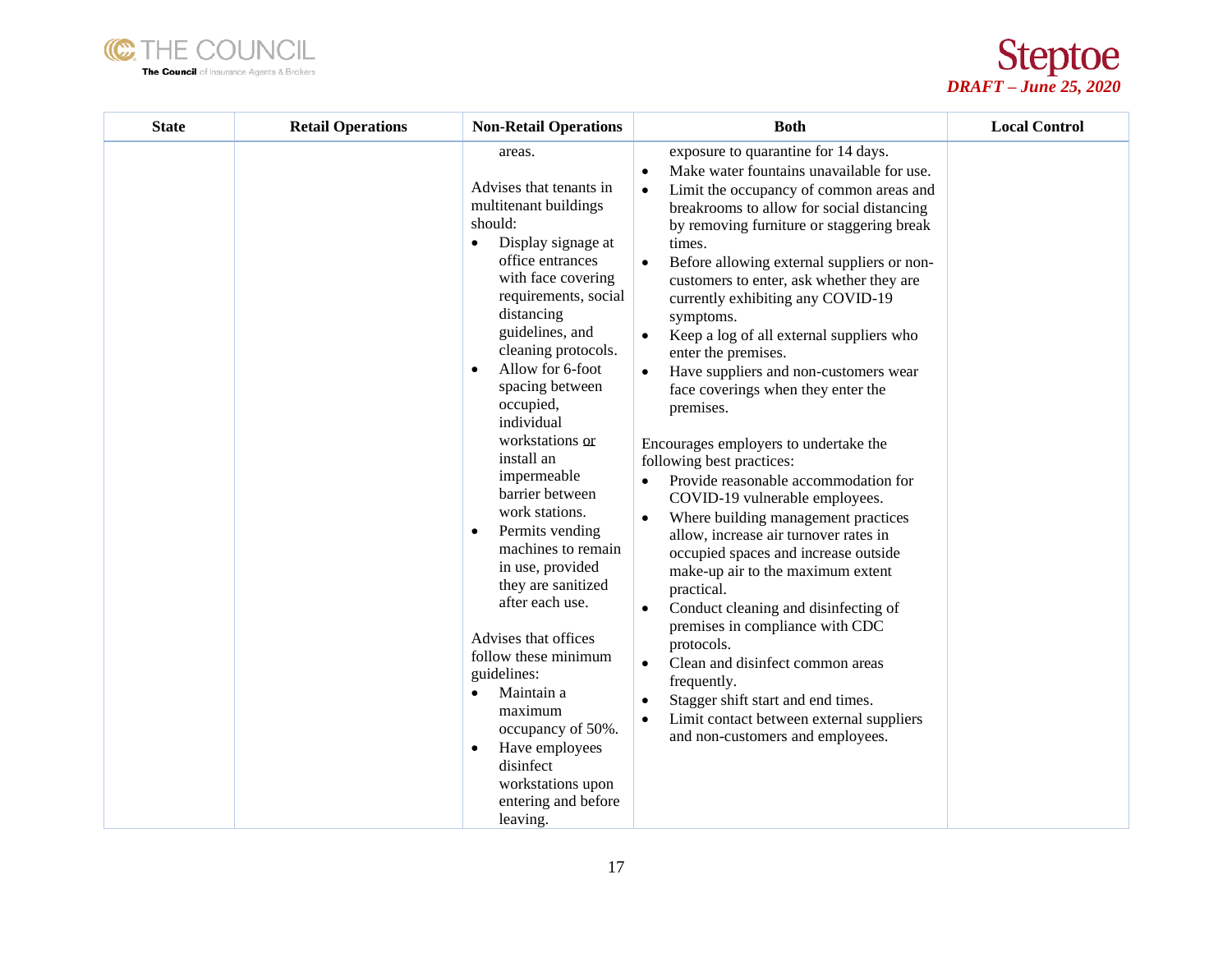| State | Retail Operations | Non-Retail Operations | Both | Local Control |
|---|---|---|---|---|
| | | areas.<br><br>Advises that tenants in multitenant buildings should:<br>• Display signage at office entrances with face covering requirements, social distancing guidelines, and cleaning protocols.<br>• Allow for 6-foot spacing between occupied, individual workstations <u>or</u> install an impermeable barrier between work stations.<br>• Permits vending machines to remain in use, provided they are sanitized after each use.<br><br>Advises that offices follow these minimum guidelines:<br>• Maintain a maximum occupancy of 50%.<br>• Have employees disinfect workstations upon entering and before leaving. | exposure to quarantine for 14 days.<br>• Make water fountains unavailable for use.<br>• Limit the occupancy of common areas and breakrooms to allow for social distancing by removing furniture or staggering break times.<br>• Before allowing external suppliers or non-customers to enter, ask whether they are currently exhibiting any COVID-19 symptoms.<br>• Keep a log of all external suppliers who enter the premises.<br>• Have suppliers and non-customers wear face coverings when they enter the premises.<br><br>Encourages employers to undertake the following best practices:<br>• Provide reasonable accommodation for COVID-19 vulnerable employees.<br>• Where building management practices allow, increase air turnover rates in occupied spaces and increase outside make-up air to the maximum extent practical.<br>• Conduct cleaning and disinfecting of premises in compliance with CDC protocols.<br>• Clean and disinfect common areas frequently.<br>• Stagger shift start and end times.<br>• Limit contact between external suppliers and non-customers and employees. | |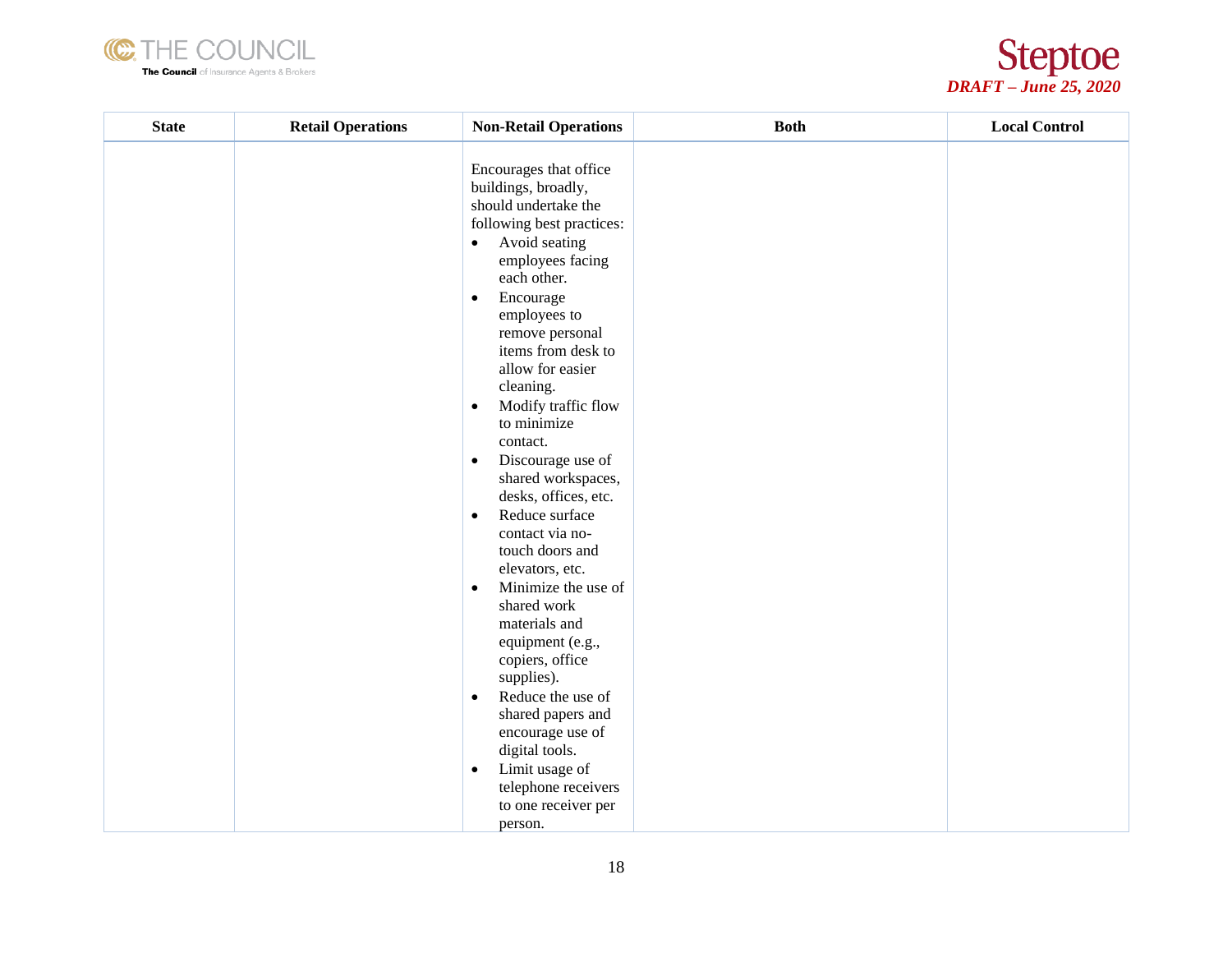| State | Retail Operations | Non-Retail Operations | Both | Local Control |
|---|---|---|---|---|
| | | Encourages that office buildings, broadly, should undertake the following best practices:<br>• Avoid seating employees facing each other.<br>• Encourage employees to remove personal items from desk to allow for easier cleaning.<br>• Modify traffic flow to minimize contact.<br>• Discourage use of shared workspaces, desks, offices, etc.<br>• Reduce surface contact via no-touch doors and elevators, etc.<br>• Minimize the use of shared work materials and equipment (e.g., copiers, office supplies).<br>• Reduce the use of shared papers and encourage use of digital tools.<br>• Limit usage of telephone receivers to one receiver per person. | | |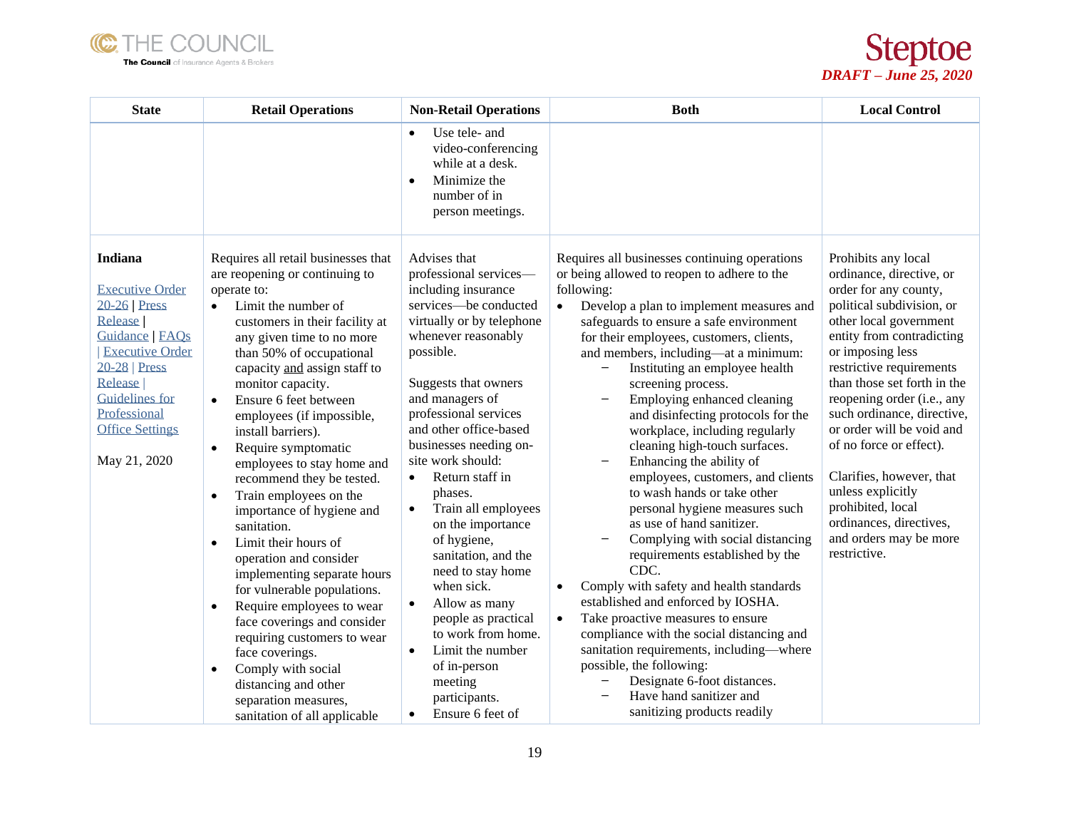| State | Retail Operations | Non-Retail Operations | Both | Local Control |
|---|---|---|---|---|
| | | • Use tele- and video-conferencing while at a desk.<br>• Minimize the number of in person meetings. | | |
| **Indiana**<br><br>Executive Order 20-26 \| Press Release \| Guidance \| FAQs \| Executive Order 20-28 \| Press Release \| Guidelines for Professional Office Settings<br><br>May 21, 2020 | Requires all retail businesses that are reopening or continuing to operate to:<br>• Limit the number of customers in their facility at any given time to no more than 50% of occupational capacity <u>and</u> assign staff to monitor capacity.<br>• Ensure 6 feet between employees (if impossible, install barriers).<br>• Require symptomatic employees to stay home and recommend they be tested.<br>• Train employees on the importance of hygiene and sanitation.<br>• Limit their hours of operation and consider implementing separate hours for vulnerable populations.<br>• Require employees to wear face coverings and consider requiring customers to wear face coverings.<br>• Comply with social distancing and other separation measures, sanitation of all applicable | Advises that professional services—including insurance services—be conducted virtually or by telephone whenever reasonably possible.<br><br>Suggests that owners and managers of professional services and other office-based businesses needing on-site work should:<br>• Return staff in phases.<br>• Train all employees on the importance of hygiene, sanitation, and the need to stay home when sick.<br>• Allow as many people as practical to work from home.<br>• Limit the number of in-person meeting participants.<br>• Ensure 6 feet of | Requires all businesses continuing operations or being allowed to reopen to adhere to the following:<br>• Develop a plan to implement measures and safeguards to ensure a safe environment for their employees, customers, clients, and members, including—at a minimum:<br>  − Instituting an employee health screening process.<br>  − Employing enhanced cleaning and disinfecting protocols for the workplace, including regularly cleaning high-touch surfaces.<br>  − Enhancing the ability of employees, customers, and clients to wash hands or take other personal hygiene measures such as use of hand sanitizer.<br>  − Complying with social distancing requirements established by the CDC.<br>• Comply with safety and health standards established and enforced by IOSHA.<br>• Take proactive measures to ensure compliance with the social distancing and sanitation requirements, including—where possible, the following:<br>  − Designate 6-foot distances.<br>  − Have hand sanitizer and sanitizing products readily | Prohibits any local ordinance, directive, or order for any county, political subdivision, or other local government entity from contradicting or imposing less restrictive requirements than those set forth in the reopening order (i.e., any such ordinance, directive, or order will be void and of no force or effect).<br><br>Clarifies, however, that unless explicitly prohibited, local ordinances, directives, and orders may be more restrictive. |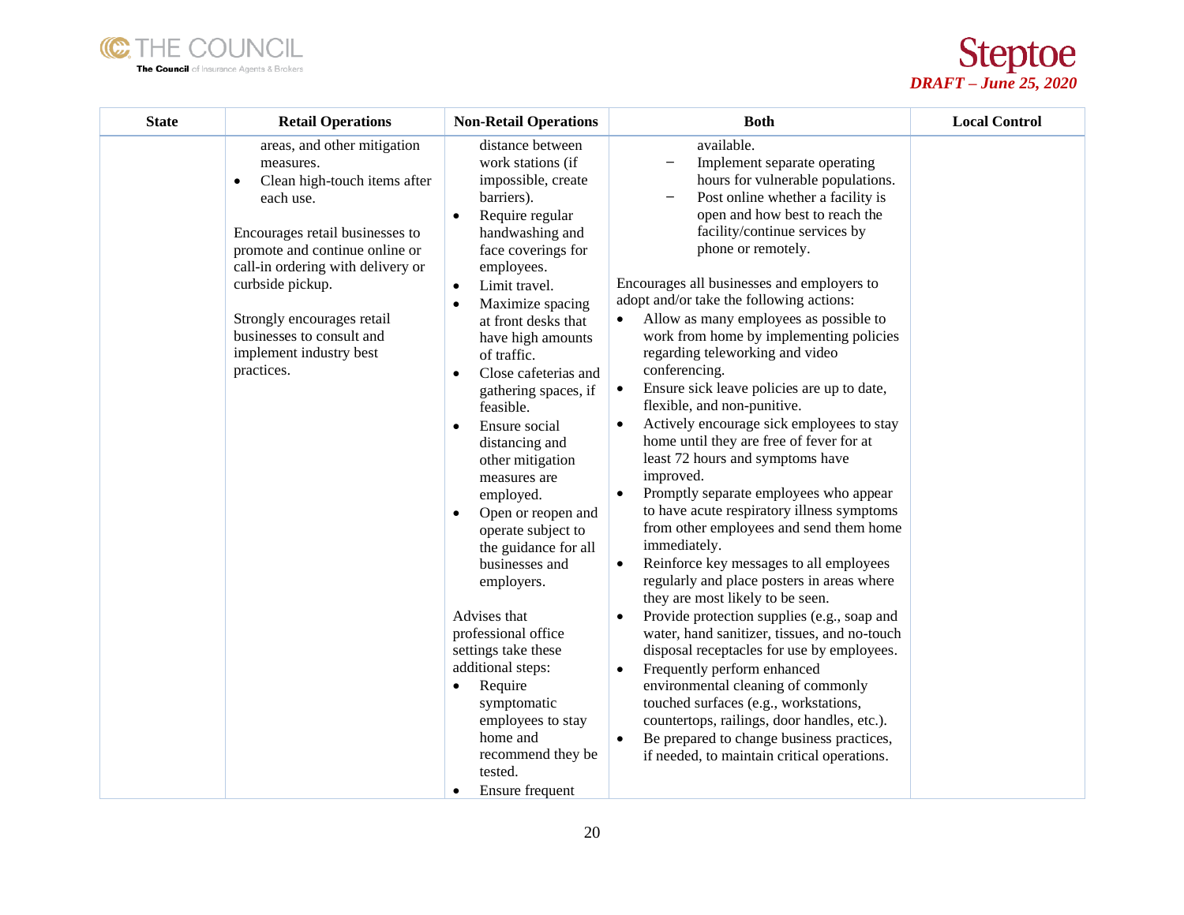| State | Retail Operations | Non-Retail Operations | Both | Local Control |
|---|---|---|---|---|
| | areas, and other mitigation measures.<br>• Clean high-touch items after each use.<br><br>Encourages retail businesses to promote and continue online or call-in ordering with delivery or curbside pickup.<br><br>Strongly encourages retail businesses to consult and implement industry best practices. | distance between work stations (if impossible, create barriers).<br>• Require regular handwashing and face coverings for employees.<br>• Limit travel.<br>• Maximize spacing at front desks that have high amounts of traffic.<br>• Close cafeterias and gathering spaces, if feasible.<br>• Ensure social distancing and other mitigation measures are employed.<br>• Open or reopen and operate subject to the guidance for all businesses and employers.<br><br>Advises that professional office settings take these additional steps:<br>• Require symptomatic employees to stay home and recommend they be tested.<br>• Ensure frequent | available.<br>– Implement separate operating hours for vulnerable populations.<br>– Post online whether a facility is open and how best to reach the facility/continue services by phone or remotely.<br><br>Encourages all businesses and employers to adopt and/or take the following actions:<br>• Allow as many employees as possible to work from home by implementing policies regarding teleworking and video conferencing.<br>• Ensure sick leave policies are up to date, flexible, and non-punitive.<br>• Actively encourage sick employees to stay home until they are free of fever for at least 72 hours and symptoms have improved.<br>• Promptly separate employees who appear to have acute respiratory illness symptoms from other employees and send them home immediately.<br>• Reinforce key messages to all employees regularly and place posters in areas where they are most likely to be seen.<br>• Provide protection supplies (e.g., soap and water, hand sanitizer, tissues, and no-touch disposal receptacles for use by employees.<br>• Frequently perform enhanced environmental cleaning of commonly touched surfaces (e.g., workstations, countertops, railings, door handles, etc.).<br>• Be prepared to change business practices, if needed, to maintain critical operations. | |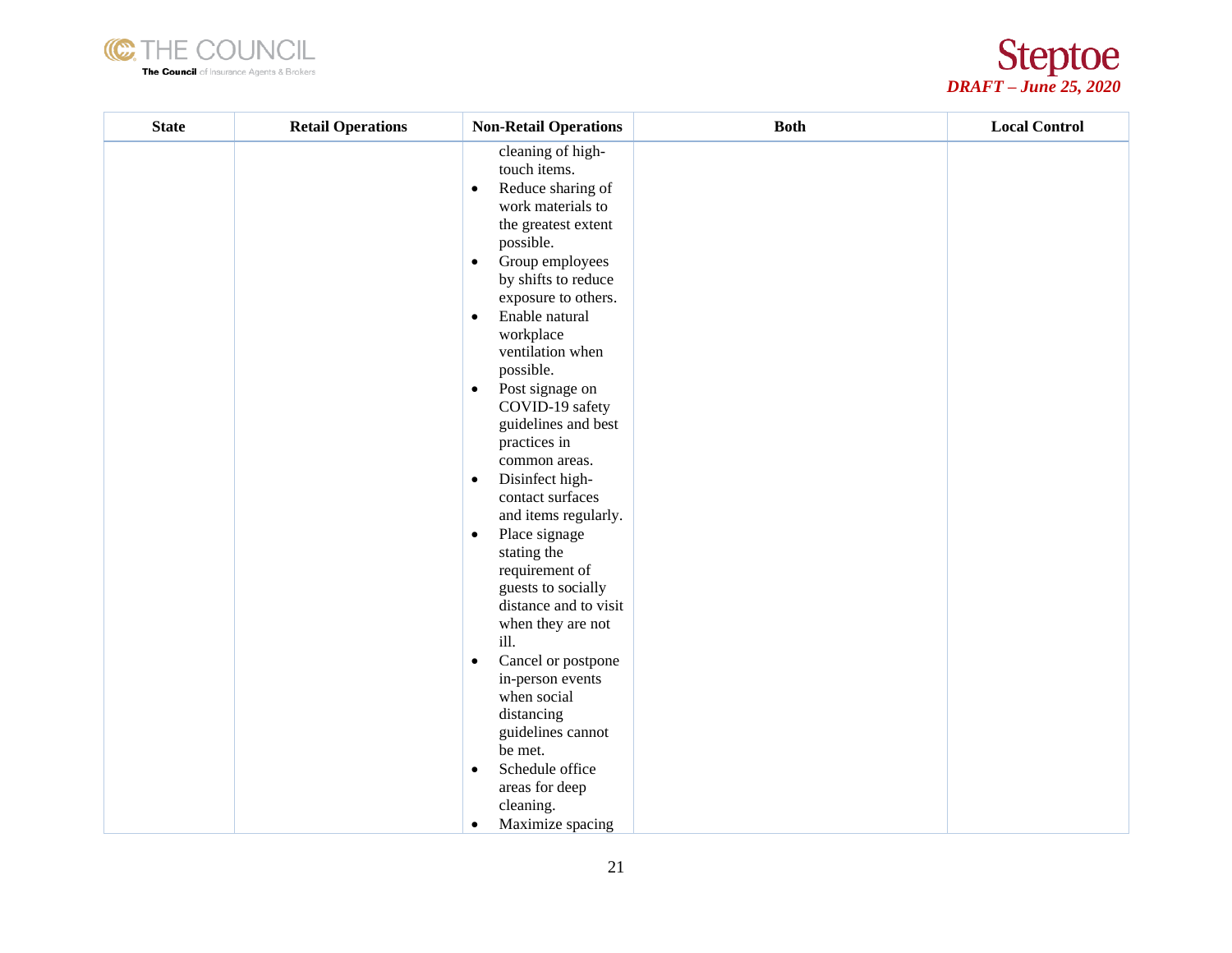| State | Retail Operations | Non-Retail Operations | Both | Local Control |
| --- | --- | --- | --- | --- |
| | | cleaning of high-touch items.<br>• Reduce sharing of work materials to the greatest extent possible.<br>• Group employees by shifts to reduce exposure to others.<br>• Enable natural workplace ventilation when possible.<br>• Post signage on COVID-19 safety guidelines and best practices in common areas.<br>• Disinfect high-contact surfaces and items regularly.<br>• Place signage stating the requirement of guests to socially distance and to visit when they are not ill.<br>• Cancel or postpone in-person events when social distancing guidelines cannot be met.<br>• Schedule office areas for deep cleaning.<br>• Maximize spacing | | |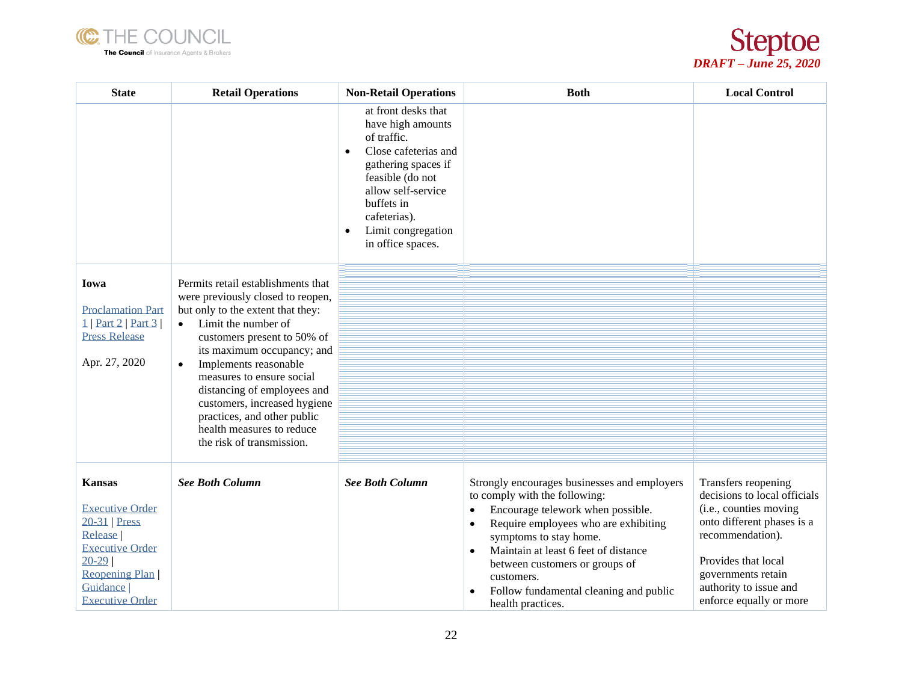| State | Retail Operations | Non-Retail Operations | Both | Local Control |
|---|---|---|---|---|
| | | at front desks that have high amounts of traffic.<br>• Close cafeterias and gathering spaces if feasible (do not allow self-service buffets in cafeterias).<br>• Limit congregation in office spaces. | | |
| **Iowa**<br><br>Proclamation Part 1 \| Part 2 \| Part 3 \| Press Release<br><br>Apr. 27, 2020 | Permits retail establishments that were previously closed to reopen, but only to the extent that they:<br>• Limit the number of customers present to 50% of its maximum occupancy; and<br>• Implements reasonable measures to ensure social distancing of employees and customers, increased hygiene practices, and other public health measures to reduce the risk of transmission. | | | |
| **Kansas**<br><br>Executive Order 20-31 \| Press Release \| Executive Order 20-29 \| Reopening Plan \| Guidance \| Executive Order | ***See Both Column*** | ***See Both Column*** | Strongly encourages businesses and employers to comply with the following:<br>• Encourage telework when possible.<br>• Require employees who are exhibiting symptoms to stay home.<br>• Maintain at least 6 feet of distance between customers or groups of customers.<br>• Follow fundamental cleaning and public health practices. | Transfers reopening decisions to local officials (i.e., counties moving onto different phases is a recommendation).<br><br>Provides that local governments retain authority to issue and enforce equally or more |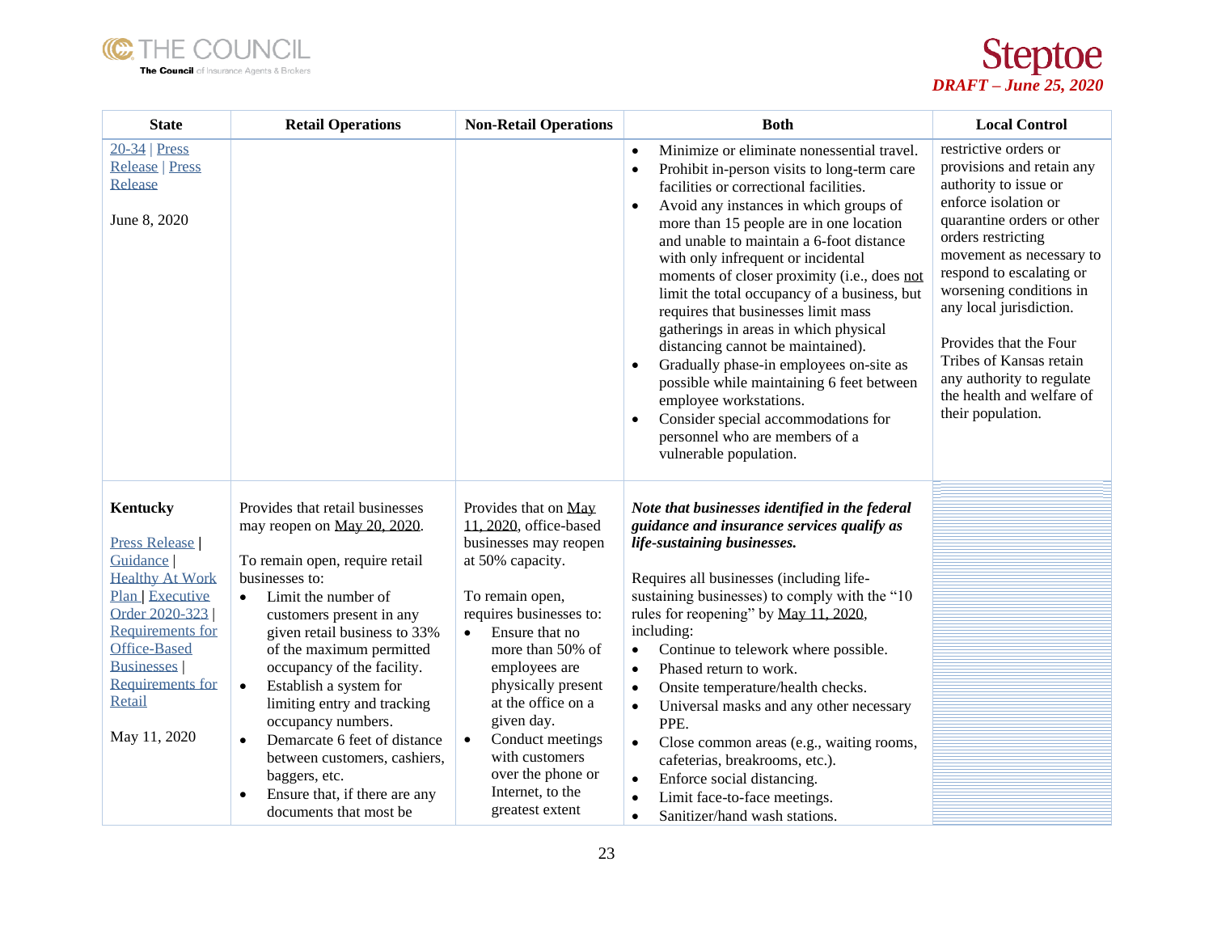| State | Retail Operations | Non-Retail Operations | Both | Local Control |
|---|---|---|---|---|
| 20-34 \| Press Release \| Press Release<br><br>June 8, 2020 | | | • Minimize or eliminate nonessential travel.<br>• Prohibit in-person visits to long-term care facilities or correctional facilities.<br>• Avoid any instances in which groups of more than 15 people are in one location and unable to maintain a 6-foot distance with only infrequent or incidental moments of closer proximity (i.e., does not limit the total occupancy of a business, but requires that businesses limit mass gatherings in areas in which physical distancing cannot be maintained).<br>• Gradually phase-in employees on-site as possible while maintaining 6 feet between employee workstations.<br>• Consider special accommodations for personnel who are members of a vulnerable population. | restrictive orders or provisions and retain any authority to issue or enforce isolation or quarantine orders or other orders restricting movement as necessary to respond to escalating or worsening conditions in any local jurisdiction.<br><br>Provides that the Four Tribes of Kansas retain any authority to regulate the health and welfare of their population. |
| **Kentucky**<br><br>Press Release \| Guidance \| Healthy At Work Plan \| Executive Order 2020-323 \| Requirements for Office-Based Businesses \| Requirements for Retail<br><br>May 11, 2020 | Provides that retail businesses may reopen on May 20, 2020.<br><br>To remain open, require retail businesses to:<br>• Limit the number of customers present in any given retail business to 33% of the maximum permitted occupancy of the facility.<br>• Establish a system for limiting entry and tracking occupancy numbers.<br>• Demarcate 6 feet of distance between customers, cashiers, baggers, etc.<br>• Ensure that, if there are any documents that most be | Provides that on May 11, 2020, office-based businesses may reopen at 50% capacity.<br><br>To remain open, requires businesses to:<br>• Ensure that no more than 50% of employees are physically present at the office on a given day.<br>• Conduct meetings with customers over the phone or Internet, to the greatest extent | ***Note that businesses identified in the federal guidance and insurance services qualify as life-sustaining businesses.***<br><br>Requires all businesses (including life-sustaining businesses) to comply with the "10 rules for reopening" by May 11, 2020, including:<br>• Continue to telework where possible.<br>• Phased return to work.<br>• Onsite temperature/health checks.<br>• Universal masks and any other necessary PPE.<br>• Close common areas (e.g., waiting rooms, cafeterias, breakrooms, etc.).<br>• Enforce social distancing.<br>• Limit face-to-face meetings.<br>• Sanitizer/hand wash stations. | |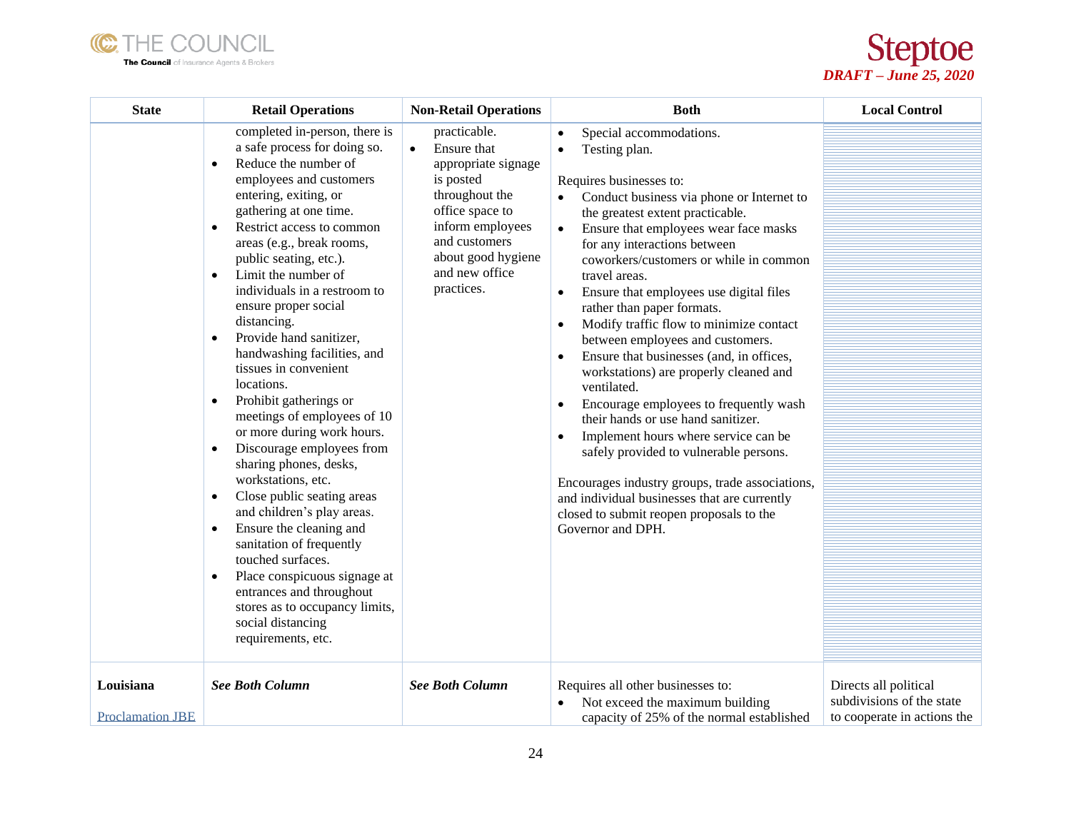| State | Retail Operations | Non-Retail Operations | Both | Local Control |
|---|---|---|---|---|
| | completed in-person, there is a safe process for doing so.<br>• Reduce the number of employees and customers entering, exiting, or gathering at one time.<br>• Restrict access to common areas (e.g., break rooms, public seating, etc.).<br>• Limit the number of individuals in a restroom to ensure proper social distancing.<br>• Provide hand sanitizer, handwashing facilities, and tissues in convenient locations.<br>• Prohibit gatherings or meetings of employees of 10 or more during work hours.<br>• Discourage employees from sharing phones, desks, workstations, etc.<br>• Close public seating areas and children's play areas.<br>• Ensure the cleaning and sanitation of frequently touched surfaces.<br>• Place conspicuous signage at entrances and throughout stores as to occupancy limits, social distancing requirements, etc. | practicable.<br>• Ensure that appropriate signage is posted throughout the office space to inform employees and customers about good hygiene and new office practices. | • Special accommodations.<br>• Testing plan.<br><br>Requires businesses to:<br>• Conduct business via phone or Internet to the greatest extent practicable.<br>• Ensure that employees wear face masks for any interactions between coworkers/customers or while in common travel areas.<br>• Ensure that employees use digital files rather than paper formats.<br>• Modify traffic flow to minimize contact between employees and customers.<br>• Ensure that businesses (and, in offices, workstations) are properly cleaned and ventilated.<br>• Encourage employees to frequently wash their hands or use hand sanitizer.<br>• Implement hours where service can be safely provided to vulnerable persons.<br><br>Encourages industry groups, trade associations, and individual businesses that are currently closed to submit reopen proposals to the Governor and DPH. | |
| **Louisiana**<br><br>Proclamation JBE | ***See Both Column*** | ***See Both Column*** | Requires all other businesses to:<br>• Not exceed the maximum building capacity of 25% of the normal established | Directs all political subdivisions of the state to cooperate in actions the |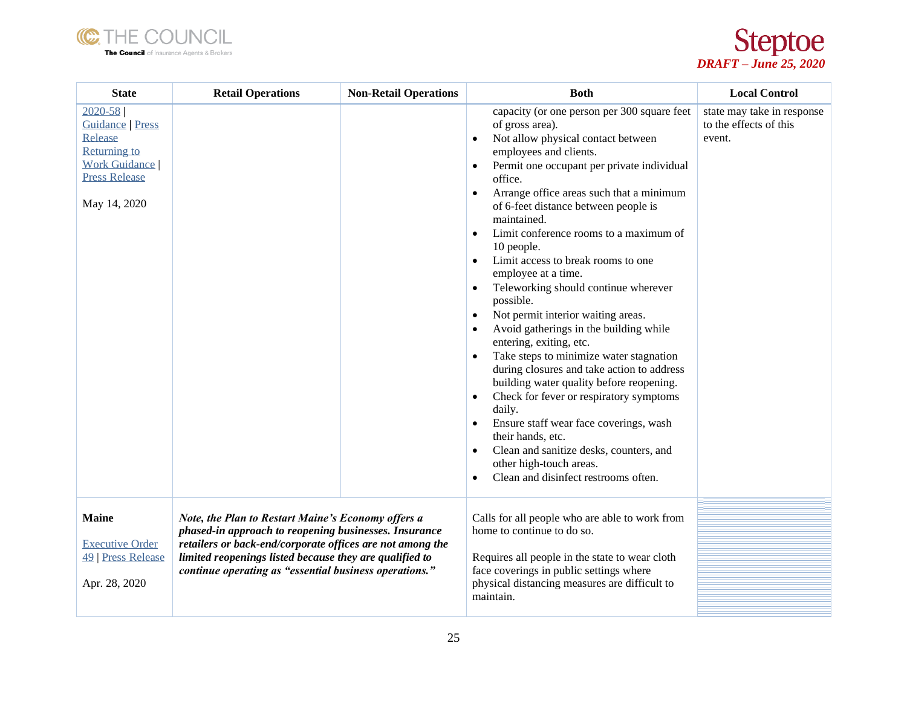| State | Retail Operations | Non-Retail Operations | Both | Local Control |
|---|---|---|---|---|
| 2020-58 \| Guidance \| Press Release Returning to Work Guidance \| Press Release<br><br>May 14, 2020 | | | capacity (or one person per 300 square feet of gross area).<br>• Not allow physical contact between employees and clients.<br>• Permit one occupant per private individual office.<br>• Arrange office areas such that a minimum of 6-feet distance between people is maintained.<br>• Limit conference rooms to a maximum of 10 people.<br>• Limit access to break rooms to one employee at a time.<br>• Teleworking should continue wherever possible.<br>• Not permit interior waiting areas.<br>• Avoid gatherings in the building while entering, exiting, etc.<br>• Take steps to minimize water stagnation during closures and take action to address building water quality before reopening.<br>• Check for fever or respiratory symptoms daily.<br>• Ensure staff wear face coverings, wash their hands, etc.<br>• Clean and sanitize desks, counters, and other high-touch areas.<br>• Clean and disinfect restrooms often. | state may take in response to the effects of this event. |
| **Maine**<br><br>Executive Order 49 \| Press Release<br><br>Apr. 28, 2020 | ***Note, the Plan to Restart Maine's Economy offers a phased-in approach to reopening businesses. Insurance retailers or back-end/corporate offices are not among the limited reopenings listed because they are qualified to continue operating as "essential business operations."*** | | Calls for all people who are able to work from home to continue to do so.<br><br>Requires all people in the state to wear cloth face coverings in public settings where physical distancing measures are difficult to maintain. | |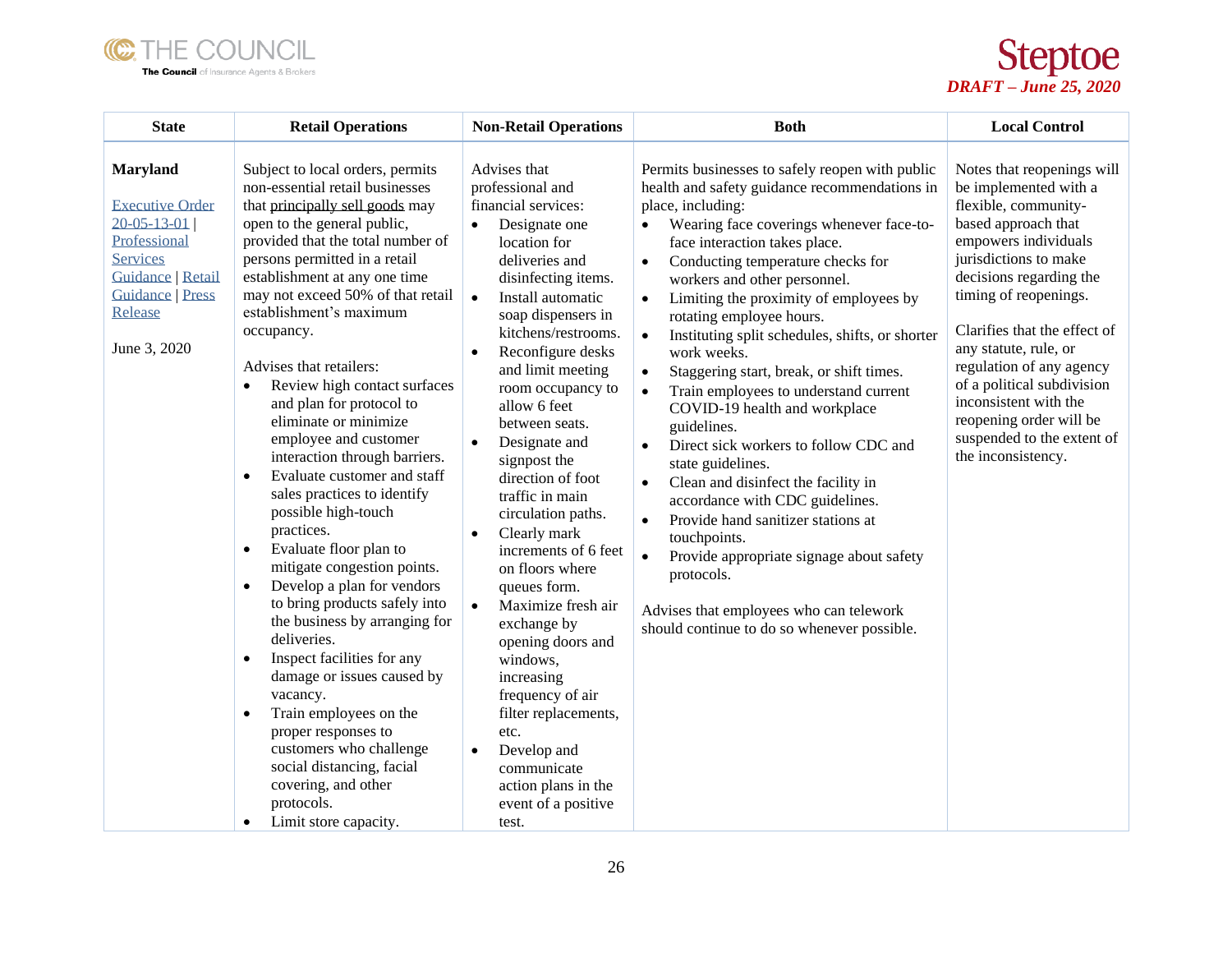| State | Retail Operations | Non-Retail Operations | Both | Local Control |
|---|---|---|---|---|
| **Maryland**<br><br>Executive Order 20-05-13-01 \| Professional Services Guidance \| Retail Guidance \| Press Release<br><br>June 3, 2020 | Subject to local orders, permits non-essential retail businesses that principally sell goods may open to the general public, provided that the total number of persons permitted in a retail establishment at any one time may not exceed 50% of that retail establishment's maximum occupancy.<br><br>Advises that retailers:<br>• Review high contact surfaces and plan for protocol to eliminate or minimize employee and customer interaction through barriers.<br>• Evaluate customer and staff sales practices to identify possible high-touch practices.<br>• Evaluate floor plan to mitigate congestion points.<br>• Develop a plan for vendors to bring products safely into the business by arranging for deliveries.<br>• Inspect facilities for any damage or issues caused by vacancy.<br>• Train employees on the proper responses to customers who challenge social distancing, facial covering, and other protocols.<br>• Limit store capacity. | Advises that professional and financial services:<br>• Designate one location for deliveries and disinfecting items.<br>• Install automatic soap dispensers in kitchens/restrooms.<br>• Reconfigure desks and limit meeting room occupancy to allow 6 feet between seats.<br>• Designate and signpost the direction of foot traffic in main circulation paths.<br>• Clearly mark increments of 6 feet on floors where queues form.<br>• Maximize fresh air exchange by opening doors and windows, increasing frequency of air filter replacements, etc.<br>• Develop and communicate action plans in the event of a positive test. | Permits businesses to safely reopen with public health and safety guidance recommendations in place, including:<br>• Wearing face coverings whenever face-to-face interaction takes place.<br>• Conducting temperature checks for workers and other personnel.<br>• Limiting the proximity of employees by rotating employee hours.<br>• Instituting split schedules, shifts, or shorter work weeks.<br>• Staggering start, break, or shift times.<br>• Train employees to understand current COVID-19 health and workplace guidelines.<br>• Direct sick workers to follow CDC and state guidelines.<br>• Clean and disinfect the facility in accordance with CDC guidelines.<br>• Provide hand sanitizer stations at touchpoints.<br>• Provide appropriate signage about safety protocols.<br><br>Advises that employees who can telework should continue to do so whenever possible. | Notes that reopenings will be implemented with a flexible, community-based approach that empowers individuals jurisdictions to make decisions regarding the timing of reopenings.<br><br>Clarifies that the effect of any statute, rule, or regulation of any agency of a political subdivision inconsistent with the reopening order will be suspended to the extent of the inconsistency. |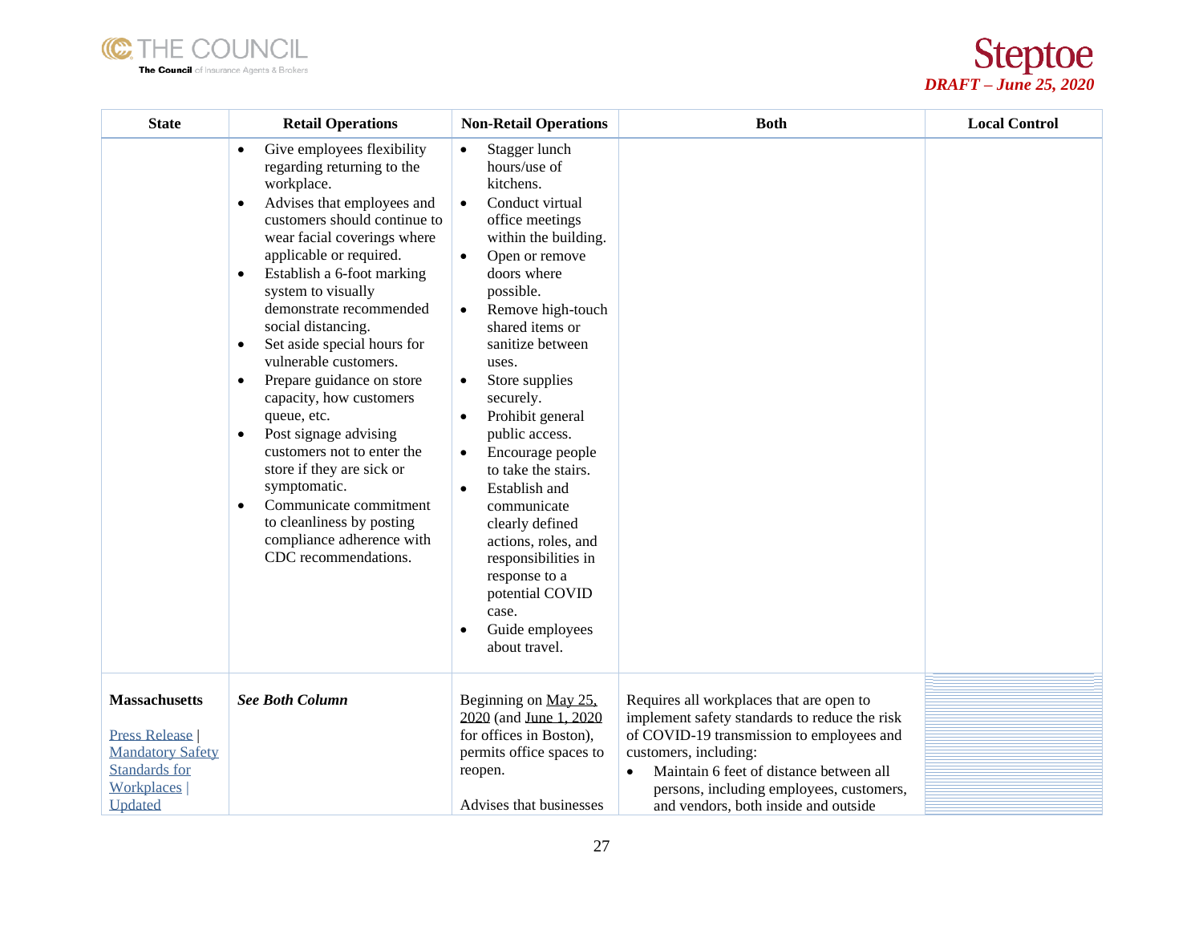| State | Retail Operations | Non-Retail Operations | Both | Local Control |
|---|---|---|---|---|
| | • Give employees flexibility regarding returning to the workplace.<br>• Advises that employees and customers should continue to wear facial coverings where applicable or required.<br>• Establish a 6-foot marking system to visually demonstrate recommended social distancing.<br>• Set aside special hours for vulnerable customers.<br>• Prepare guidance on store capacity, how customers queue, etc.<br>• Post signage advising customers not to enter the store if they are sick or symptomatic.<br>• Communicate commitment to cleanliness by posting compliance adherence with CDC recommendations. | • Stagger lunch hours/use of kitchens.<br>• Conduct virtual office meetings within the building.<br>• Open or remove doors where possible.<br>• Remove high-touch shared items or sanitize between uses.<br>• Store supplies securely.<br>• Prohibit general public access.<br>• Encourage people to take the stairs.<br>• Establish and communicate clearly defined actions, roles, and responsibilities in response to a potential COVID case.<br>• Guide employees about travel. | | |
| **Massachusetts**<br><br>Press Release \| Mandatory Safety Standards for Workplaces \| Updated | ***See Both Column*** | Beginning on May 25, 2020 (and June 1, 2020 for offices in Boston), permits office spaces to reopen.<br><br>Advises that businesses | Requires all workplaces that are open to implement safety standards to reduce the risk of COVID-19 transmission to employees and customers, including:<br>• Maintain 6 feet of distance between all persons, including employees, customers, and vendors, both inside and outside | |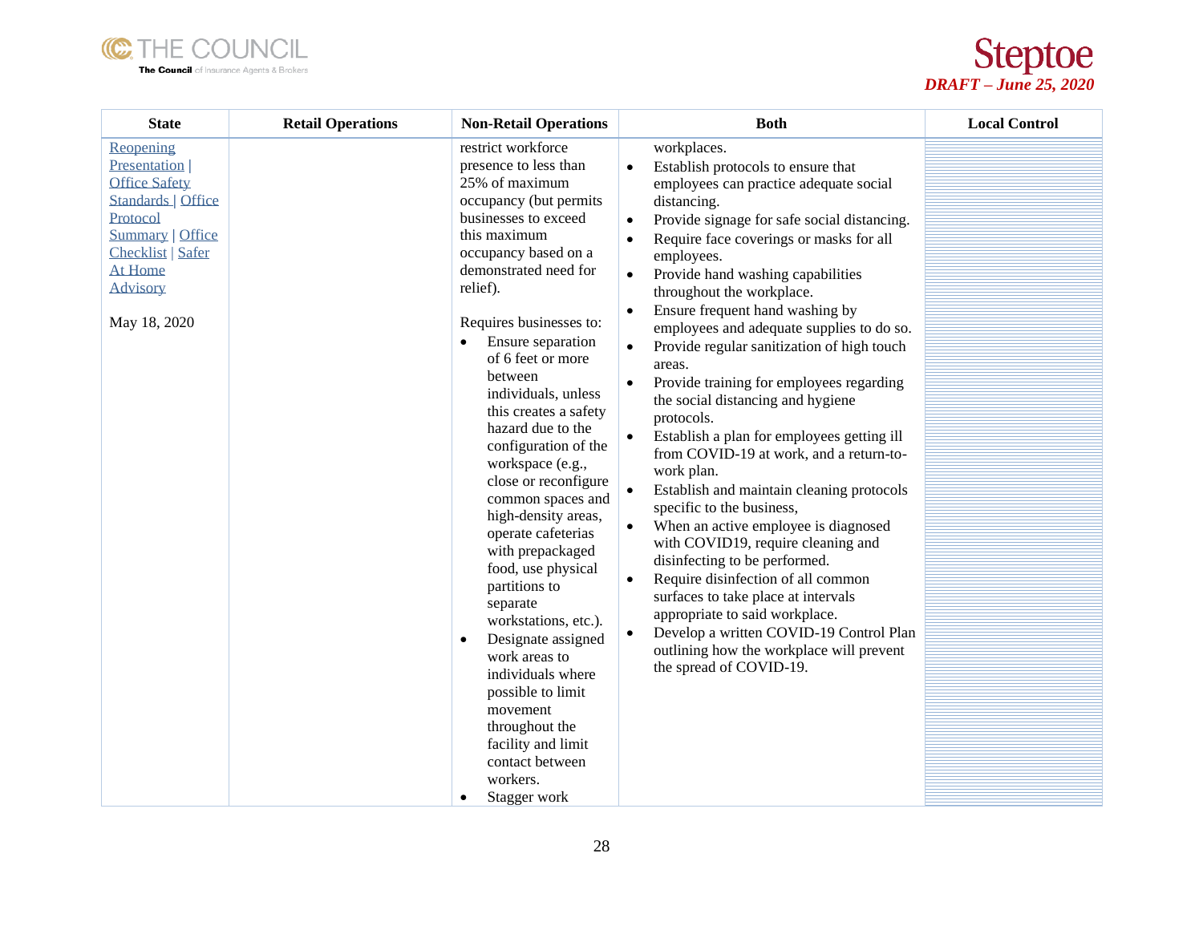| State | Retail Operations | Non-Retail Operations | Both | Local Control |
|---|---|---|---|---|
| Reopening Presentation \| Office Safety Standards \| Office Protocol Summary \| Office Checklist \| Safer At Home Advisory<br><br>May 18, 2020 | | restrict workforce presence to less than 25% of maximum occupancy (but permits businesses to exceed this maximum occupancy based on a demonstrated need for relief).<br><br>Requires businesses to:<br>• Ensure separation of 6 feet or more between individuals, unless this creates a safety hazard due to the configuration of the workspace (e.g., close or reconfigure common spaces and high-density areas, operate cafeterias with prepackaged food, use physical partitions to separate workstations, etc.).<br>• Designate assigned work areas to individuals where possible to limit movement throughout the facility and limit contact between workers.<br>• Stagger work | workplaces.<br>• Establish protocols to ensure that employees can practice adequate social distancing.<br>• Provide signage for safe social distancing.<br>• Require face coverings or masks for all employees.<br>• Provide hand washing capabilities throughout the workplace.<br>• Ensure frequent hand washing by employees and adequate supplies to do so.<br>• Provide regular sanitization of high touch areas.<br>• Provide training for employees regarding the social distancing and hygiene protocols.<br>• Establish a plan for employees getting ill from COVID-19 at work, and a return-to-work plan.<br>• Establish and maintain cleaning protocols specific to the business,<br>• When an active employee is diagnosed with COVID19, require cleaning and disinfecting to be performed.<br>• Require disinfection of all common surfaces to take place at intervals appropriate to said workplace.<br>• Develop a written COVID-19 Control Plan outlining how the workplace will prevent the spread of COVID-19. | |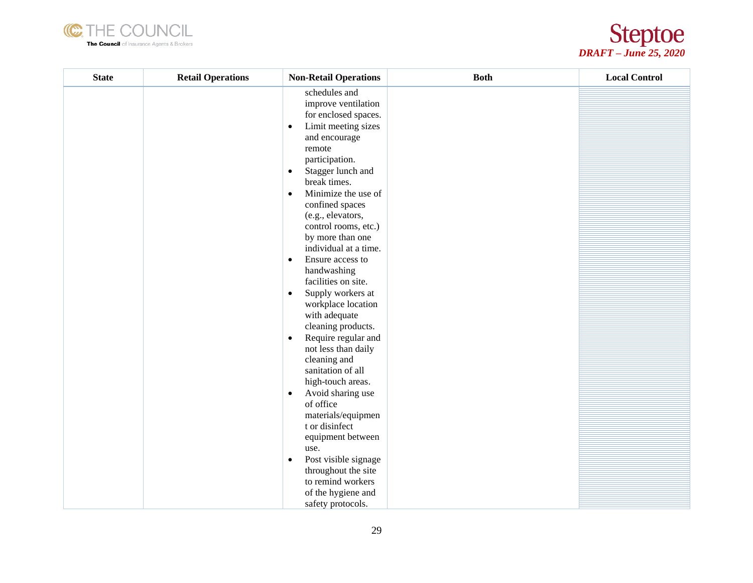| State | Retail Operations | Non-Retail Operations | Both | Local Control |
|---|---|---|---|---|
| | | schedules and improve ventilation for enclosed spaces.<br>• Limit meeting sizes and encourage remote participation.<br>• Stagger lunch and break times.<br>• Minimize the use of confined spaces (e.g., elevators, control rooms, etc.) by more than one individual at a time.<br>• Ensure access to handwashing facilities on site.<br>• Supply workers at workplace location with adequate cleaning products.<br>• Require regular and not less than daily cleaning and sanitation of all high-touch areas.<br>• Avoid sharing use of office materials/equipment or disinfect equipment between use.<br>• Post visible signage throughout the site to remind workers of the hygiene and safety protocols. | | |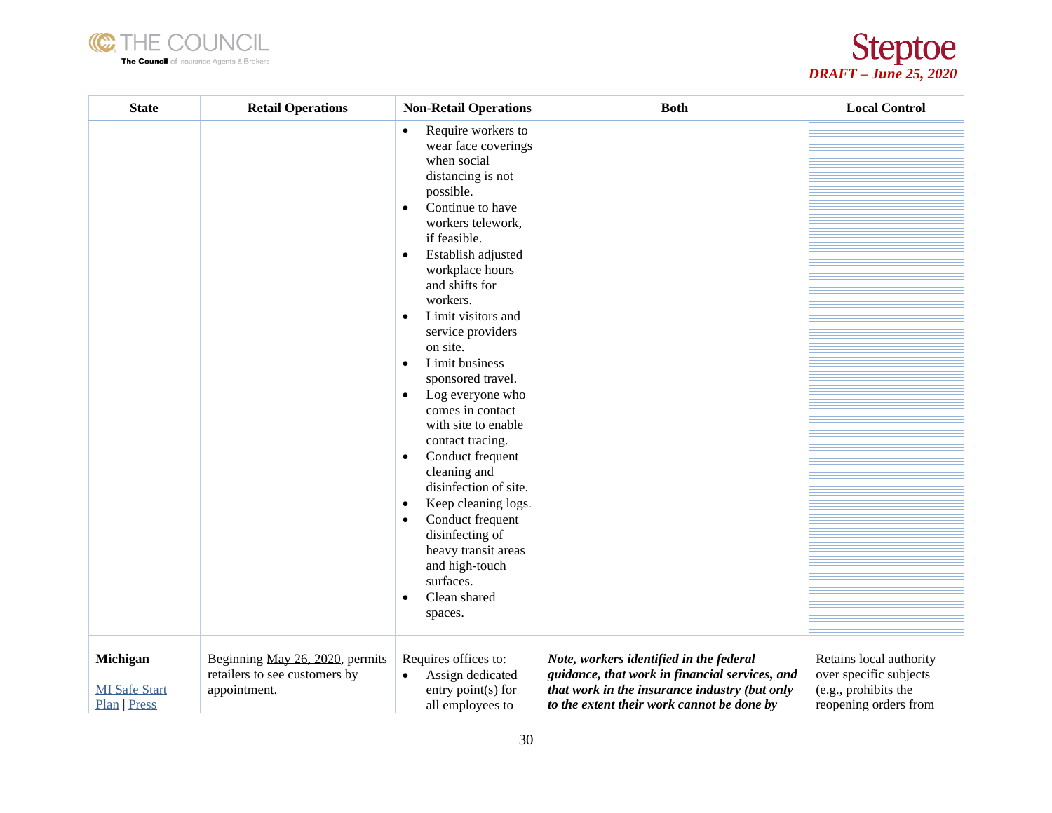| State | Retail Operations | Non-Retail Operations | Both | Local Control |
|---|---|---|---|---|
| | | • Require workers to wear face coverings when social distancing is not possible.<br>• Continue to have workers telework, if feasible.<br>• Establish adjusted workplace hours and shifts for workers.<br>• Limit visitors and service providers on site.<br>• Limit business sponsored travel.<br>• Log everyone who comes in contact with site to enable contact tracing.<br>• Conduct frequent cleaning and disinfection of site.<br>• Keep cleaning logs.<br>• Conduct frequent disinfecting of heavy transit areas and high-touch surfaces.<br>• Clean shared spaces. | | |
| **Michigan**<br><br>MI Safe Start Plan \| Press | Beginning May 26, 2020, permits retailers to see customers by appointment. | Requires offices to:<br>• Assign dedicated entry point(s) for all employees to | ***Note, workers identified in the federal guidance, that work in financial services, and that work in the insurance industry (but only to the extent their work cannot be done by*** | Retains local authority over specific subjects (e.g., prohibits the reopening orders from |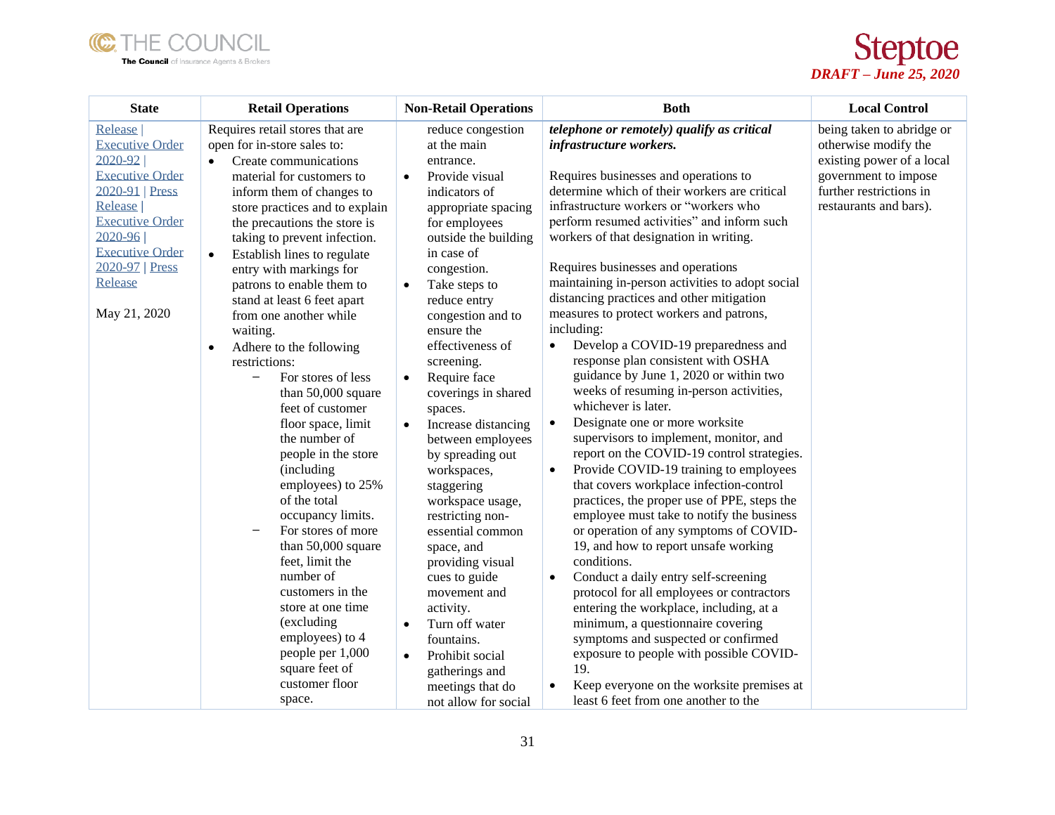| State | Retail Operations | Non-Retail Operations | Both | Local Control |
|---|---|---|---|---|
| Release \| Executive Order 2020-92 \| Executive Order 2020-91 \| Press Release \| Executive Order 2020-96 \| Executive Order 2020-97 \| Press Release<br><br>May 21, 2020 | Requires retail stores that are open for in-store sales to:<br>• Create communications material for customers to inform them of changes to store practices and to explain the precautions the store is taking to prevent infection.<br>• Establish lines to regulate entry with markings for patrons to enable them to stand at least 6 feet apart from one another while waiting.<br>• Adhere to the following restrictions:<br>– For stores of less than 50,000 square feet of customer floor space, limit the number of people in the store (including employees) to 25% of the total occupancy limits.<br>– For stores of more than 50,000 square feet, limit the number of customers in the store at one time (excluding employees) to 4 people per 1,000 square feet of customer floor space. | reduce congestion at the main entrance.<br>• Provide visual indicators of appropriate spacing for employees outside the building in case of congestion.<br>• Take steps to reduce entry congestion and to ensure the effectiveness of screening.<br>• Require face coverings in shared spaces.<br>• Increase distancing between employees by spreading out workspaces, staggering workspace usage, restricting non-essential common space, and providing visual cues to guide movement and activity.<br>• Turn off water fountains.<br>• Prohibit social gatherings and meetings that do not allow for social | ***telephone or remotely) qualify as critical infrastructure workers.***<br><br>Requires businesses and operations to determine which of their workers are critical infrastructure workers or "workers who perform resumed activities" and inform such workers of that designation in writing.<br><br>Requires businesses and operations maintaining in-person activities to adopt social distancing practices and other mitigation measures to protect workers and patrons, including:<br>• Develop a COVID-19 preparedness and response plan consistent with OSHA guidance by June 1, 2020 or within two weeks of resuming in-person activities, whichever is later.<br>• Designate one or more worksite supervisors to implement, monitor, and report on the COVID-19 control strategies.<br>• Provide COVID-19 training to employees that covers workplace infection-control practices, the proper use of PPE, steps the employee must take to notify the business or operation of any symptoms of COVID-19, and how to report unsafe working conditions.<br>• Conduct a daily entry self-screening protocol for all employees or contractors entering the workplace, including, at a minimum, a questionnaire covering symptoms and suspected or confirmed exposure to people with possible COVID-19.<br>• Keep everyone on the worksite premises at least 6 feet from one another to the | being taken to abridge or otherwise modify the existing power of a local government to impose further restrictions in restaurants and bars). |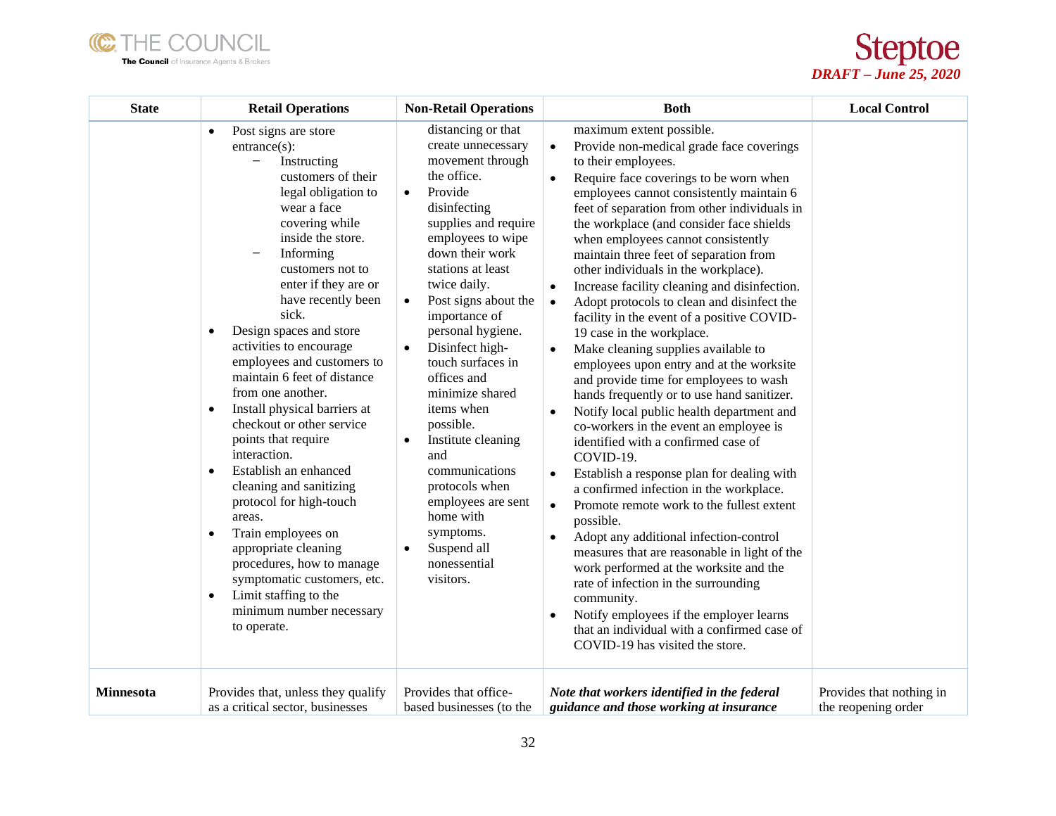| State | Retail Operations | Non-Retail Operations | Both | Local Control |
|---|---|---|---|---|
| | • Post signs are store entrance(s): – Instructing customers of their legal obligation to wear a face covering while inside the store. – Informing customers not to enter if they are or have recently been sick. • Design spaces and store activities to encourage employees and customers to maintain 6 feet of distance from one another. • Install physical barriers at checkout or other service points that require interaction. • Establish an enhanced cleaning and sanitizing protocol for high-touch areas. • Train employees on appropriate cleaning procedures, how to manage symptomatic customers, etc. • Limit staffing to the minimum number necessary to operate. | distancing or that create unnecessary movement through the office. • Provide disinfecting supplies and require employees to wipe down their work stations at least twice daily. • Post signs about the importance of personal hygiene. • Disinfect high-touch surfaces in offices and minimize shared items when possible. • Institute cleaning and communications protocols when employees are sent home with symptoms. • Suspend all nonessential visitors. | maximum extent possible. • Provide non-medical grade face coverings to their employees. • Require face coverings to be worn when employees cannot consistently maintain 6 feet of separation from other individuals in the workplace (and consider face shields when employees cannot consistently maintain three feet of separation from other individuals in the workplace). • Increase facility cleaning and disinfection. • Adopt protocols to clean and disinfect the facility in the event of a positive COVID-19 case in the workplace. • Make cleaning supplies available to employees upon entry and at the worksite and provide time for employees to wash hands frequently or to use hand sanitizer. • Notify local public health department and co-workers in the event an employee is identified with a confirmed case of COVID-19. • Establish a response plan for dealing with a confirmed infection in the workplace. • Promote remote work to the fullest extent possible. • Adopt any additional infection-control measures that are reasonable in light of the work performed at the worksite and the rate of infection in the surrounding community. • Notify employees if the employer learns that an individual with a confirmed case of COVID-19 has visited the store. | |
| **Minnesota** | Provides that, unless they qualify as a critical sector, businesses | Provides that office-based businesses (to the | ***Note that workers identified in the federal guidance and those working at insurance*** | Provides that nothing in the reopening order |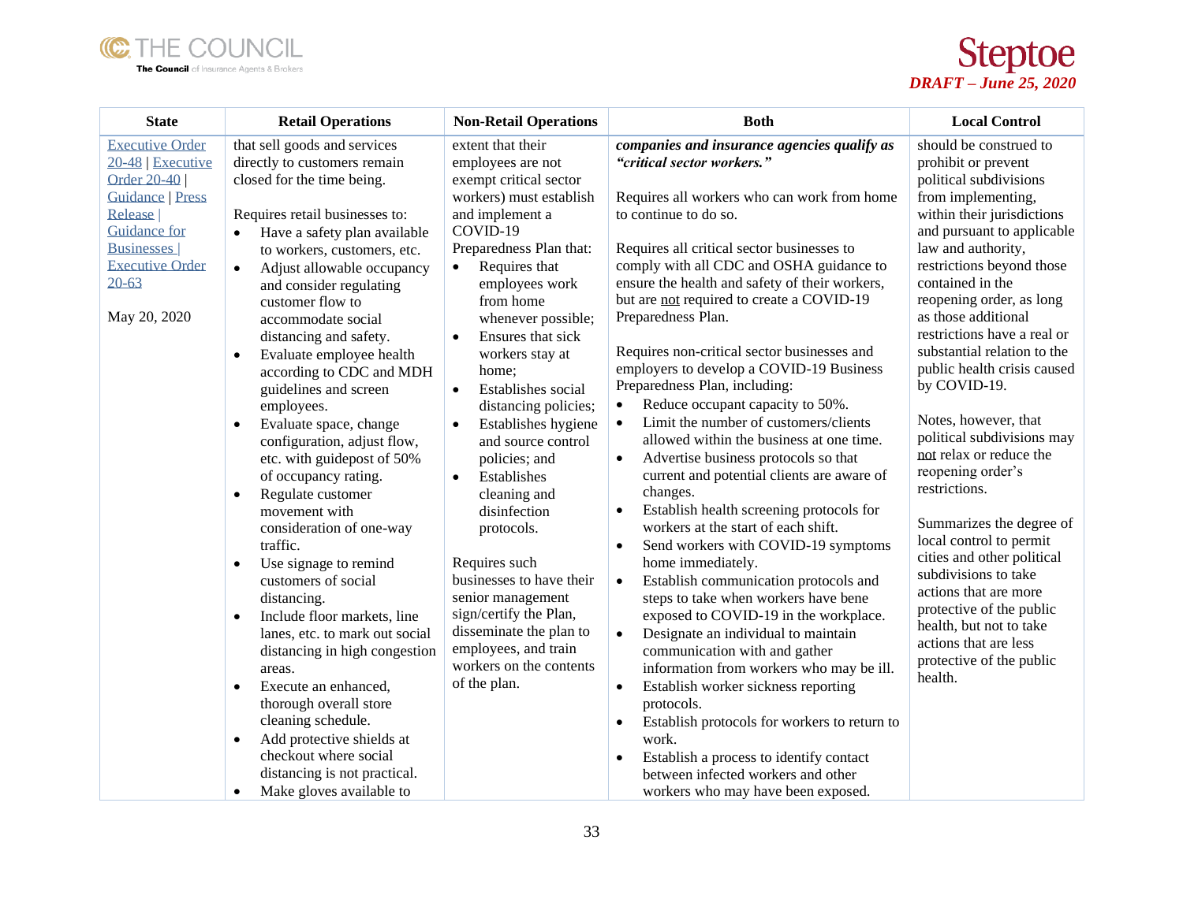| State | Retail Operations | Non-Retail Operations | Both | Local Control |
|---|---|---|---|---|
| Executive Order 20-48 \| Executive Order 20-40 \| Guidance \| Press Release \| Guidance for Businesses \| Executive Order 20-63<br><br>May 20, 2020 | that sell goods and services directly to customers remain closed for the time being.<br><br>Requires retail businesses to:<br>• Have a safety plan available to workers, customers, etc.<br>• Adjust allowable occupancy and consider regulating customer flow to accommodate social distancing and safety.<br>• Evaluate employee health according to CDC and MDH guidelines and screen employees.<br>• Evaluate space, change configuration, adjust flow, etc. with guidepost of 50% of occupancy rating.<br>• Regulate customer movement with consideration of one-way traffic.<br>• Use signage to remind customers of social distancing.<br>• Include floor markets, line lanes, etc. to mark out social distancing in high congestion areas.<br>• Execute an enhanced, thorough overall store cleaning schedule.<br>• Add protective shields at checkout where social distancing is not practical.<br>• Make gloves available to | extent that their employees are not exempt critical sector workers) must establish and implement a COVID-19 Preparedness Plan that:<br>• Requires that employees work from home whenever possible;<br>• Ensures that sick workers stay at home;<br>• Establishes social distancing policies;<br>• Establishes hygiene and source control policies; and<br>• Establishes cleaning and disinfection protocols.<br><br>Requires such businesses to have their senior management sign/certify the Plan, disseminate the plan to employees, and train workers on the contents of the plan. | ***companies and insurance agencies qualify as "critical sector workers."***<br><br>Requires all workers who can work from home to continue to do so.<br><br>Requires all critical sector businesses to comply with all CDC and OSHA guidance to ensure the health and safety of their workers, but are not required to create a COVID-19 Preparedness Plan.<br><br>Requires non-critical sector businesses and employers to develop a COVID-19 Business Preparedness Plan, including:<br>• Reduce occupant capacity to 50%.<br>• Limit the number of customers/clients allowed within the business at one time.<br>• Advertise business protocols so that current and potential clients are aware of changes.<br>• Establish health screening protocols for workers at the start of each shift.<br>• Send workers with COVID-19 symptoms home immediately.<br>• Establish communication protocols and steps to take when workers have bene exposed to COVID-19 in the workplace.<br>• Designate an individual to maintain communication with and gather information from workers who may be ill.<br>• Establish worker sickness reporting protocols.<br>• Establish protocols for workers to return to work.<br>• Establish a process to identify contact between infected workers and other workers who may have been exposed. | should be construed to prohibit or prevent political subdivisions from implementing, within their jurisdictions and pursuant to applicable law and authority, restrictions beyond those contained in the reopening order, as long as those additional restrictions have a real or substantial relation to the public health crisis caused by COVID-19.<br><br>Notes, however, that political subdivisions may not relax or reduce the reopening order's restrictions.<br><br>Summarizes the degree of local control to permit cities and other political subdivisions to take actions that are more protective of the public health, but not to take actions that are less protective of the public health. |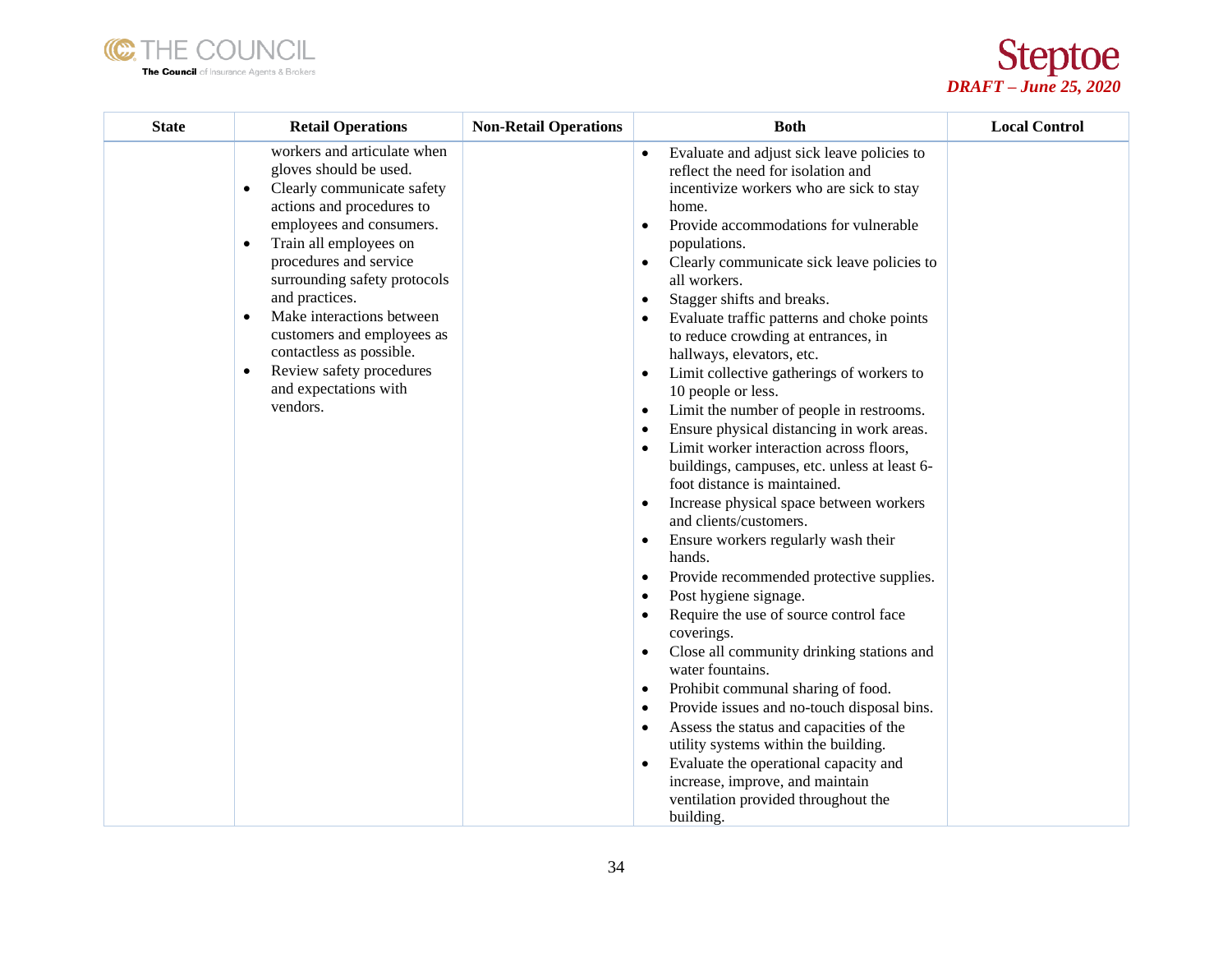| State | Retail Operations | Non-Retail Operations | Both | Local Control |
|---|---|---|---|---|
| | workers and articulate when gloves should be used.<br>• Clearly communicate safety actions and procedures to employees and consumers.<br>• Train all employees on procedures and service surrounding safety protocols and practices.<br>• Make interactions between customers and employees as contactless as possible.<br>• Review safety procedures and expectations with vendors. | | • Evaluate and adjust sick leave policies to reflect the need for isolation and incentivize workers who are sick to stay home.<br>• Provide accommodations for vulnerable populations.<br>• Clearly communicate sick leave policies to all workers.<br>• Stagger shifts and breaks.<br>• Evaluate traffic patterns and choke points to reduce crowding at entrances, in hallways, elevators, etc.<br>• Limit collective gatherings of workers to 10 people or less.<br>• Limit the number of people in restrooms.<br>• Ensure physical distancing in work areas.<br>• Limit worker interaction across floors, buildings, campuses, etc. unless at least 6-foot distance is maintained.<br>• Increase physical space between workers and clients/customers.<br>• Ensure workers regularly wash their hands.<br>• Provide recommended protective supplies.<br>• Post hygiene signage.<br>• Require the use of source control face coverings.<br>• Close all community drinking stations and water fountains.<br>• Prohibit communal sharing of food.<br>• Provide issues and no-touch disposal bins.<br>• Assess the status and capacities of the utility systems within the building.<br>• Evaluate the operational capacity and increase, improve, and maintain ventilation provided throughout the building. | |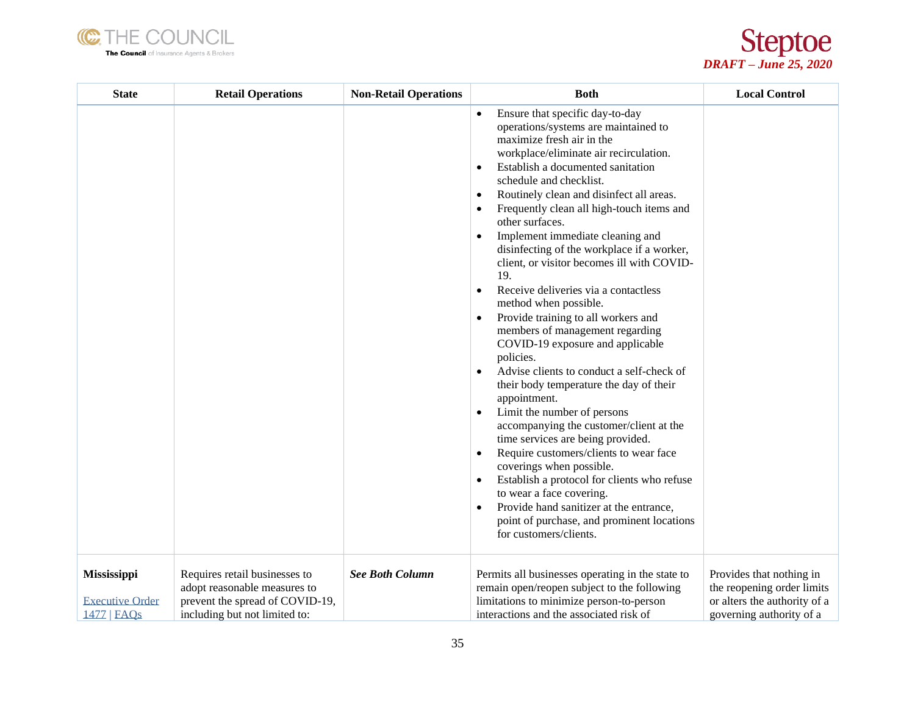| State | Retail Operations | Non-Retail Operations | Both | Local Control |
|---|---|---|---|---|
| | | | • Ensure that specific day-to-day operations/systems are maintained to maximize fresh air in the workplace/eliminate air recirculation.<br>• Establish a documented sanitation schedule and checklist.<br>• Routinely clean and disinfect all areas.<br>• Frequently clean all high-touch items and other surfaces.<br>• Implement immediate cleaning and disinfecting of the workplace if a worker, client, or visitor becomes ill with COVID-19.<br>• Receive deliveries via a contactless method when possible.<br>• Provide training to all workers and members of management regarding COVID-19 exposure and applicable policies.<br>• Advise clients to conduct a self-check of their body temperature the day of their appointment.<br>• Limit the number of persons accompanying the customer/client at the time services are being provided.<br>• Require customers/clients to wear face coverings when possible.<br>• Establish a protocol for clients who refuse to wear a face covering.<br>• Provide hand sanitizer at the entrance, point of purchase, and prominent locations for customers/clients. | |
| **Mississippi**<br><br>Executive Order 1477 \| FAQs | Requires retail businesses to adopt reasonable measures to prevent the spread of COVID-19, including but not limited to: | ***See Both Column*** | Permits all businesses operating in the state to remain open/reopen subject to the following limitations to minimize person-to-person interactions and the associated risk of | Provides that nothing in the reopening order limits or alters the authority of a governing authority of a |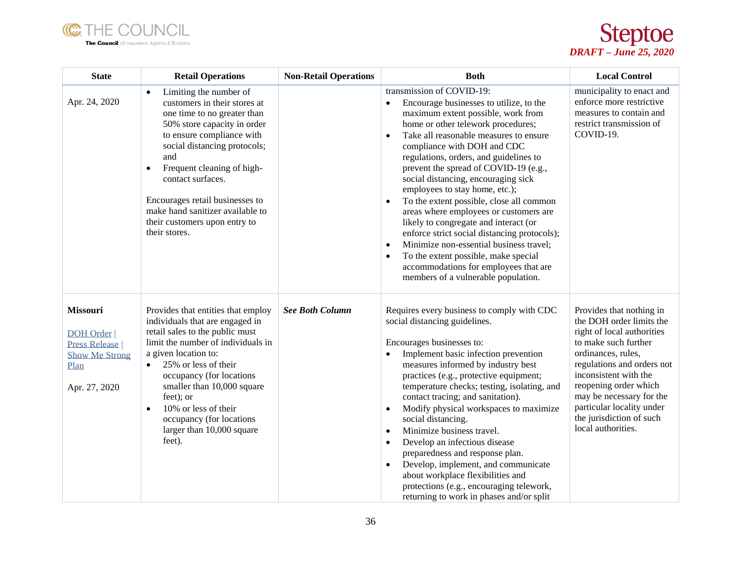| State | Retail Operations | Non-Retail Operations | Both | Local Control |
|---|---|---|---|---|
| Apr. 24, 2020 | • Limiting the number of customers in their stores at one time to no greater than 50% store capacity in order to ensure compliance with social distancing protocols; and<br>• Frequent cleaning of high-contact surfaces.<br><br>Encourages retail businesses to make hand sanitizer available to their customers upon entry to their stores. | | transmission of COVID-19:<br>• Encourage businesses to utilize, to the maximum extent possible, work from home or other telework procedures;<br>• Take all reasonable measures to ensure compliance with DOH and CDC regulations, orders, and guidelines to prevent the spread of COVID-19 (e.g., social distancing, encouraging sick employees to stay home, etc.);<br>• To the extent possible, close all common areas where employees or customers are likely to congregate and interact (or enforce strict social distancing protocols);<br>• Minimize non-essential business travel;<br>• To the extent possible, make special accommodations for employees that are members of a vulnerable population. | municipality to enact and enforce more restrictive measures to contain and restrict transmission of COVID-19. |
| **Missouri**<br><br>DOH Order \| Press Release \| Show Me Strong Plan<br><br>Apr. 27, 2020 | Provides that entities that employ individuals that are engaged in retail sales to the public must limit the number of individuals in a given location to:<br>• 25% or less of their occupancy (for locations smaller than 10,000 square feet); or<br>• 10% or less of their occupancy (for locations larger than 10,000 square feet). | ***See Both Column*** | Requires every business to comply with CDC social distancing guidelines.<br><br>Encourages businesses to:<br>• Implement basic infection prevention measures informed by industry best practices (e.g., protective equipment; temperature checks; testing, isolating, and contact tracing; and sanitation).<br>• Modify physical workspaces to maximize social distancing.<br>• Minimize business travel.<br>• Develop an infectious disease preparedness and response plan.<br>• Develop, implement, and communicate about workplace flexibilities and protections (e.g., encouraging telework, returning to work in phases and/or split | Provides that nothing in the DOH order limits the right of local authorities to make such further ordinances, rules, regulations and orders not inconsistent with the reopening order which may be necessary for the particular locality under the jurisdiction of such local authorities. |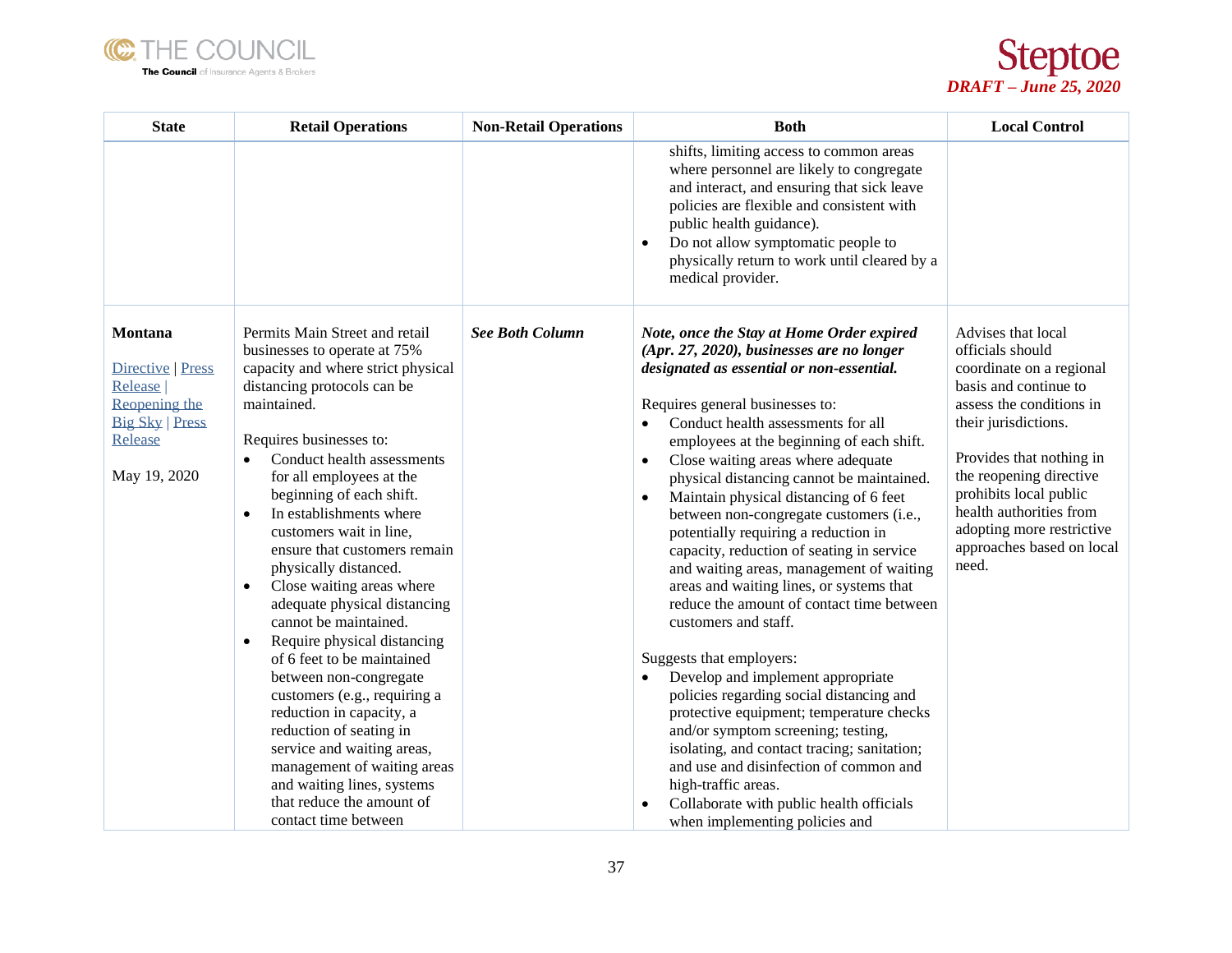| State | Retail Operations | Non-Retail Operations | Both | Local Control |
|---|---|---|---|---|
| | | | shifts, limiting access to common areas where personnel are likely to congregate and interact, and ensuring that sick leave policies are flexible and consistent with public health guidance).<br>• Do not allow symptomatic people to physically return to work until cleared by a medical provider. | |
| **Montana**<br><br>Directive \| Press Release \| Reopening the Big Sky \| Press Release<br><br>May 19, 2020 | Permits Main Street and retail businesses to operate at 75% capacity and where strict physical distancing protocols can be maintained.<br><br>Requires businesses to:<br>• Conduct health assessments for all employees at the beginning of each shift.<br>• In establishments where customers wait in line, ensure that customers remain physically distanced.<br>• Close waiting areas where adequate physical distancing cannot be maintained.<br>• Require physical distancing of 6 feet to be maintained between non-congregate customers (e.g., requiring a reduction in capacity, a reduction of seating in service and waiting areas, management of waiting areas and waiting lines, systems that reduce the amount of contact time between | ***See Both Column*** | ***Note, once the Stay at Home Order expired (Apr. 27, 2020), businesses are no longer designated as essential or non-essential.***<br><br>Requires general businesses to:<br>• Conduct health assessments for all employees at the beginning of each shift.<br>• Close waiting areas where adequate physical distancing cannot be maintained.<br>• Maintain physical distancing of 6 feet between non-congregate customers (i.e., potentially requiring a reduction in capacity, reduction of seating in service and waiting areas, management of waiting areas and waiting lines, or systems that reduce the amount of contact time between customers and staff.<br><br>Suggests that employers:<br>• Develop and implement appropriate policies regarding social distancing and protective equipment; temperature checks and/or symptom screening; testing, isolating, and contact tracing; sanitation; and use and disinfection of common and high-traffic areas.<br>• Collaborate with public health officials when implementing policies and | Advises that local officials should coordinate on a regional basis and continue to assess the conditions in their jurisdictions.<br><br>Provides that nothing in the reopening directive prohibits local public health authorities from adopting more restrictive approaches based on local need. |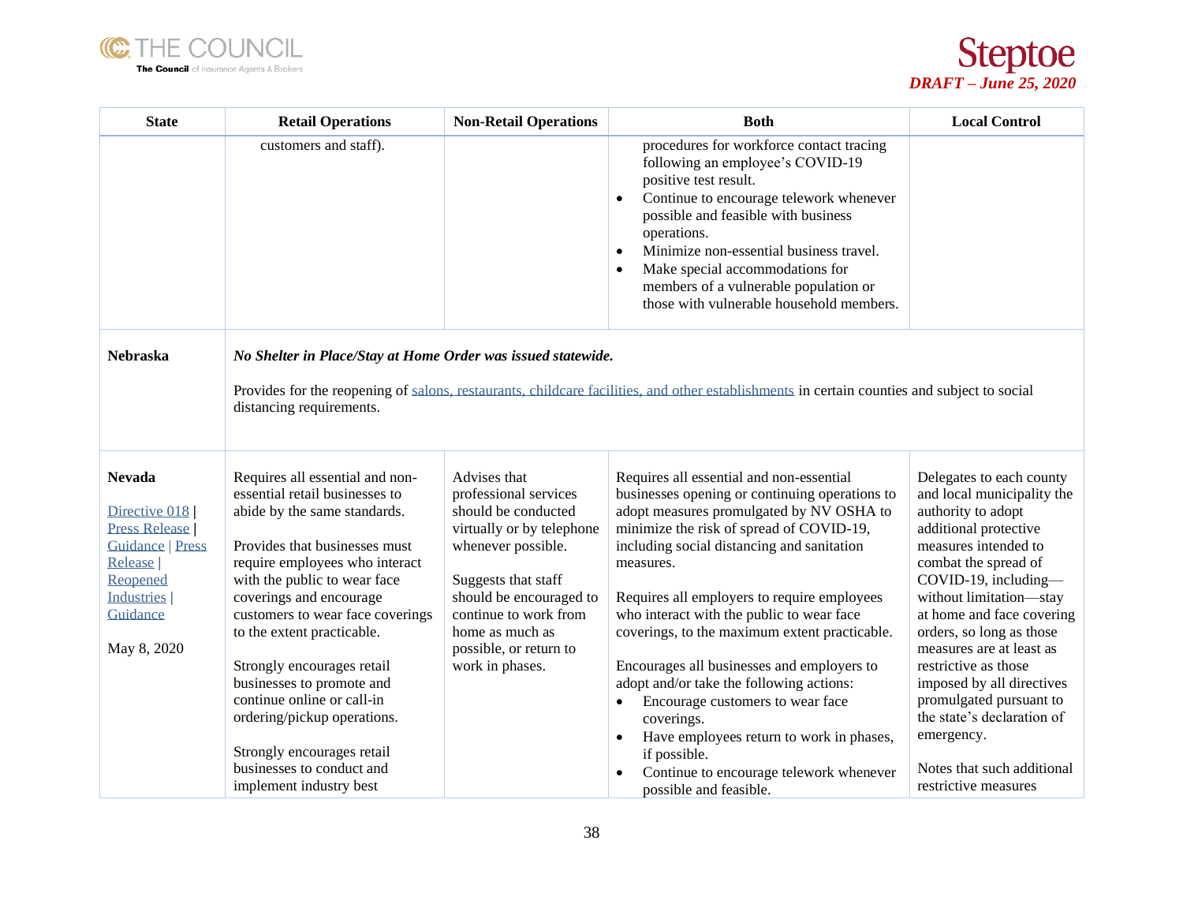| State | Retail Operations | Non-Retail Operations | Both | Local Control |
|---|---|---|---|---|
| | customers and staff). | | procedures for workforce contact tracing following an employee's COVID-19 positive test result.<br>• Continue to encourage telework whenever possible and feasible with business operations.<br>• Minimize non-essential business travel.<br>• Make special accommodations for members of a vulnerable population or those with vulnerable household members. | |
| **Nebraska** | ***No Shelter in Place/Stay at Home Order was issued statewide.***<br><br>Provides for the reopening of salons, restaurants, childcare facilities, and other establishments in certain counties and subject to social distancing requirements. | | | |
| **Nevada**<br><br>Directive 018 \| Press Release \| Guidance \| Press Release \| Reopened Industries \| Guidance<br><br>May 8, 2020 | Requires all essential and non-essential retail businesses to abide by the same standards.<br><br>Provides that businesses must require employees who interact with the public to wear face coverings and encourage customers to wear face coverings to the extent practicable.<br><br>Strongly encourages retail businesses to promote and continue online or call-in ordering/pickup operations.<br><br>Strongly encourages retail businesses to conduct and implement industry best | Advises that professional services should be conducted virtually or by telephone whenever possible.<br><br>Suggests that staff should be encouraged to continue to work from home as much as possible, or return to work in phases. | Requires all essential and non-essential businesses opening or continuing operations to adopt measures promulgated by NV OSHA to minimize the risk of spread of COVID-19, including social distancing and sanitation measures.<br><br>Requires all employers to require employees who interact with the public to wear face coverings, to the maximum extent practicable.<br><br>Encourages all businesses and employers to adopt and/or take the following actions:<br>• Encourage customers to wear face coverings.<br>• Have employees return to work in phases, if possible.<br>• Continue to encourage telework whenever possible and feasible. | Delegates to each county and local municipality the authority to adopt additional protective measures intended to combat the spread of COVID-19, including—without limitation—stay at home and face covering orders, so long as those measures are at least as restrictive as those imposed by all directives promulgated pursuant to the state's declaration of emergency.<br><br>Notes that such additional restrictive measures |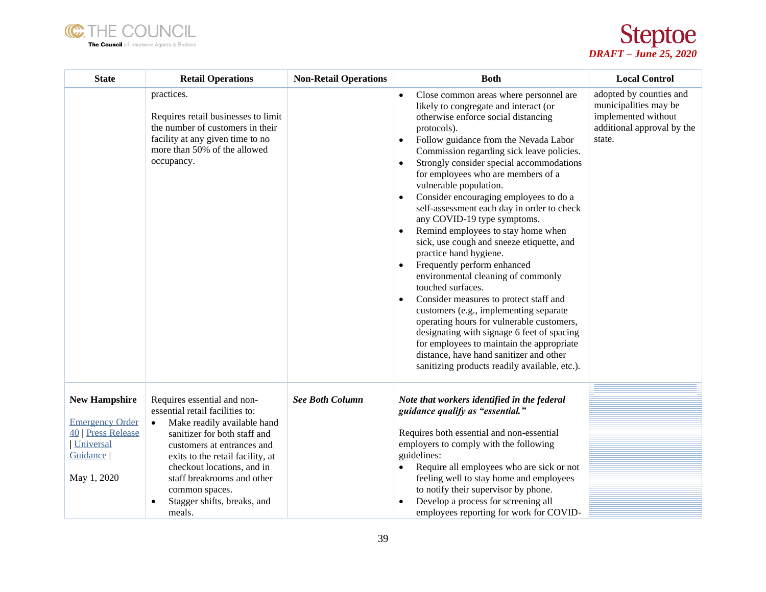| State | Retail Operations | Non-Retail Operations | Both | Local Control |
|---|---|---|---|---|
| | practices.<br><br>Requires retail businesses to limit the number of customers in their facility at any given time to no more than 50% of the allowed occupancy. | | • Close common areas where personnel are likely to congregate and interact (or otherwise enforce social distancing protocols).<br>• Follow guidance from the Nevada Labor Commission regarding sick leave policies.<br>• Strongly consider special accommodations for employees who are members of a vulnerable population.<br>• Consider encouraging employees to do a self-assessment each day in order to check any COVID-19 type symptoms.<br>• Remind employees to stay home when sick, use cough and sneeze etiquette, and practice hand hygiene.<br>• Frequently perform enhanced environmental cleaning of commonly touched surfaces.<br>• Consider measures to protect staff and customers (e.g., implementing separate operating hours for vulnerable customers, designating with signage 6 feet of spacing for employees to maintain the appropriate distance, have hand sanitizer and other sanitizing products readily available, etc.). | adopted by counties and municipalities may be implemented without additional approval by the state. |
| **New Hampshire**<br><br>Emergency Order 40 \| Press Release \| Universal Guidance \|<br><br>May 1, 2020 | Requires essential and non-essential retail facilities to:<br>• Make readily available hand sanitizer for both staff and customers at entrances and exits to the retail facility, at checkout locations, and in staff breakrooms and other common spaces.<br>• Stagger shifts, breaks, and meals. | ***See Both Column*** | ***Note that workers identified in the federal guidance qualify as "essential."***<br><br>Requires both essential and non-essential employers to comply with the following guidelines:<br>• Require all employees who are sick or not feeling well to stay home and employees to notify their supervisor by phone.<br>• Develop a process for screening all employees reporting for work for COVID- | |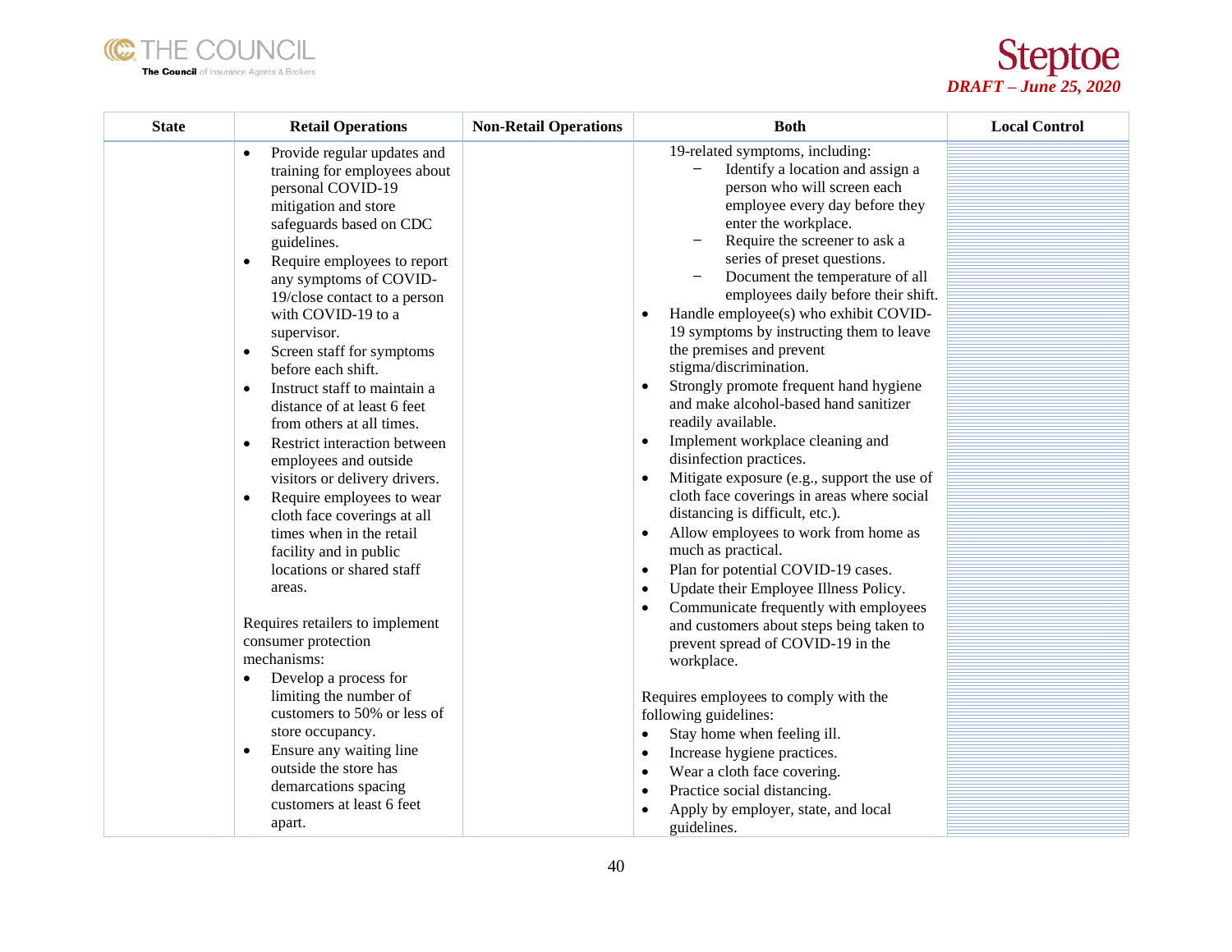| State | Retail Operations | Non-Retail Operations | Both | Local Control |
|---|---|---|---|---|
| | • Provide regular updates and training for employees about personal COVID-19 mitigation and store safeguards based on CDC guidelines.<br>• Require employees to report any symptoms of COVID-19/close contact to a person with COVID-19 to a supervisor.<br>• Screen staff for symptoms before each shift.<br>• Instruct staff to maintain a distance of at least 6 feet from others at all times.<br>• Restrict interaction between employees and outside visitors or delivery drivers.<br>• Require employees to wear cloth face coverings at all times when in the retail facility and in public locations or shared staff areas.<br><br>Requires retailers to implement consumer protection mechanisms:<br>• Develop a process for limiting the number of customers to 50% or less of store occupancy.<br>• Ensure any waiting line outside the store has demarcations spacing customers at least 6 feet apart. | | 19-related symptoms, including:<br>– Identify a location and assign a person who will screen each employee every day before they enter the workplace.<br>– Require the screener to ask a series of preset questions.<br>– Document the temperature of all employees daily before their shift.<br>• Handle employee(s) who exhibit COVID-19 symptoms by instructing them to leave the premises and prevent stigma/discrimination.<br>• Strongly promote frequent hand hygiene and make alcohol-based hand sanitizer readily available.<br>• Implement workplace cleaning and disinfection practices.<br>• Mitigate exposure (e.g., support the use of cloth face coverings in areas where social distancing is difficult, etc.).<br>• Allow employees to work from home as much as practical.<br>• Plan for potential COVID-19 cases.<br>• Update their Employee Illness Policy.<br>• Communicate frequently with employees and customers about steps being taken to prevent spread of COVID-19 in the workplace.<br><br>Requires employees to comply with the following guidelines:<br>• Stay home when feeling ill.<br>• Increase hygiene practices.<br>• Wear a cloth face covering.<br>• Practice social distancing.<br>• Apply by employer, state, and local guidelines. | |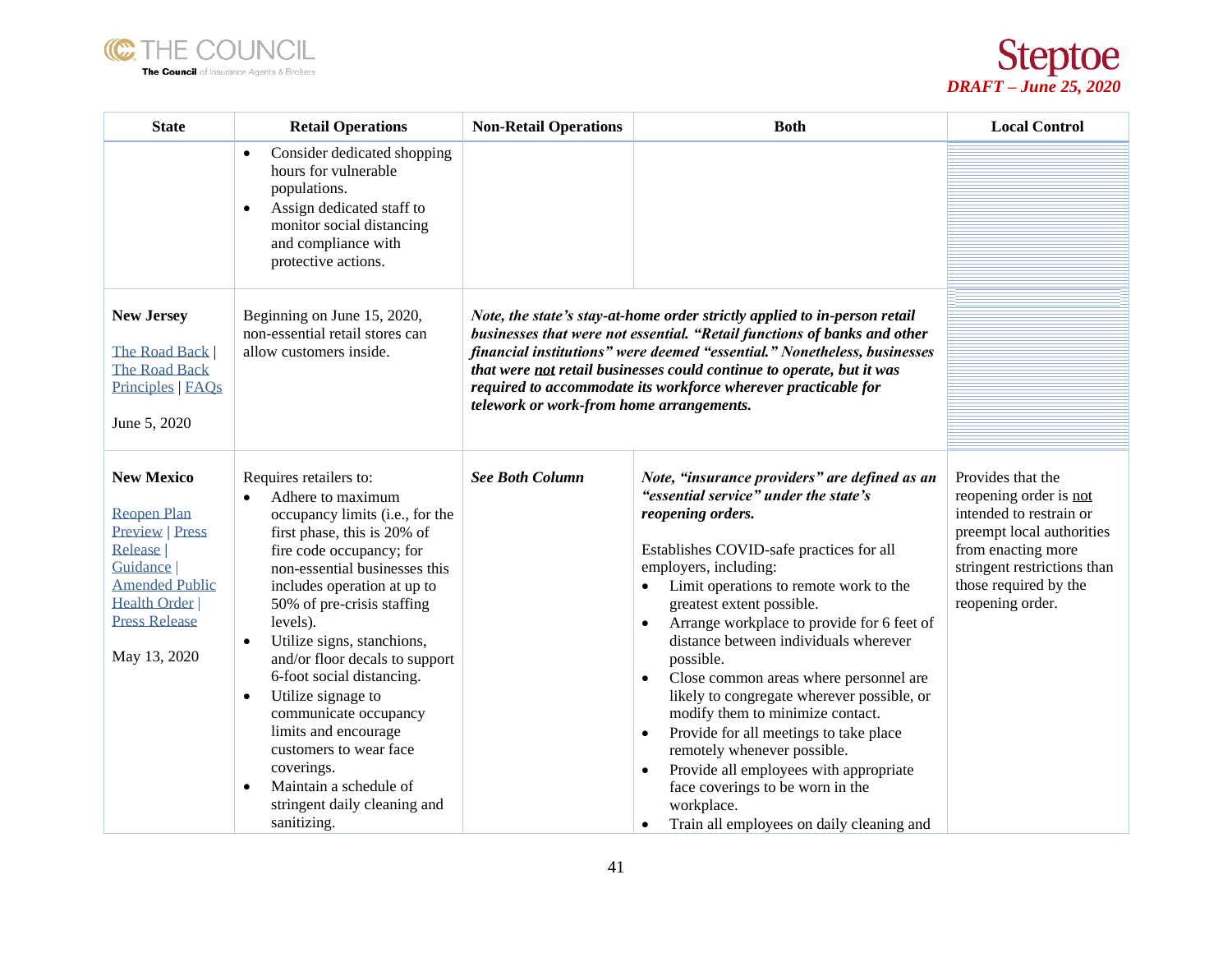| State | Retail Operations | Non-Retail Operations | Both | Local Control |
|---|---|---|---|---|
| | • Consider dedicated shopping hours for vulnerable populations.<br>• Assign dedicated staff to monitor social distancing and compliance with protective actions. | | | |
| **New Jersey**<br><br>The Road Back \| The Road Back Principles \| FAQs<br><br>June 5, 2020 | Beginning on June 15, 2020, non-essential retail stores can allow customers inside. | ***Note, the state's stay-at-home order strictly applied to in-person retail businesses that were not essential. "Retail functions of banks and other financial institutions" were deemed "essential." Nonetheless, businesses that were <u>not</u> retail businesses could continue to operate, but it was required to accommodate its workforce wherever practicable for telework or work-from home arrangements.*** | | |
| **New Mexico**<br><br>Reopen Plan Preview \| Press Release \| Guidance \| Amended Public Health Order \| Press Release<br><br>May 13, 2020 | Requires retailers to:<br>• Adhere to maximum occupancy limits (i.e., for the first phase, this is 20% of fire code occupancy; for non-essential businesses this includes operation at up to 50% of pre-crisis staffing levels).<br>• Utilize signs, stanchions, and/or floor decals to support 6-foot social distancing.<br>• Utilize signage to communicate occupancy limits and encourage customers to wear face coverings.<br>• Maintain a schedule of stringent daily cleaning and sanitizing. | ***See Both Column*** | ***Note, "insurance providers" are defined as an "essential service" under the state's reopening orders.***<br><br>Establishes COVID-safe practices for all employers, including:<br>• Limit operations to remote work to the greatest extent possible.<br>• Arrange workplace to provide for 6 feet of distance between individuals wherever possible.<br>• Close common areas where personnel are likely to congregate wherever possible, or modify them to minimize contact.<br>• Provide for all meetings to take place remotely whenever possible.<br>• Provide all employees with appropriate face coverings to be worn in the workplace.<br>• Train all employees on daily cleaning and | Provides that the reopening order is <u>not</u> intended to restrain or preempt local authorities from enacting more stringent restrictions than those required by the reopening order. |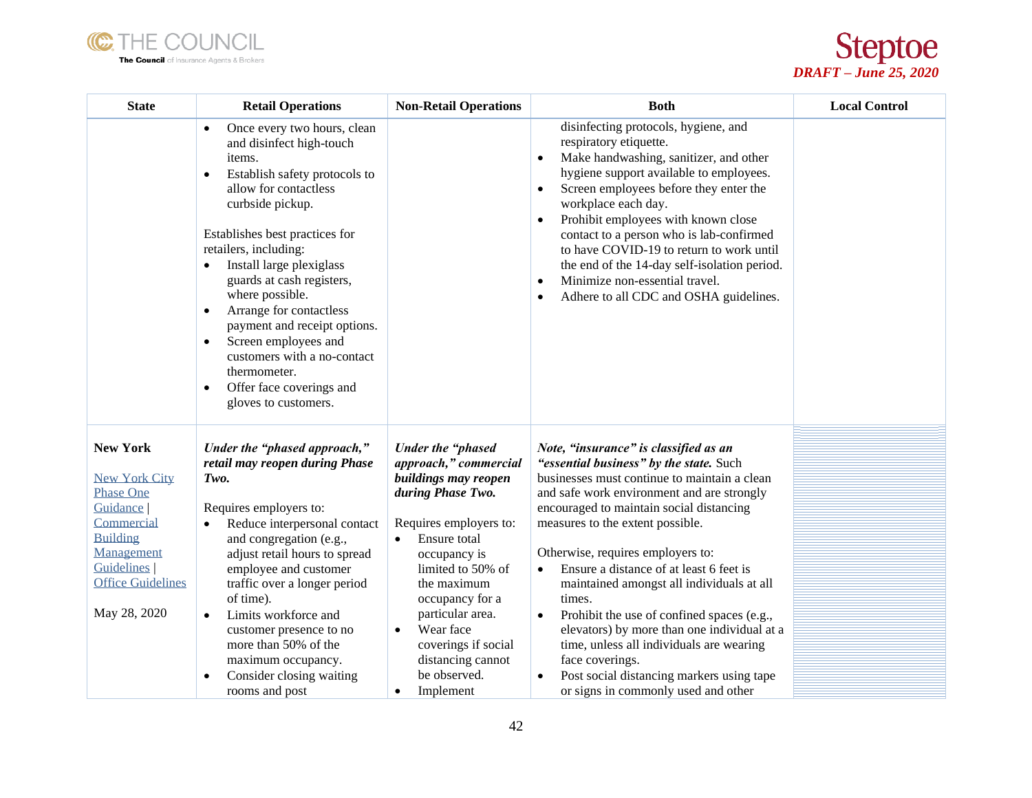| State | Retail Operations | Non-Retail Operations | Both | Local Control |
|---|---|---|---|---|
| | • Once every two hours, clean and disinfect high-touch items.<br>• Establish safety protocols to allow for contactless curbside pickup.<br><br>Establishes best practices for retailers, including:<br>• Install large plexiglass guards at cash registers, where possible.<br>• Arrange for contactless payment and receipt options.<br>• Screen employees and customers with a no-contact thermometer.<br>• Offer face coverings and gloves to customers. | | disinfecting protocols, hygiene, and respiratory etiquette.<br>• Make handwashing, sanitizer, and other hygiene support available to employees.<br>• Screen employees before they enter the workplace each day.<br>• Prohibit employees with known close contact to a person who is lab-confirmed to have COVID-19 to return to work until the end of the 14-day self-isolation period.<br>• Minimize non-essential travel.<br>• Adhere to all CDC and OSHA guidelines. | |
| **New York**<br><br>New York City Phase One Guidance \| Commercial Building Management Guidelines \| Office Guidelines<br><br>May 28, 2020 | ***Under the "phased approach," retail may reopen during Phase Two.***<br><br>Requires employers to:<br>• Reduce interpersonal contact and congregation (e.g., adjust retail hours to spread employee and customer traffic over a longer period of time).<br>• Limits workforce and customer presence to no more than 50% of the maximum occupancy.<br>• Consider closing waiting rooms and post | ***Under the "phased approach," commercial buildings may reopen during Phase Two.***<br><br>Requires employers to:<br>• Ensure total occupancy is limited to 50% of the maximum occupancy for a particular area.<br>• Wear face coverings if social distancing cannot be observed.<br>• Implement | ***Note, "insurance" is classified as an "essential business" by the state.*** Such businesses must continue to maintain a clean and safe work environment and are strongly encouraged to maintain social distancing measures to the extent possible.<br><br>Otherwise, requires employers to:<br>• Ensure a distance of at least 6 feet is maintained amongst all individuals at all times.<br>• Prohibit the use of confined spaces (e.g., elevators) by more than one individual at a time, unless all individuals are wearing face coverings.<br>• Post social distancing markers using tape or signs in commonly used and other | |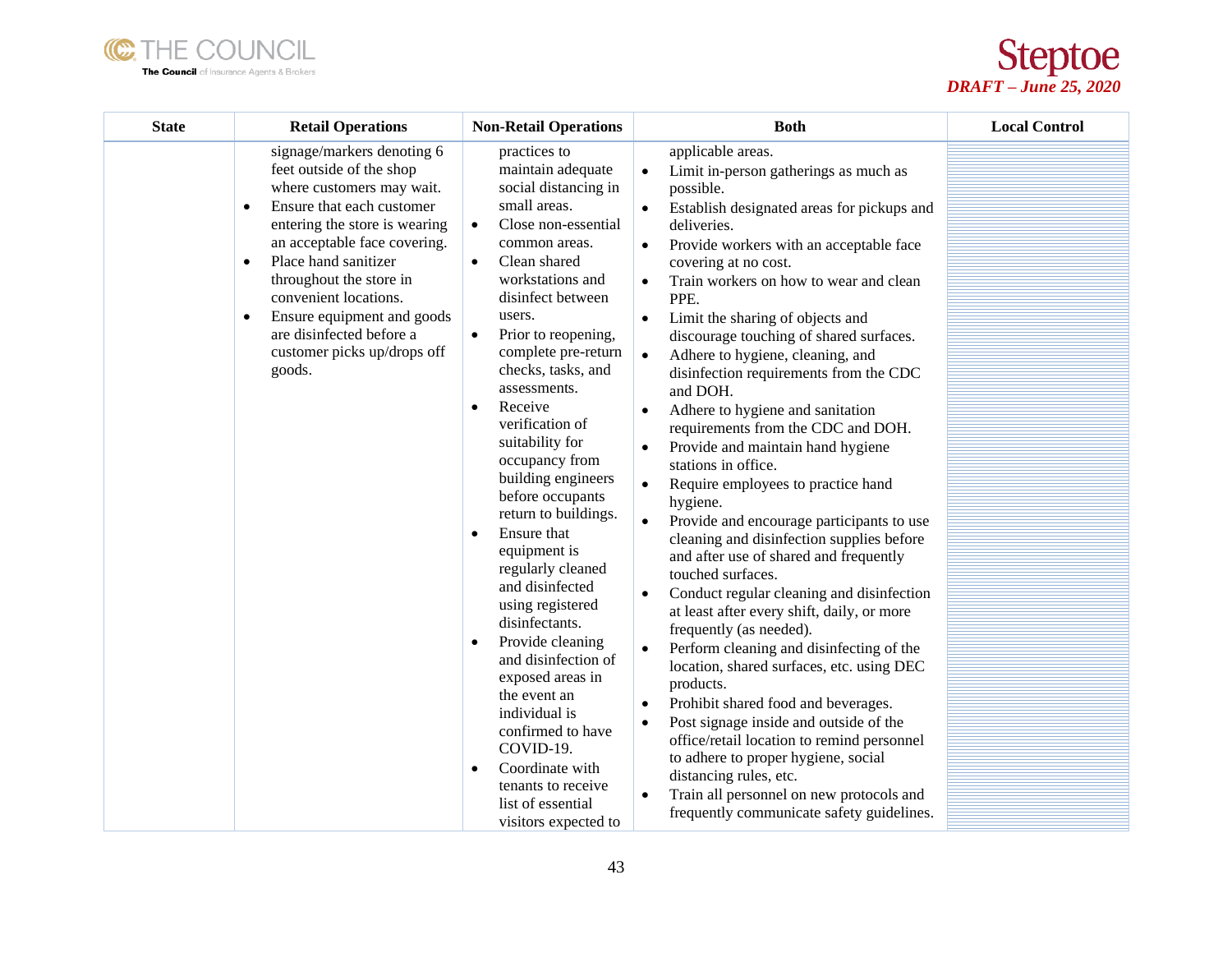| State | Retail Operations | Non-Retail Operations | Both | Local Control |
|---|---|---|---|---|
| | signage/markers denoting 6 feet outside of the shop where customers may wait.<br>• Ensure that each customer entering the store is wearing an acceptable face covering.<br>• Place hand sanitizer throughout the store in convenient locations.<br>• Ensure equipment and goods are disinfected before a customer picks up/drops off goods. | practices to maintain adequate social distancing in small areas.<br>• Close non-essential common areas.<br>• Clean shared workstations and disinfect between users.<br>• Prior to reopening, complete pre-return checks, tasks, and assessments.<br>• Receive verification of suitability for occupancy from building engineers before occupants return to buildings.<br>• Ensure that equipment is regularly cleaned and disinfected using registered disinfectants.<br>• Provide cleaning and disinfection of exposed areas in the event an individual is confirmed to have COVID-19.<br>• Coordinate with tenants to receive list of essential visitors expected to | applicable areas.<br>• Limit in-person gatherings as much as possible.<br>• Establish designated areas for pickups and deliveries.<br>• Provide workers with an acceptable face covering at no cost.<br>• Train workers on how to wear and clean PPE.<br>• Limit the sharing of objects and discourage touching of shared surfaces.<br>• Adhere to hygiene, cleaning, and disinfection requirements from the CDC and DOH.<br>• Adhere to hygiene and sanitation requirements from the CDC and DOH.<br>• Provide and maintain hand hygiene stations in office.<br>• Require employees to practice hand hygiene.<br>• Provide and encourage participants to use cleaning and disinfection supplies before and after use of shared and frequently touched surfaces.<br>• Conduct regular cleaning and disinfection at least after every shift, daily, or more frequently (as needed).<br>• Perform cleaning and disinfecting of the location, shared surfaces, etc. using DEC products.<br>• Prohibit shared food and beverages.<br>• Post signage inside and outside of the office/retail location to remind personnel to adhere to proper hygiene, social distancing rules, etc.<br>• Train all personnel on new protocols and frequently communicate safety guidelines. | |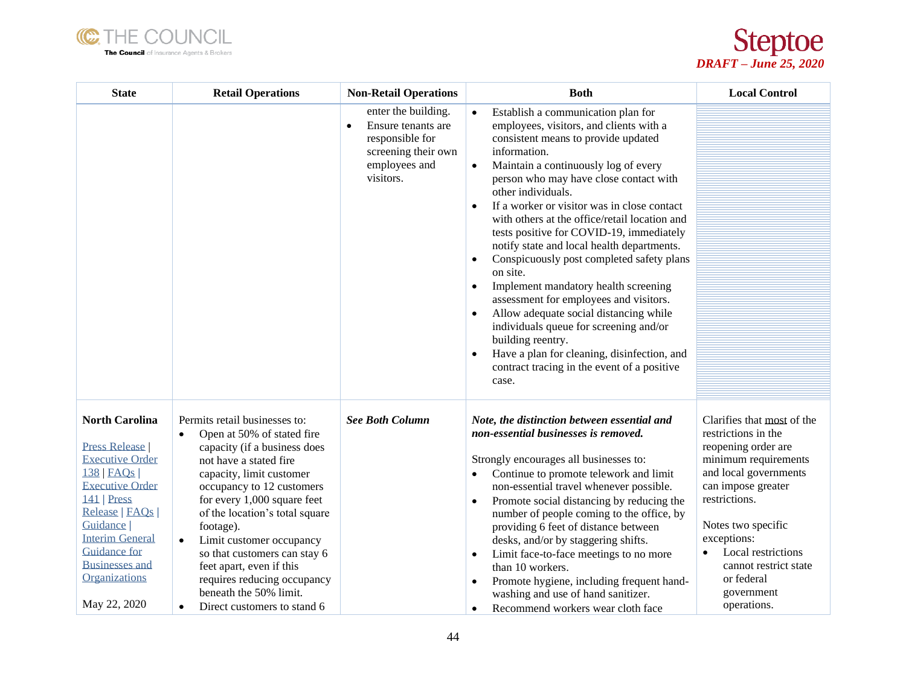| State | Retail Operations | Non-Retail Operations | Both | Local Control |
|---|---|---|---|---|
| | | enter the building.<br>• Ensure tenants are responsible for screening their own employees and visitors. | • Establish a communication plan for employees, visitors, and clients with a consistent means to provide updated information.<br>• Maintain a continuously log of every person who may have close contact with other individuals.<br>• If a worker or visitor was in close contact with others at the office/retail location and tests positive for COVID-19, immediately notify state and local health departments.<br>• Conspicuously post completed safety plans on site.<br>• Implement mandatory health screening assessment for employees and visitors.<br>• Allow adequate social distancing while individuals queue for screening and/or building reentry.<br>• Have a plan for cleaning, disinfection, and contract tracing in the event of a positive case. | |
| **North Carolina**<br><br>Press Release \| Executive Order 138 \| FAQs \| Executive Order 141 \| Press Release \| FAQs \| Guidance \| Interim General Guidance for Businesses and Organizations<br><br>May 22, 2020 | Permits retail businesses to:<br>• Open at 50% of stated fire capacity (if a business does not have a stated fire capacity, limit customer occupancy to 12 customers for every 1,000 square feet of the location's total square footage).<br>• Limit customer occupancy so that customers can stay 6 feet apart, even if this requires reducing occupancy beneath the 50% limit.<br>• Direct customers to stand 6 | ***See Both Column*** | ***Note, the distinction between essential and non-essential businesses is removed.***<br><br>Strongly encourages all businesses to:<br>• Continue to promote telework and limit non-essential travel whenever possible.<br>• Promote social distancing by reducing the number of people coming to the office, by providing 6 feet of distance between desks, and/or by staggering shifts.<br>• Limit face-to-face meetings to no more than 10 workers.<br>• Promote hygiene, including frequent hand-washing and use of hand sanitizer.<br>• Recommend workers wear cloth face | Clarifies that most of the restrictions in the reopening order are minimum requirements and local governments can impose greater restrictions.<br><br>Notes two specific exceptions:<br>• Local restrictions cannot restrict state or federal government operations. |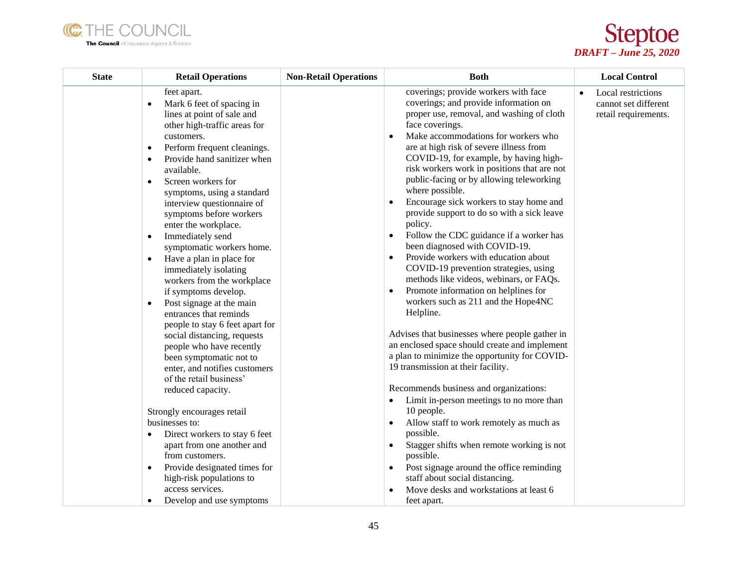| State | Retail Operations | Non-Retail Operations | Both | Local Control |
|---|---|---|---|---|
| | feet apart.<br>• Mark 6 feet of spacing in lines at point of sale and other high-traffic areas for customers.<br>• Perform frequent cleanings.<br>• Provide hand sanitizer when available.<br>• Screen workers for symptoms, using a standard interview questionnaire of symptoms before workers enter the workplace.<br>• Immediately send symptomatic workers home.<br>• Have a plan in place for immediately isolating workers from the workplace if symptoms develop.<br>• Post signage at the main entrances that reminds people to stay 6 feet apart for social distancing, requests people who have recently been symptomatic not to enter, and notifies customers of the retail business' reduced capacity.<br><br>Strongly encourages retail businesses to:<br>• Direct workers to stay 6 feet apart from one another and from customers.<br>• Provide designated times for high-risk populations to access services.<br>• Develop and use symptoms | | coverings; provide workers with face coverings; and provide information on proper use, removal, and washing of cloth face coverings.<br>• Make accommodations for workers who are at high risk of severe illness from COVID-19, for example, by having high-risk workers work in positions that are not public-facing or by allowing teleworking where possible.<br>• Encourage sick workers to stay home and provide support to do so with a sick leave policy.<br>• Follow the CDC guidance if a worker has been diagnosed with COVID-19.<br>• Provide workers with education about COVID-19 prevention strategies, using methods like videos, webinars, or FAQs.<br>• Promote information on helplines for workers such as 211 and the Hope4NC Helpline.<br><br>Advises that businesses where people gather in an enclosed space should create and implement a plan to minimize the opportunity for COVID-19 transmission at their facility.<br><br>Recommends business and organizations:<br>• Limit in-person meetings to no more than 10 people.<br>• Allow staff to work remotely as much as possible.<br>• Stagger shifts when remote working is not possible.<br>• Post signage around the office reminding staff about social distancing.<br>• Move desks and workstations at least 6 feet apart. | • Local restrictions cannot set different retail requirements. |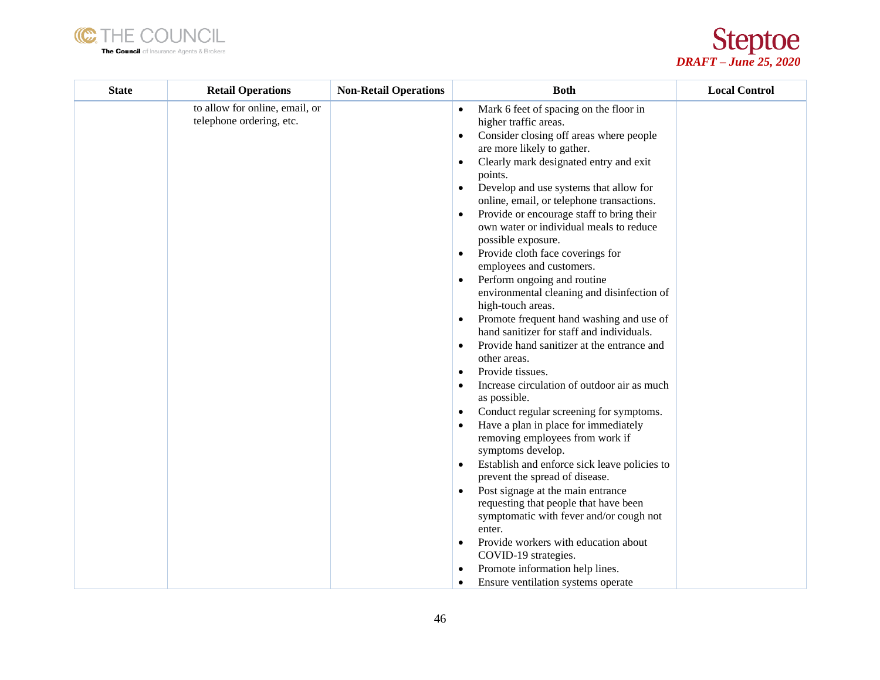| State | Retail Operations | Non-Retail Operations | Both | Local Control |
|---|---|---|---|---|
| | to allow for online, email, or telephone ordering, etc. | | • Mark 6 feet of spacing on the floor in higher traffic areas.<br>• Consider closing off areas where people are more likely to gather.<br>• Clearly mark designated entry and exit points.<br>• Develop and use systems that allow for online, email, or telephone transactions.<br>• Provide or encourage staff to bring their own water or individual meals to reduce possible exposure.<br>• Provide cloth face coverings for employees and customers.<br>• Perform ongoing and routine environmental cleaning and disinfection of high-touch areas.<br>• Promote frequent hand washing and use of hand sanitizer for staff and individuals.<br>• Provide hand sanitizer at the entrance and other areas.<br>• Provide tissues.<br>• Increase circulation of outdoor air as much as possible.<br>• Conduct regular screening for symptoms.<br>• Have a plan in place for immediately removing employees from work if symptoms develop.<br>• Establish and enforce sick leave policies to prevent the spread of disease.<br>• Post signage at the main entrance requesting that people that have been symptomatic with fever and/or cough not enter.<br>• Provide workers with education about COVID-19 strategies.<br>• Promote information help lines.<br>• Ensure ventilation systems operate | |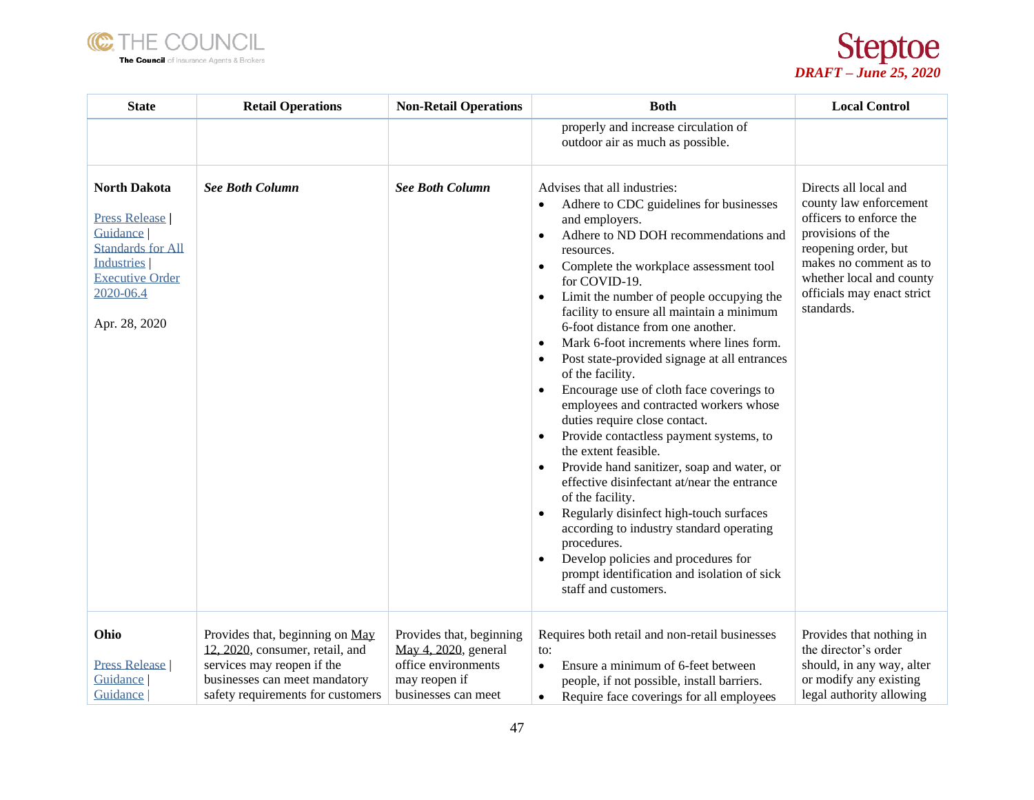| State | Retail Operations | Non-Retail Operations | Both | Local Control |
|---|---|---|---|---|
| | | | properly and increase circulation of outdoor air as much as possible. | |
| **North Dakota**<br><br>Press Release \| Guidance \| Standards for All Industries \| Executive Order 2020-06.4<br><br>Apr. 28, 2020 | ***See Both Column*** | ***See Both Column*** | Advises that all industries:<br>• Adhere to CDC guidelines for businesses and employers.<br>• Adhere to ND DOH recommendations and resources.<br>• Complete the workplace assessment tool for COVID-19.<br>• Limit the number of people occupying the facility to ensure all maintain a minimum 6-foot distance from one another.<br>• Mark 6-foot increments where lines form.<br>• Post state-provided signage at all entrances of the facility.<br>• Encourage use of cloth face coverings to employees and contracted workers whose duties require close contact.<br>• Provide contactless payment systems, to the extent feasible.<br>• Provide hand sanitizer, soap and water, or effective disinfectant at/near the entrance of the facility.<br>• Regularly disinfect high-touch surfaces according to industry standard operating procedures.<br>• Develop policies and procedures for prompt identification and isolation of sick staff and customers. | Directs all local and county law enforcement officers to enforce the provisions of the reopening order, but makes no comment as to whether local and county officials may enact strict standards. |
| **Ohio**<br><br>Press Release \| Guidance \| Guidance \| | Provides that, beginning on May 12, 2020, consumer, retail, and services may reopen if the businesses can meet mandatory safety requirements for customers | Provides that, beginning May 4, 2020, general office environments may reopen if businesses can meet | Requires both retail and non-retail businesses to:<br>• Ensure a minimum of 6-feet between people, if not possible, install barriers.<br>• Require face coverings for all employees | Provides that nothing in the director's order should, in any way, alter or modify any existing legal authority allowing |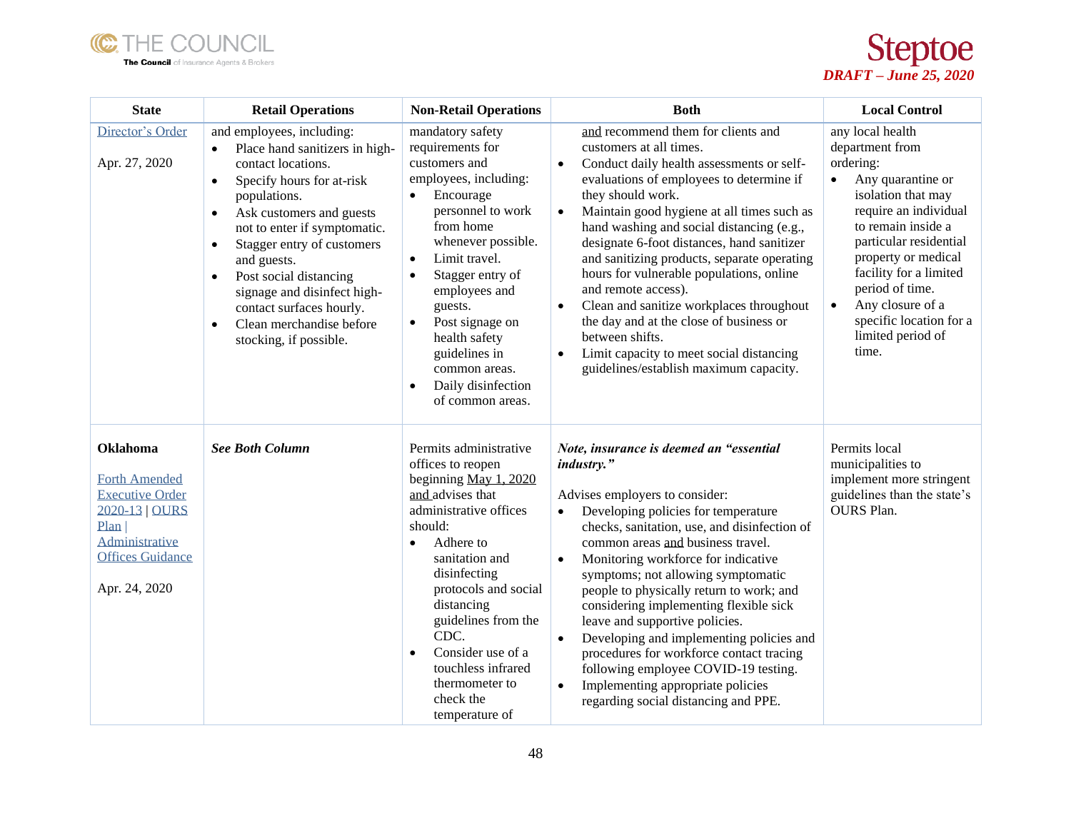| State | Retail Operations | Non-Retail Operations | Both | Local Control |
|---|---|---|---|---|
| Director's Order<br><br>Apr. 27, 2020 | and employees, including:<br>• Place hand sanitizers in high-contact locations.<br>• Specify hours for at-risk populations.<br>• Ask customers and guests not to enter if symptomatic.<br>• Stagger entry of customers and guests.<br>• Post social distancing signage and disinfect high-contact surfaces hourly.<br>• Clean merchandise before stocking, if possible. | mandatory safety requirements for customers and employees, including:<br>• Encourage personnel to work from home whenever possible.<br>• Limit travel.<br>• Stagger entry of employees and guests.<br>• Post signage on health safety guidelines in common areas.<br>• Daily disinfection of common areas. | and recommend them for clients and customers at all times.<br>• Conduct daily health assessments or self-evaluations of employees to determine if they should work.<br>• Maintain good hygiene at all times such as hand washing and social distancing (e.g., designate 6-foot distances, hand sanitizer and sanitizing products, separate operating hours for vulnerable populations, online and remote access).<br>• Clean and sanitize workplaces throughout the day and at the close of business or between shifts.<br>• Limit capacity to meet social distancing guidelines/establish maximum capacity. | any local health department from ordering:<br>• Any quarantine or isolation that may require an individual to remain inside a particular residential property or medical facility for a limited period of time.<br>• Any closure of a specific location for a limited period of time. |
| **Oklahoma**<br><br>Forth Amended Executive Order 2020-13 \| OURS Plan \| Administrative Offices Guidance<br><br>Apr. 24, 2020 | ***See Both Column*** | Permits administrative offices to reopen beginning May 1, 2020 and advises that administrative offices should:<br>• Adhere to sanitation and disinfecting protocols and social distancing guidelines from the CDC.<br>• Consider use of a touchless infrared thermometer to check the temperature of | ***Note, insurance is deemed an "essential industry."***<br><br>Advises employers to consider:<br>• Developing policies for temperature checks, sanitation, use, and disinfection of common areas and business travel.<br>• Monitoring workforce for indicative symptoms; not allowing symptomatic people to physically return to work; and considering implementing flexible sick leave and supportive policies.<br>• Developing and implementing policies and procedures for workforce contact tracing following employee COVID-19 testing.<br>• Implementing appropriate policies regarding social distancing and PPE. | Permits local municipalities to implement more stringent guidelines than the state's OURS Plan. |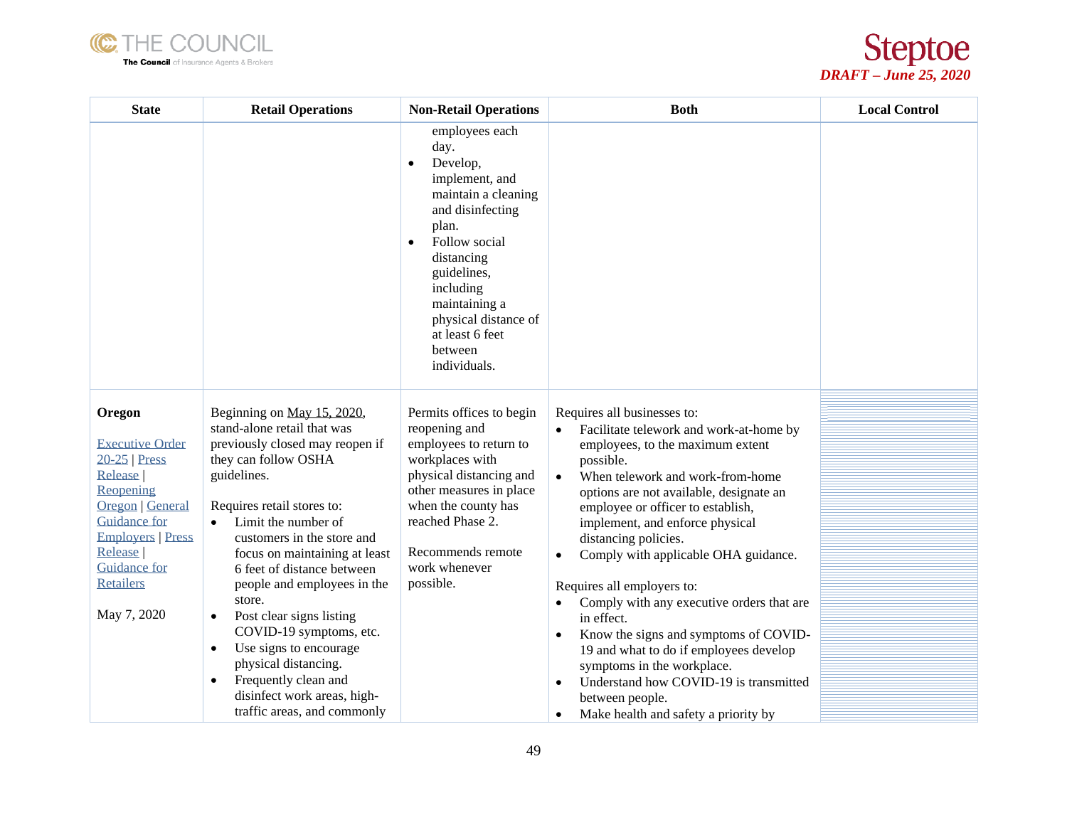| State | Retail Operations | Non-Retail Operations | Both | Local Control |
|---|---|---|---|---|
| | | employees each day.<br>• Develop, implement, and maintain a cleaning and disinfecting plan.<br>• Follow social distancing guidelines, including maintaining a physical distance of at least 6 feet between individuals. | | |
| **Oregon**<br><br>Executive Order 20-25 \| Press Release \| Reopening Oregon \| General Guidance for Employers \| Press Release \| Guidance for Retailers<br><br>May 7, 2020 | Beginning on May 15, 2020, stand-alone retail that was previously closed may reopen if they can follow OSHA guidelines.<br><br>Requires retail stores to:<br>• Limit the number of customers in the store and focus on maintaining at least 6 feet of distance between people and employees in the store.<br>• Post clear signs listing COVID-19 symptoms, etc.<br>• Use signs to encourage physical distancing.<br>• Frequently clean and disinfect work areas, high-traffic areas, and commonly | Permits offices to begin reopening and employees to return to workplaces with physical distancing and other measures in place when the county has reached Phase 2.<br><br>Recommends remote work whenever possible. | Requires all businesses to:<br>• Facilitate telework and work-at-home by employees, to the maximum extent possible.<br>• When telework and work-from-home options are not available, designate an employee or officer to establish, implement, and enforce physical distancing policies.<br>• Comply with applicable OHA guidance.<br><br>Requires all employers to:<br>• Comply with any executive orders that are in effect.<br>• Know the signs and symptoms of COVID-19 and what to do if employees develop symptoms in the workplace.<br>• Understand how COVID-19 is transmitted between people.<br>• Make health and safety a priority by | |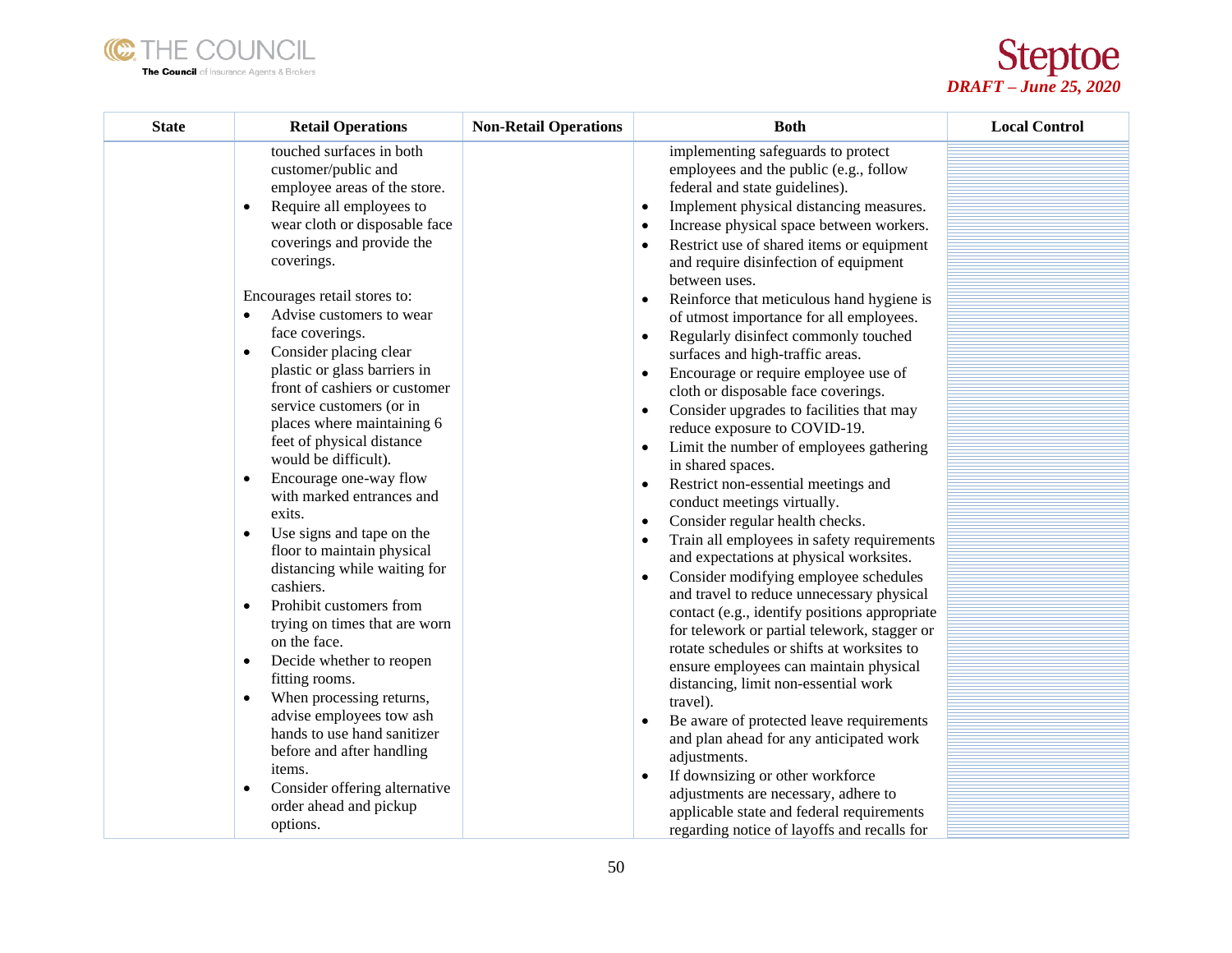| State | Retail Operations | Non-Retail Operations | Both | Local Control |
|---|---|---|---|---|
| | touched surfaces in both customer/public and employee areas of the store.<br>• Require all employees to wear cloth or disposable face coverings and provide the coverings.<br><br>Encourages retail stores to:<br>• Advise customers to wear face coverings.<br>• Consider placing clear plastic or glass barriers in front of cashiers or customer service customers (or in places where maintaining 6 feet of physical distance would be difficult).<br>• Encourage one-way flow with marked entrances and exits.<br>• Use signs and tape on the floor to maintain physical distancing while waiting for cashiers.<br>• Prohibit customers from trying on times that are worn on the face.<br>• Decide whether to reopen fitting rooms.<br>• When processing returns, advise employees tow ash hands to use hand sanitizer before and after handling items.<br>• Consider offering alternative order ahead and pickup options. | | implementing safeguards to protect employees and the public (e.g., follow federal and state guidelines).<br>• Implement physical distancing measures.<br>• Increase physical space between workers.<br>• Restrict use of shared items or equipment and require disinfection of equipment between uses.<br>• Reinforce that meticulous hand hygiene is of utmost importance for all employees.<br>• Regularly disinfect commonly touched surfaces and high-traffic areas.<br>• Encourage or require employee use of cloth or disposable face coverings.<br>• Consider upgrades to facilities that may reduce exposure to COVID-19.<br>• Limit the number of employees gathering in shared spaces.<br>• Restrict non-essential meetings and conduct meetings virtually.<br>• Consider regular health checks.<br>• Train all employees in safety requirements and expectations at physical worksites.<br>• Consider modifying employee schedules and travel to reduce unnecessary physical contact (e.g., identify positions appropriate for telework or partial telework, stagger or rotate schedules or shifts at worksites to ensure employees can maintain physical distancing, limit non-essential work travel).<br>• Be aware of protected leave requirements and plan ahead for any anticipated work adjustments.<br>• If downsizing or other workforce adjustments are necessary, adhere to applicable state and federal requirements regarding notice of layoffs and recalls for | |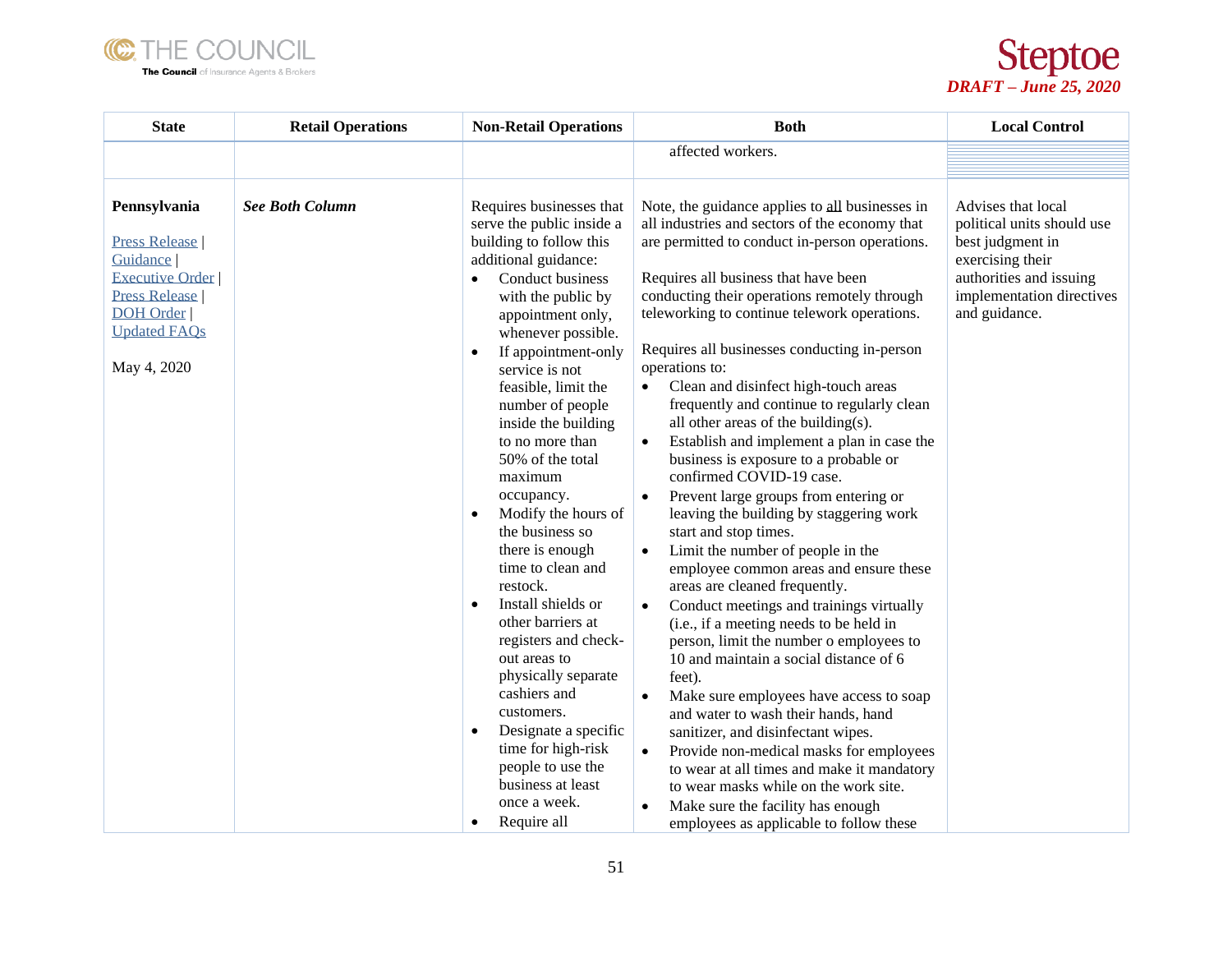| State | Retail Operations | Non-Retail Operations | Both | Local Control |
|---|---|---|---|---|
| | | | affected workers. | |
| **Pennsylvania**<br><br>Press Release \| Guidance \| Executive Order \| Press Release \| DOH Order \| Updated FAQs<br><br>May 4, 2020 | ***See Both Column*** | Requires businesses that serve the public inside a building to follow this additional guidance:<br>• Conduct business with the public by appointment only, whenever possible.<br>• If appointment-only service is not feasible, limit the number of people inside the building to no more than 50% of the total maximum occupancy.<br>• Modify the hours of the business so there is enough time to clean and restock.<br>• Install shields or other barriers at registers and check-out areas to physically separate cashiers and customers.<br>• Designate a specific time for high-risk people to use the business at least once a week.<br>• Require all | Note, the guidance applies to all businesses in all industries and sectors of the economy that are permitted to conduct in-person operations.<br><br>Requires all business that have been conducting their operations remotely through teleworking to continue telework operations.<br><br>Requires all businesses conducting in-person operations to:<br>• Clean and disinfect high-touch areas frequently and continue to regularly clean all other areas of the building(s).<br>• Establish and implement a plan in case the business is exposure to a probable or confirmed COVID-19 case.<br>• Prevent large groups from entering or leaving the building by staggering work start and stop times.<br>• Limit the number of people in the employee common areas and ensure these areas are cleaned frequently.<br>• Conduct meetings and trainings virtually (i.e., if a meeting needs to be held in person, limit the number o employees to 10 and maintain a social distance of 6 feet).<br>• Make sure employees have access to soap and water to wash their hands, hand sanitizer, and disinfectant wipes.<br>• Provide non-medical masks for employees to wear at all times and make it mandatory to wear masks while on the work site.<br>• Make sure the facility has enough employees as applicable to follow these | Advises that local political units should use best judgment in exercising their authorities and issuing implementation directives and guidance. |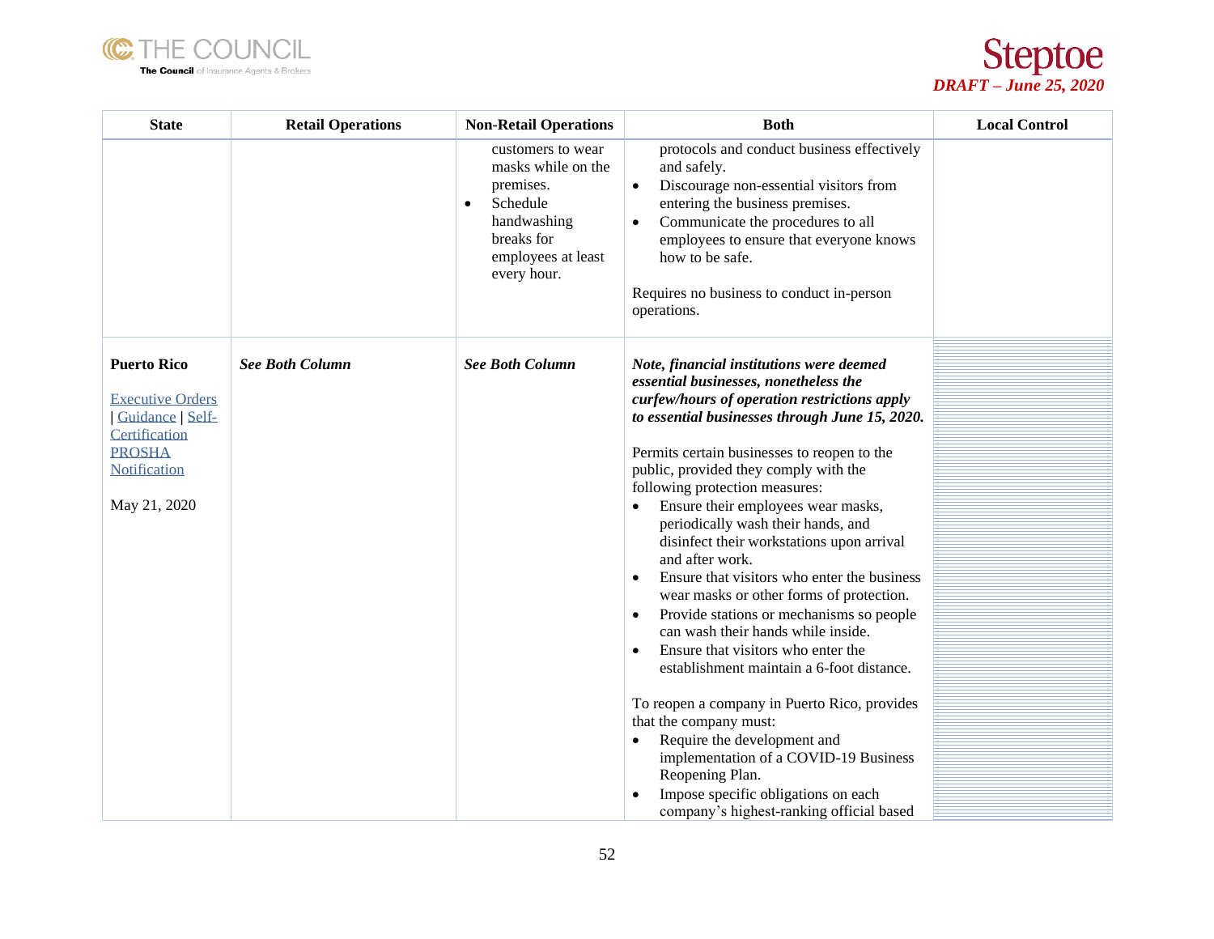| State | Retail Operations | Non-Retail Operations | Both | Local Control |
|---|---|---|---|---|
| | | customers to wear masks while on the premises.<br>• Schedule handwashing breaks for employees at least every hour. | protocols and conduct business effectively and safely.<br>• Discourage non-essential visitors from entering the business premises.<br>• Communicate the procedures to all employees to ensure that everyone knows how to be safe.<br><br>Requires no business to conduct in-person operations. | |
| **Puerto Rico**<br><br>[Executive Orders](#) \| [Guidance](#) \| [Self-Certification](#) [PROSHA Notification](#)<br><br>May 21, 2020 | ***See Both Column*** | ***See Both Column*** | ***Note, financial institutions were deemed essential businesses, nonetheless the curfew/hours of operation restrictions apply to essential businesses through June 15, 2020.***<br><br>Permits certain businesses to reopen to the public, provided they comply with the following protection measures:<br>• Ensure their employees wear masks, periodically wash their hands, and disinfect their workstations upon arrival and after work.<br>• Ensure that visitors who enter the business wear masks or other forms of protection.<br>• Provide stations or mechanisms so people can wash their hands while inside.<br>• Ensure that visitors who enter the establishment maintain a 6-foot distance.<br><br>To reopen a company in Puerto Rico, provides that the company must:<br>• Require the development and implementation of a COVID-19 Business Reopening Plan.<br>• Impose specific obligations on each company's highest-ranking official based | |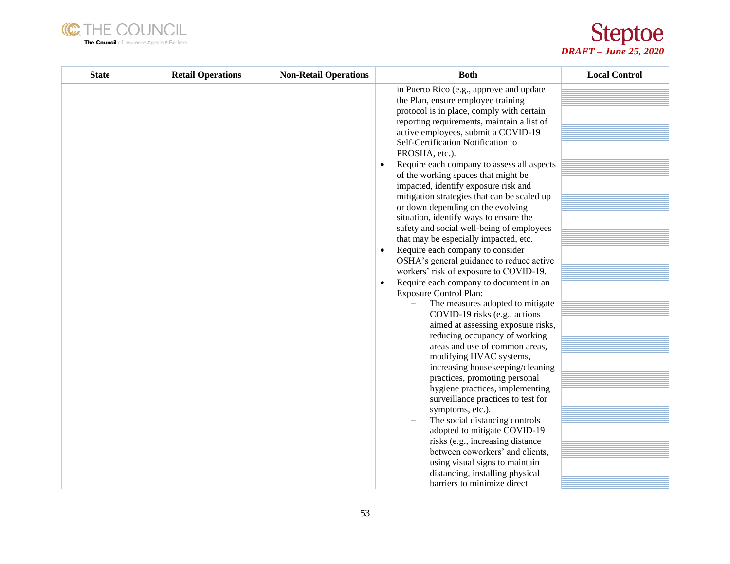| State | Retail Operations | Non-Retail Operations | Both | Local Control |
|---|---|---|---|---|
| | | | in Puerto Rico (e.g., approve and update the Plan, ensure employee training protocol is in place, comply with certain reporting requirements, maintain a list of active employees, submit a COVID-19 Self-Certification Notification to PROSHA, etc.).<br>• Require each company to assess all aspects of the working spaces that might be impacted, identify exposure risk and mitigation strategies that can be scaled up or down depending on the evolving situation, identify ways to ensure the safety and social well-being of employees that may be especially impacted, etc.<br>• Require each company to consider OSHA's general guidance to reduce active workers' risk of exposure to COVID-19.<br>• Require each company to document in an Exposure Control Plan:<br>– The measures adopted to mitigate COVID-19 risks (e.g., actions aimed at assessing exposure risks, reducing occupancy of working areas and use of common areas, modifying HVAC systems, increasing housekeeping/cleaning practices, promoting personal hygiene practices, implementing surveillance practices to test for symptoms, etc.).<br>– The social distancing controls adopted to mitigate COVID-19 risks (e.g., increasing distance between coworkers' and clients, using visual signs to maintain distancing, installing physical barriers to minimize direct | |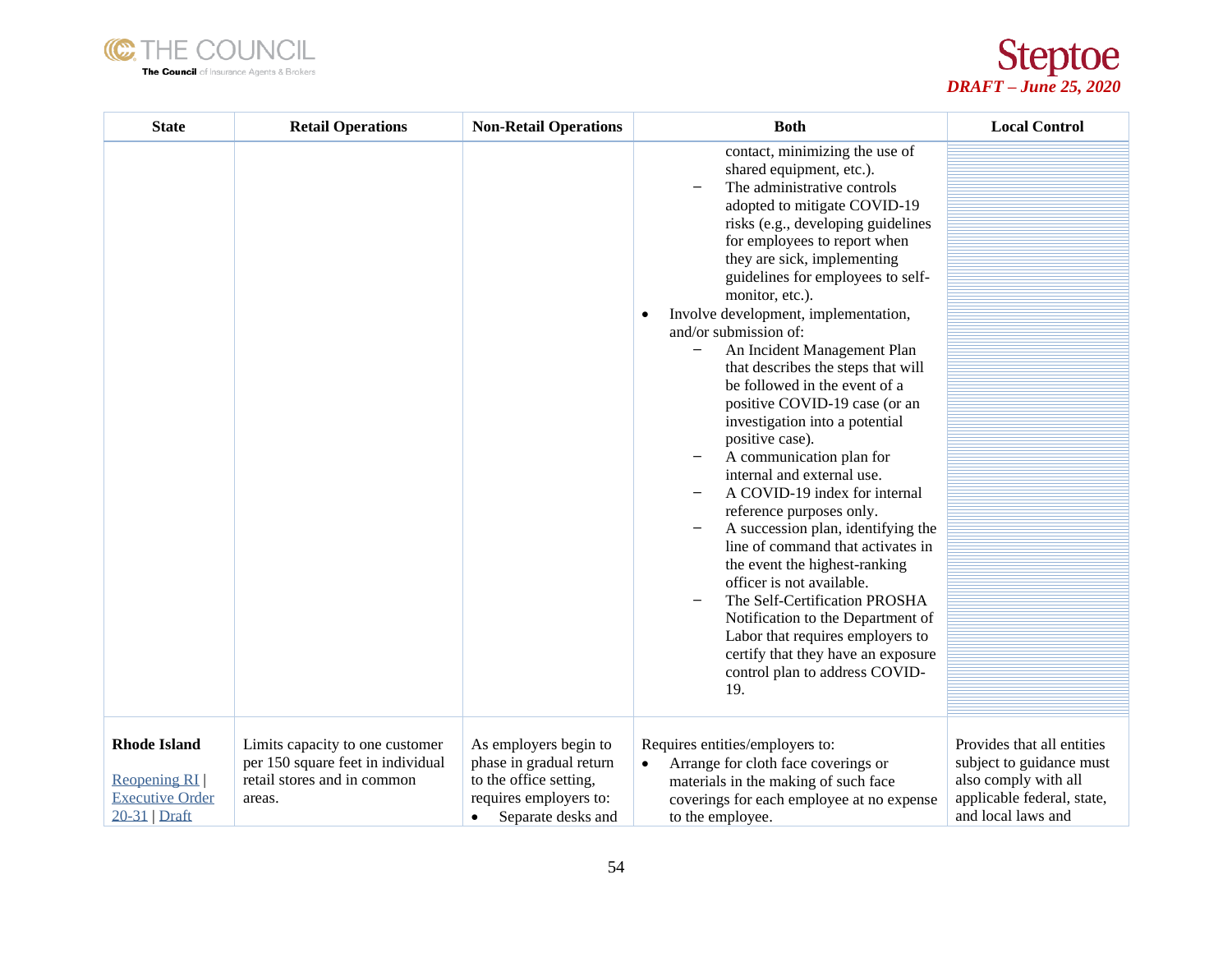| State | Retail Operations | Non-Retail Operations | Both | Local Control |
|---|---|---|---|---|
| | | | contact, minimizing the use of shared equipment, etc.).<br>– The administrative controls adopted to mitigate COVID-19 risks (e.g., developing guidelines for employees to report when they are sick, implementing guidelines for employees to self-monitor, etc.).<br>• Involve development, implementation, and/or submission of:<br>– An Incident Management Plan that describes the steps that will be followed in the event of a positive COVID-19 case (or an investigation into a potential positive case).<br>– A communication plan for internal and external use.<br>– A COVID-19 index for internal reference purposes only.<br>– A succession plan, identifying the line of command that activates in the event the highest-ranking officer is not available.<br>– The Self-Certification PROSHA Notification to the Department of Labor that requires employers to certify that they have an exposure control plan to address COVID-19. | |
| **Rhode Island**<br><br>Reopening RI \| Executive Order 20-31 \| Draft | Limits capacity to one customer per 150 square feet in individual retail stores and in common areas. | As employers begin to phase in gradual return to the office setting, requires employers to:<br>• Separate desks and | Requires entities/employers to:<br>• Arrange for cloth face coverings or materials in the making of such face coverings for each employee at no expense to the employee. | Provides that all entities subject to guidance must also comply with all applicable federal, state, and local laws and |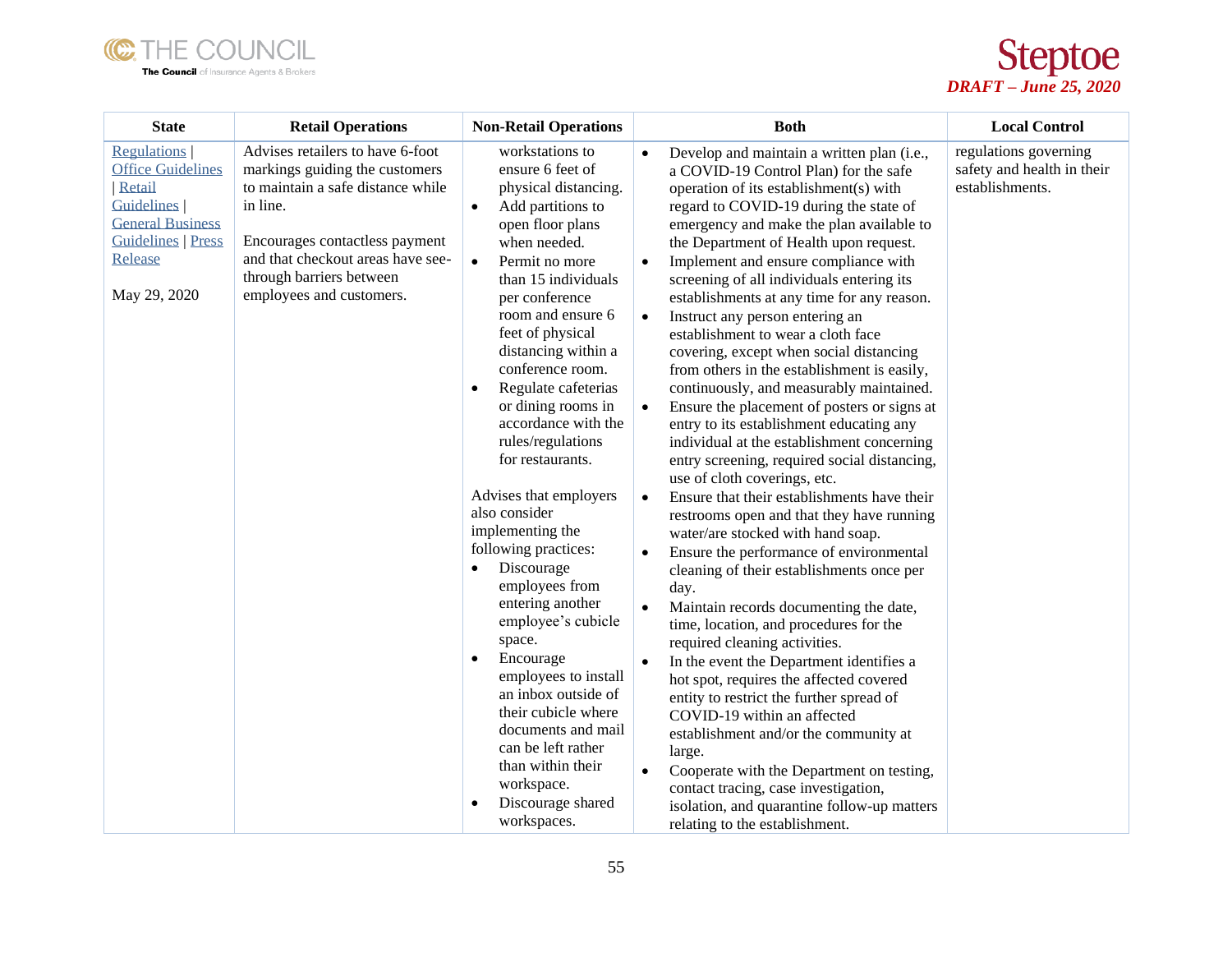| State | Retail Operations | Non-Retail Operations | Both | Local Control |
|---|---|---|---|---|
| Regulations \| Office Guidelines \| Retail Guidelines \| General Business Guidelines \| Press Release<br><br>May 29, 2020 | Advises retailers to have 6-foot markings guiding the customers to maintain a safe distance while in line.<br><br>Encourages contactless payment and that checkout areas have see-through barriers between employees and customers. | workstations to ensure 6 feet of physical distancing.<br>• Add partitions to open floor plans when needed.<br>• Permit no more than 15 individuals per conference room and ensure 6 feet of physical distancing within a conference room.<br>• Regulate cafeterias or dining rooms in accordance with the rules/regulations for restaurants.<br><br>Advises that employers also consider implementing the following practices:<br>• Discourage employees from entering another employee's cubicle space.<br>• Encourage employees to install an inbox outside of their cubicle where documents and mail can be left rather than within their workspace.<br>• Discourage shared workspaces. | • Develop and maintain a written plan (i.e., a COVID-19 Control Plan) for the safe operation of its establishment(s) with regard to COVID-19 during the state of emergency and make the plan available to the Department of Health upon request.<br>• Implement and ensure compliance with screening of all individuals entering its establishments at any time for any reason.<br>• Instruct any person entering an establishment to wear a cloth face covering, except when social distancing from others in the establishment is easily, continuously, and measurably maintained.<br>• Ensure the placement of posters or signs at entry to its establishment educating any individual at the establishment concerning entry screening, required social distancing, use of cloth coverings, etc.<br>• Ensure that their establishments have their restrooms open and that they have running water/are stocked with hand soap.<br>• Ensure the performance of environmental cleaning of their establishments once per day.<br>• Maintain records documenting the date, time, location, and procedures for the required cleaning activities.<br>• In the event the Department identifies a hot spot, requires the affected covered entity to restrict the further spread of COVID-19 within an affected establishment and/or the community at large.<br>• Cooperate with the Department on testing, contact tracing, case investigation, isolation, and quarantine follow-up matters relating to the establishment. | regulations governing safety and health in their establishments. |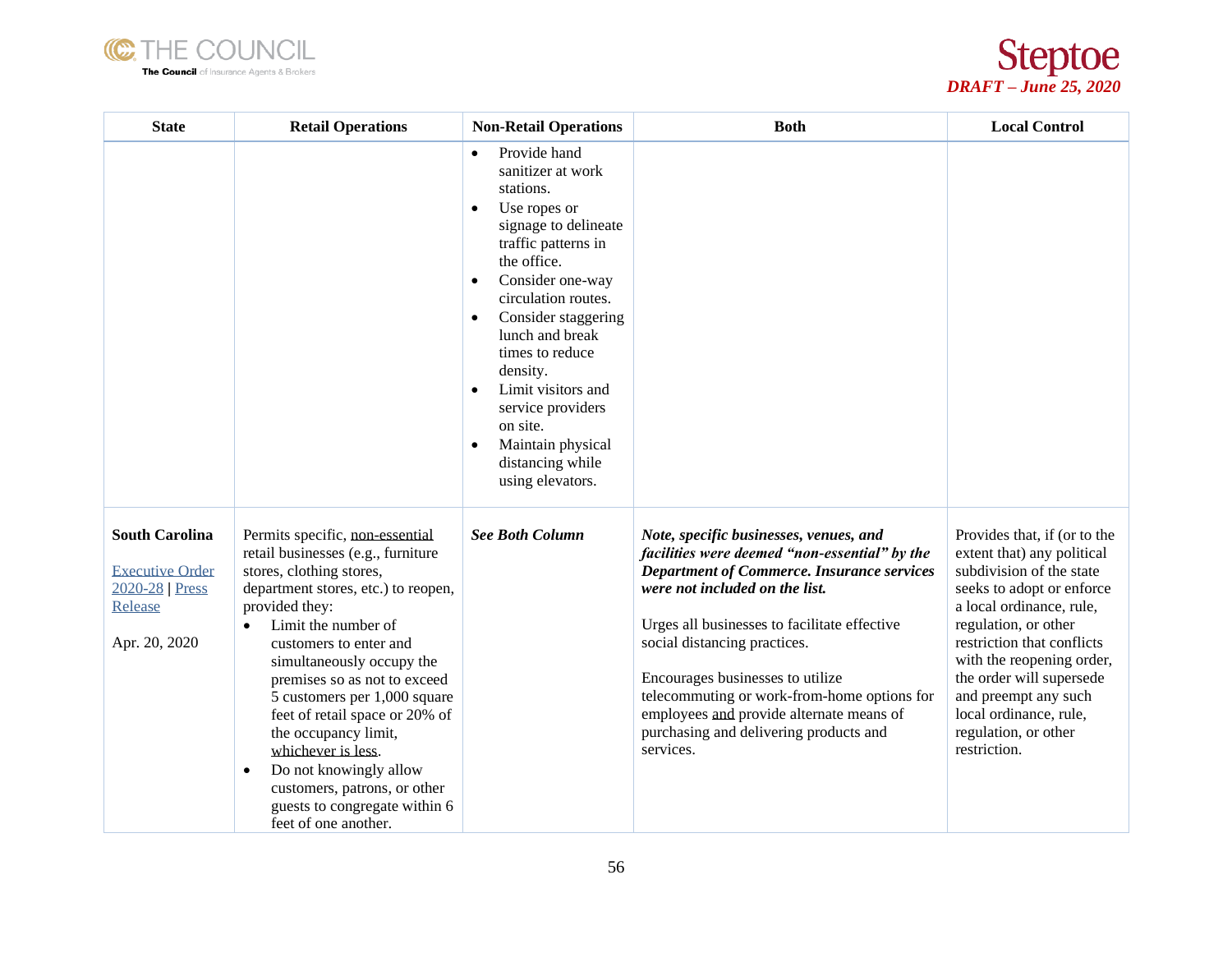| State | Retail Operations | Non-Retail Operations | Both | Local Control |
|---|---|---|---|---|
| | | • Provide hand sanitizer at work stations.<br>• Use ropes or signage to delineate traffic patterns in the office.<br>• Consider one-way circulation routes.<br>• Consider staggering lunch and break times to reduce density.<br>• Limit visitors and service providers on site.<br>• Maintain physical distancing while using elevators. | | |
| **South Carolina**<br><br>Executive Order 2020-28 \| Press Release<br><br>Apr. 20, 2020 | Permits specific, <u>non-essential</u> retail businesses (e.g., furniture stores, clothing stores, department stores, etc.) to reopen, provided they:<br>• Limit the number of customers to enter and simultaneously occupy the premises so as not to exceed 5 customers per 1,000 square feet of retail space or 20% of the occupancy limit, <u>whichever is less</u>.<br>• Do not knowingly allow customers, patrons, or other guests to congregate within 6 feet of one another. | ***See Both Column*** | ***Note, specific businesses, venues, and facilities were deemed "non-essential" by the Department of Commerce. Insurance services were not included on the list.***<br><br>Urges all businesses to facilitate effective social distancing practices.<br><br>Encourages businesses to utilize telecommuting or work-from-home options for employees <u>and</u> provide alternate means of purchasing and delivering products and services. | Provides that, if (or to the extent that) any political subdivision of the state seeks to adopt or enforce a local ordinance, rule, regulation, or other restriction that conflicts with the reopening order, the order will supersede and preempt any such local ordinance, rule, regulation, or other restriction. |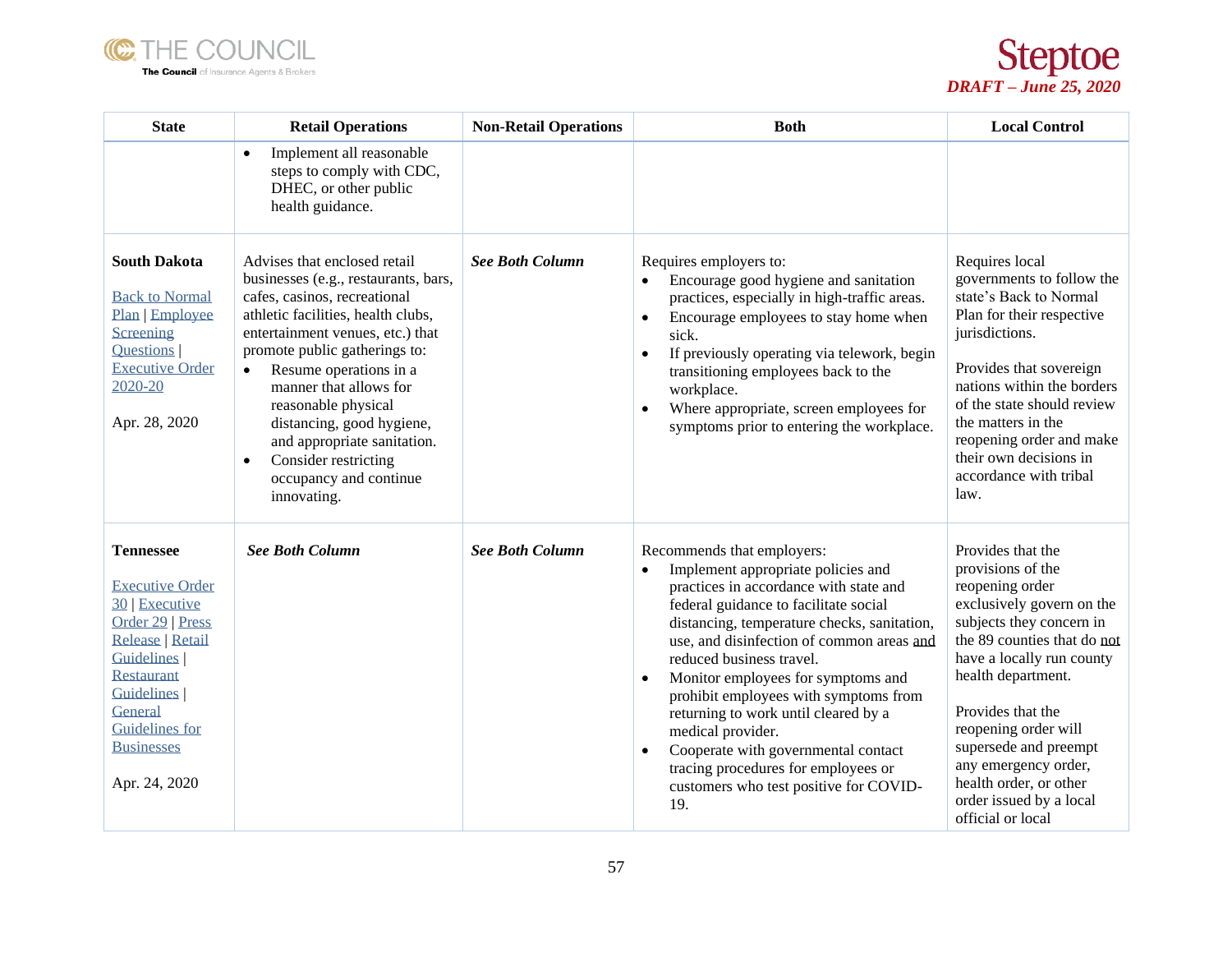| State | Retail Operations | Non-Retail Operations | Both | Local Control |
|---|---|---|---|---|
| | • Implement all reasonable steps to comply with CDC, DHEC, or other public health guidance. | | | |
| **South Dakota**<br><br>Back to Normal Plan \| Employee Screening Questions \| Executive Order 2020-20<br><br>Apr. 28, 2020 | Advises that enclosed retail businesses (e.g., restaurants, bars, cafes, casinos, recreational athletic facilities, health clubs, entertainment venues, etc.) that promote public gatherings to:<br>• Resume operations in a manner that allows for reasonable physical distancing, good hygiene, and appropriate sanitation.<br>• Consider restricting occupancy and continue innovating. | ***See Both Column*** | Requires employers to:<br>• Encourage good hygiene and sanitation practices, especially in high-traffic areas.<br>• Encourage employees to stay home when sick.<br>• If previously operating via telework, begin transitioning employees back to the workplace.<br>• Where appropriate, screen employees for symptoms prior to entering the workplace. | Requires local governments to follow the state's Back to Normal Plan for their respective jurisdictions.<br><br>Provides that sovereign nations within the borders of the state should review the matters in the reopening order and make their own decisions in accordance with tribal law. |
| **Tennessee**<br><br>Executive Order 30 \| Executive Order 29 \| Press Release \| Retail Guidelines \| Restaurant Guidelines \| General Guidelines for Businesses<br><br>Apr. 24, 2020 | ***See Both Column*** | ***See Both Column*** | Recommends that employers:<br>• Implement appropriate policies and practices in accordance with state and federal guidance to facilitate social distancing, temperature checks, sanitation, use, and disinfection of common areas <u>and</u> reduced business travel.<br>• Monitor employees for symptoms and prohibit employees with symptoms from returning to work until cleared by a medical provider.<br>• Cooperate with governmental contact tracing procedures for employees or customers who test positive for COVID-19. | Provides that the provisions of the reopening order exclusively govern on the subjects they concern in the 89 counties that do <u>not</u> have a locally run county health department.<br><br>Provides that the reopening order will supersede and preempt any emergency order, health order, or other order issued by a local official or local |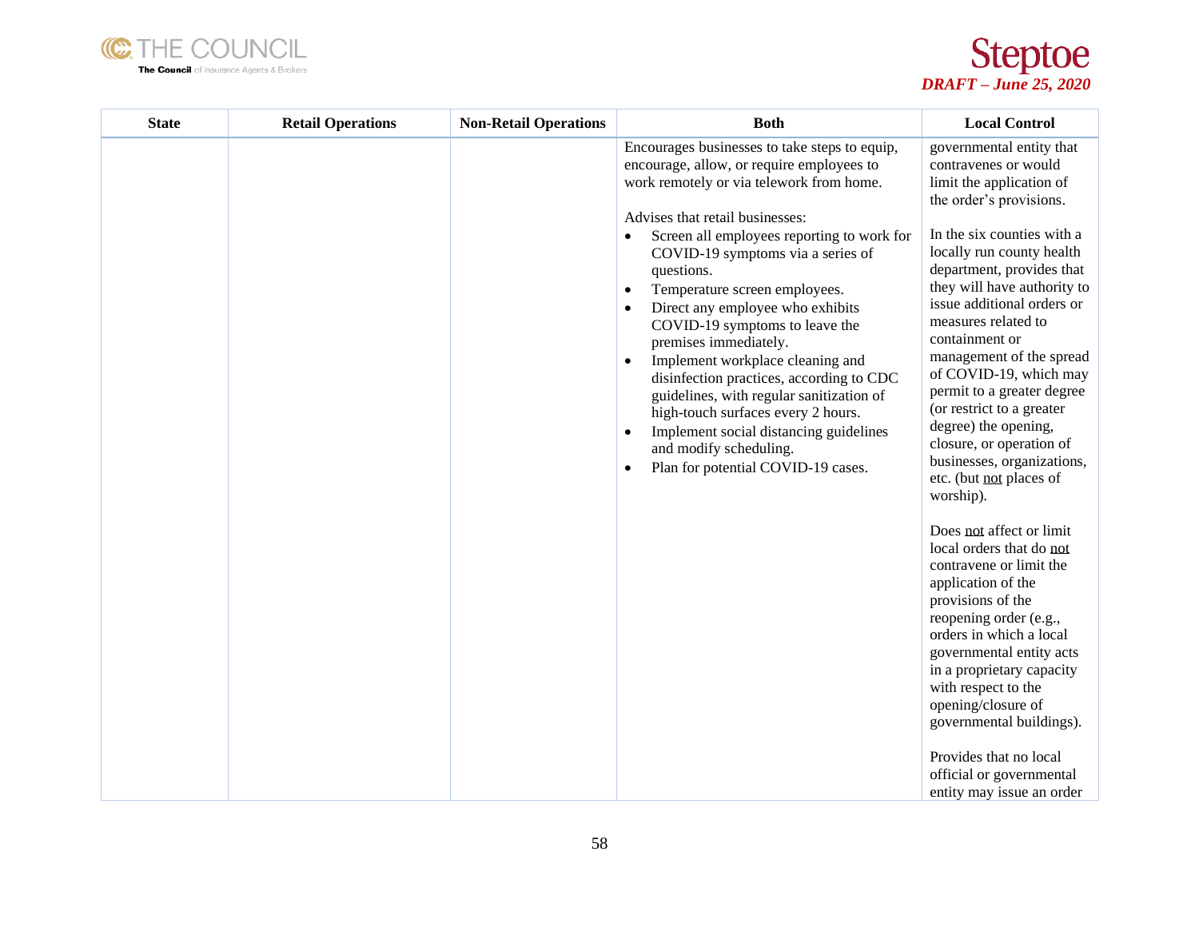| State | Retail Operations | Non-Retail Operations | Both | Local Control |
|---|---|---|---|---|
| | | | Encourages businesses to take steps to equip, encourage, allow, or require employees to work remotely or via telework from home.<br><br>Advises that retail businesses:<br>• Screen all employees reporting to work for COVID-19 symptoms via a series of questions.<br>• Temperature screen employees.<br>• Direct any employee who exhibits COVID-19 symptoms to leave the premises immediately.<br>• Implement workplace cleaning and disinfection practices, according to CDC guidelines, with regular sanitization of high-touch surfaces every 2 hours.<br>• Implement social distancing guidelines and modify scheduling.<br>• Plan for potential COVID-19 cases. | governmental entity that contravenes or would limit the application of the order's provisions.<br><br>In the six counties with a locally run county health department, provides that they will have authority to issue additional orders or measures related to containment or management of the spread of COVID-19, which may permit to a greater degree (or restrict to a greater degree) the opening, closure, or operation of businesses, organizations, etc. (but not places of worship).<br><br>Does not affect or limit local orders that do not contravene or limit the application of the provisions of the reopening order (e.g., orders in which a local governmental entity acts in a proprietary capacity with respect to the opening/closure of governmental buildings).<br><br>Provides that no local official or governmental entity may issue an order |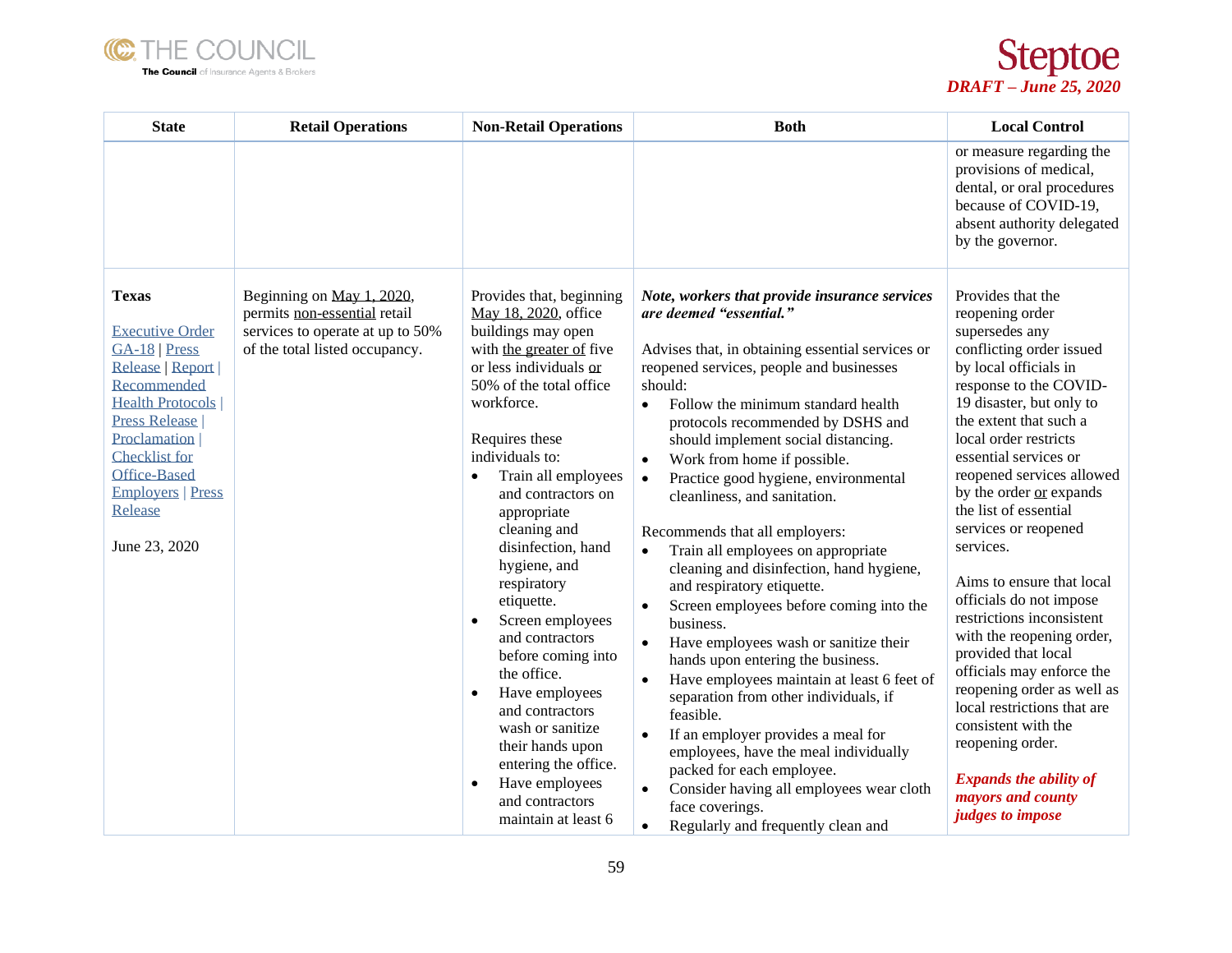| State | Retail Operations | Non-Retail Operations | Both | Local Control |
|---|---|---|---|---|
| | | | | or measure regarding the provisions of medical, dental, or oral procedures because of COVID-19, absent authority delegated by the governor. |
| **Texas**<br><br>Executive Order GA-18 \| Press Release \| Report \| Recommended Health Protocols \| Press Release \| Proclamation \| Checklist for Office-Based Employers \| Press Release<br><br>June 23, 2020 | Beginning on May 1, 2020, permits non-essential retail services to operate at up to 50% of the total listed occupancy. | Provides that, beginning May 18, 2020, office buildings may open with the greater of five or less individuals or 50% of the total office workforce.<br><br>Requires these individuals to:<br>• Train all employees and contractors on appropriate cleaning and disinfection, hand hygiene, and respiratory etiquette.<br>• Screen employees and contractors before coming into the office.<br>• Have employees and contractors wash or sanitize their hands upon entering the office.<br>• Have employees and contractors maintain at least 6 | ***Note, workers that provide insurance services are deemed "essential."***<br><br>Advises that, in obtaining essential services or reopened services, people and businesses should:<br>• Follow the minimum standard health protocols recommended by DSHS and should implement social distancing.<br>• Work from home if possible.<br>• Practice good hygiene, environmental cleanliness, and sanitation.<br><br>Recommends that all employers:<br>• Train all employees on appropriate cleaning and disinfection, hand hygiene, and respiratory etiquette.<br>• Screen employees before coming into the business.<br>• Have employees wash or sanitize their hands upon entering the business.<br>• Have employees maintain at least 6 feet of separation from other individuals, if feasible.<br>• If an employer provides a meal for employees, have the meal individually packed for each employee.<br>• Consider having all employees wear cloth face coverings.<br>• Regularly and frequently clean and | Provides that the reopening order supersedes any conflicting order issued by local officials in response to the COVID-19 disaster, but only to the extent that such a local order restricts essential services or reopened services allowed by the order or expands the list of essential services or reopened services.<br><br>Aims to ensure that local officials do not impose restrictions inconsistent with the reopening order, provided that local officials may enforce the reopening order as well as local restrictions that are consistent with the reopening order.<br><br>***Expands the ability of mayors and county judges to impose*** |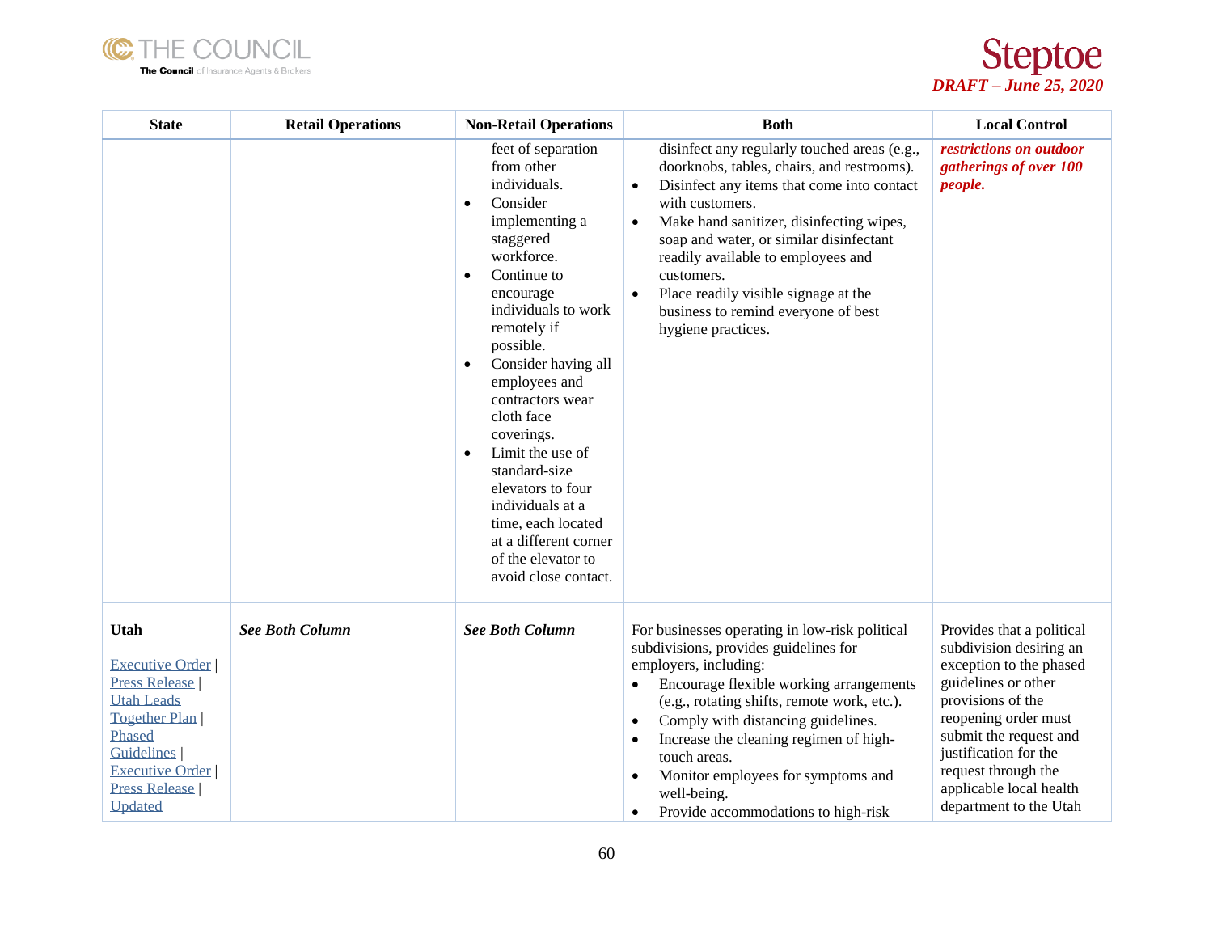| State | Retail Operations | Non-Retail Operations | Both | Local Control |
|---|---|---|---|---|
| | | feet of separation from other individuals.<br>• Consider implementing a staggered workforce.<br>• Continue to encourage individuals to work remotely if possible.<br>• Consider having all employees and contractors wear cloth face coverings.<br>• Limit the use of standard-size elevators to four individuals at a time, each located at a different corner of the elevator to avoid close contact. | disinfect any regularly touched areas (e.g., doorknobs, tables, chairs, and restrooms).<br>• Disinfect any items that come into contact with customers.<br>• Make hand sanitizer, disinfecting wipes, soap and water, or similar disinfectant readily available to employees and customers.<br>• Place readily visible signage at the business to remind everyone of best hygiene practices. | ***restrictions on outdoor gatherings of over 100 people.*** |
| **Utah**<br><br>Executive Order \| Press Release \| Utah Leads Together Plan \| Phased Guidelines \| Executive Order \| Press Release \| Updated | ***See Both Column*** | ***See Both Column*** | For businesses operating in low-risk political subdivisions, provides guidelines for employers, including:<br>• Encourage flexible working arrangements (e.g., rotating shifts, remote work, etc.).<br>• Comply with distancing guidelines.<br>• Increase the cleaning regimen of high-touch areas.<br>• Monitor employees for symptoms and well-being.<br>• Provide accommodations to high-risk | Provides that a political subdivision desiring an exception to the phased guidelines or other provisions of the reopening order must submit the request and justification for the request through the applicable local health department to the Utah |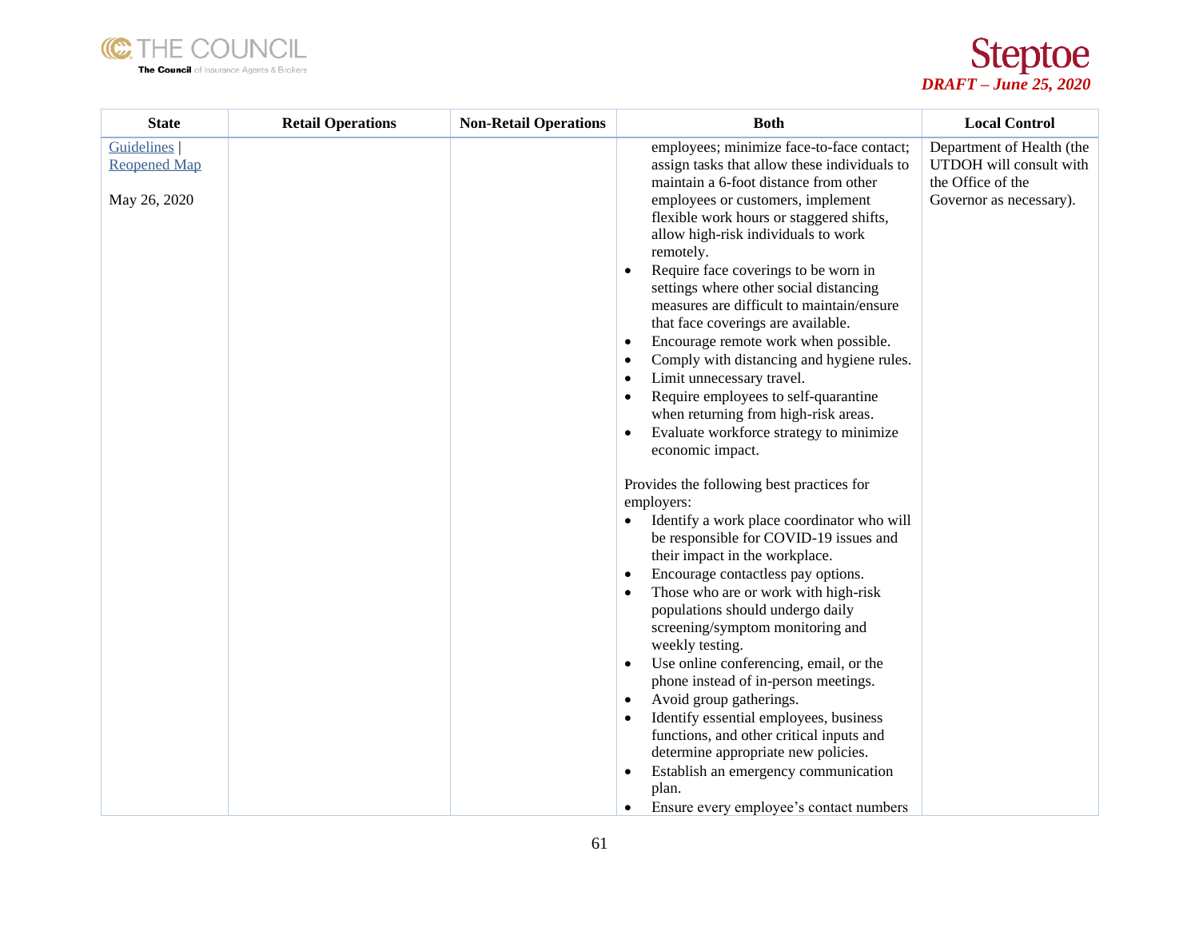| State | Retail Operations | Non-Retail Operations | Both | Local Control |
|---|---|---|---|---|
| [Guidelines](#) \| [Reopened Map](#)<br><br>May 26, 2020 | | | employees; minimize face-to-face contact; assign tasks that allow these individuals to maintain a 6-foot distance from other employees or customers, implement flexible work hours or staggered shifts, allow high-risk individuals to work remotely.<br>• Require face coverings to be worn in settings where other social distancing measures are difficult to maintain/ensure that face coverings are available.<br>• Encourage remote work when possible.<br>• Comply with distancing and hygiene rules.<br>• Limit unnecessary travel.<br>• Require employees to self-quarantine when returning from high-risk areas.<br>• Evaluate workforce strategy to minimize economic impact.<br><br>Provides the following best practices for employers:<br>• Identify a work place coordinator who will be responsible for COVID-19 issues and their impact in the workplace.<br>• Encourage contactless pay options.<br>• Those who are or work with high-risk populations should undergo daily screening/symptom monitoring and weekly testing.<br>• Use online conferencing, email, or the phone instead of in-person meetings.<br>• Avoid group gatherings.<br>• Identify essential employees, business functions, and other critical inputs and determine appropriate new policies.<br>• Establish an emergency communication plan.<br>• Ensure every employee's contact numbers | Department of Health (the UTDOH will consult with the Office of the Governor as necessary). |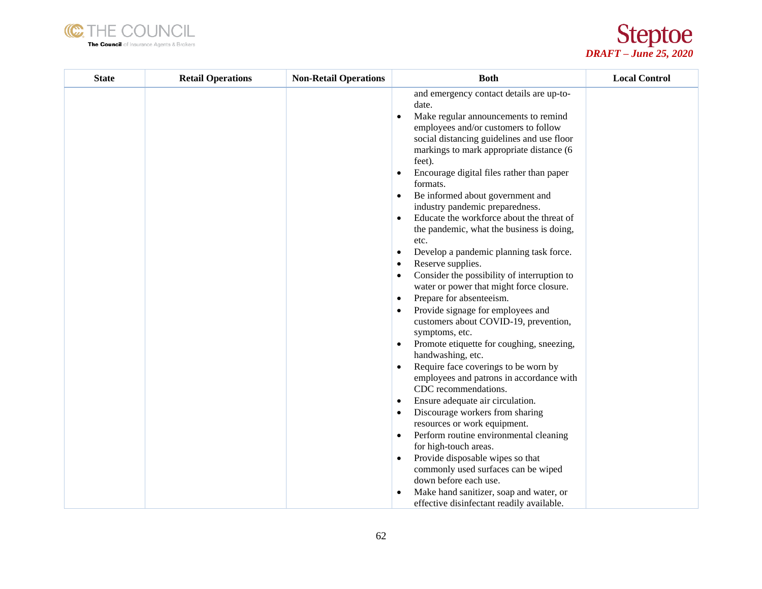| State | Retail Operations | Non-Retail Operations | Both | Local Control |
|---|---|---|---|---|
| | | | and emergency contact details are up-to-date.<br>• Make regular announcements to remind employees and/or customers to follow social distancing guidelines and use floor markings to mark appropriate distance (6 feet).<br>• Encourage digital files rather than paper formats.<br>• Be informed about government and industry pandemic preparedness.<br>• Educate the workforce about the threat of the pandemic, what the business is doing, etc.<br>• Develop a pandemic planning task force.<br>• Reserve supplies.<br>• Consider the possibility of interruption to water or power that might force closure.<br>• Prepare for absenteeism.<br>• Provide signage for employees and customers about COVID-19, prevention, symptoms, etc.<br>• Promote etiquette for coughing, sneezing, handwashing, etc.<br>• Require face coverings to be worn by employees and patrons in accordance with CDC recommendations.<br>• Ensure adequate air circulation.<br>• Discourage workers from sharing resources or work equipment.<br>• Perform routine environmental cleaning for high-touch areas.<br>• Provide disposable wipes so that commonly used surfaces can be wiped down before each use.<br>• Make hand sanitizer, soap and water, or effective disinfectant readily available. | |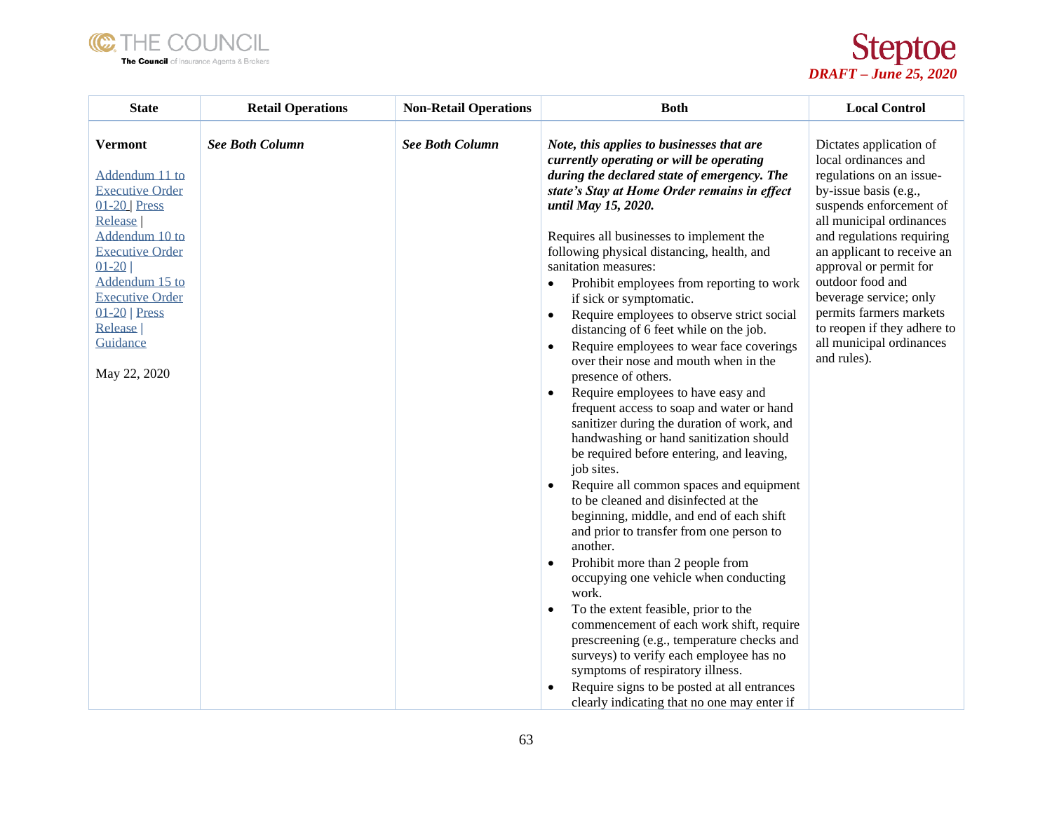| State | Retail Operations | Non-Retail Operations | Both | Local Control |
|---|---|---|---|---|
| **Vermont**<br><br>Addendum 11 to Executive Order 01-20 \| Press Release \| Addendum 10 to Executive Order 01-20 \| Addendum 15 to Executive Order 01-20 \| Press Release \| Guidance<br><br>May 22, 2020 | ***See Both Column*** | ***See Both Column*** | ***Note, this applies to businesses that are currently operating or will be operating during the declared state of emergency. The state's Stay at Home Order remains in effect until May 15, 2020.***<br><br>Requires all businesses to implement the following physical distancing, health, and sanitation measures:<br>• Prohibit employees from reporting to work if sick or symptomatic.<br>• Require employees to observe strict social distancing of 6 feet while on the job.<br>• Require employees to wear face coverings over their nose and mouth when in the presence of others.<br>• Require employees to have easy and frequent access to soap and water or hand sanitizer during the duration of work, and handwashing or hand sanitization should be required before entering, and leaving, job sites.<br>• Require all common spaces and equipment to be cleaned and disinfected at the beginning, middle, and end of each shift and prior to transfer from one person to another.<br>• Prohibit more than 2 people from occupying one vehicle when conducting work.<br>• To the extent feasible, prior to the commencement of each work shift, require prescreening (e.g., temperature checks and surveys) to verify each employee has no symptoms of respiratory illness.<br>• Require signs to be posted at all entrances clearly indicating that no one may enter if | Dictates application of local ordinances and regulations on an issue-by-issue basis (e.g., suspends enforcement of all municipal ordinances and regulations requiring an applicant to receive an approval or permit for outdoor food and beverage service; only permits farmers markets to reopen if they adhere to all municipal ordinances and rules). |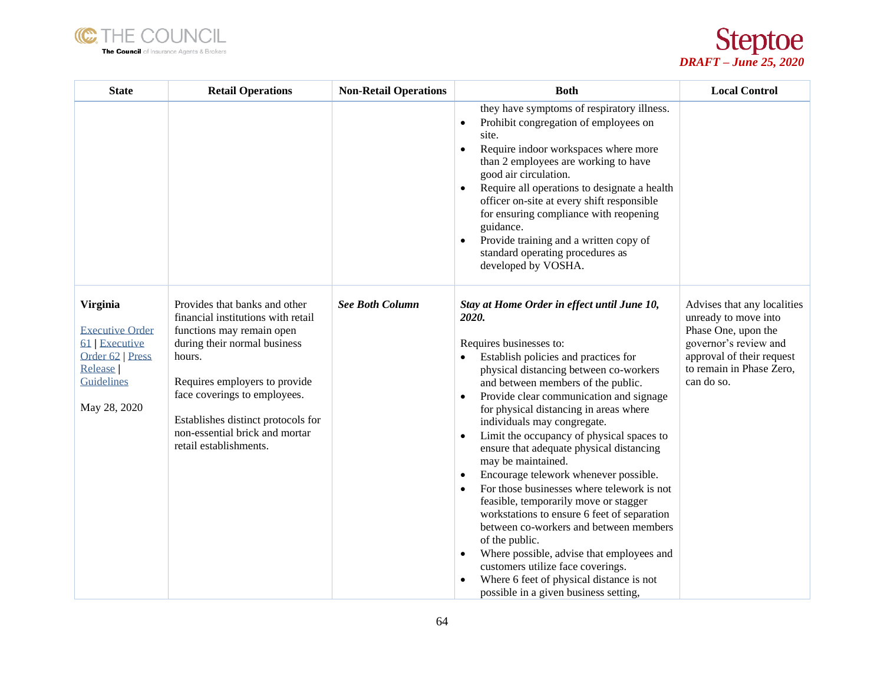| State | Retail Operations | Non-Retail Operations | Both | Local Control |
|---|---|---|---|---|
| | | | they have symptoms of respiratory illness.<br>• Prohibit congregation of employees on site.<br>• Require indoor workspaces where more than 2 employees are working to have good air circulation.<br>• Require all operations to designate a health officer on-site at every shift responsible for ensuring compliance with reopening guidance.<br>• Provide training and a written copy of standard operating procedures as developed by VOSHA. | |
| **Virginia**<br><br>Executive Order 61 \| Executive Order 62 \| Press Release \| Guidelines<br><br>May 28, 2020 | Provides that banks and other financial institutions with retail functions may remain open during their normal business hours.<br><br>Requires employers to provide face coverings to employees.<br><br>Establishes distinct protocols for non-essential brick and mortar retail establishments. | ***See Both Column*** | ***Stay at Home Order in effect until June 10, 2020.***<br><br>Requires businesses to:<br>• Establish policies and practices for physical distancing between co-workers and between members of the public.<br>• Provide clear communication and signage for physical distancing in areas where individuals may congregate.<br>• Limit the occupancy of physical spaces to ensure that adequate physical distancing may be maintained.<br>• Encourage telework whenever possible.<br>• For those businesses where telework is not feasible, temporarily move or stagger workstations to ensure 6 feet of separation between co-workers and between members of the public.<br>• Where possible, advise that employees and customers utilize face coverings.<br>• Where 6 feet of physical distance is not possible in a given business setting, | Advises that any localities unready to move into Phase One, upon the governor's review and approval of their request to remain in Phase Zero, can do so. |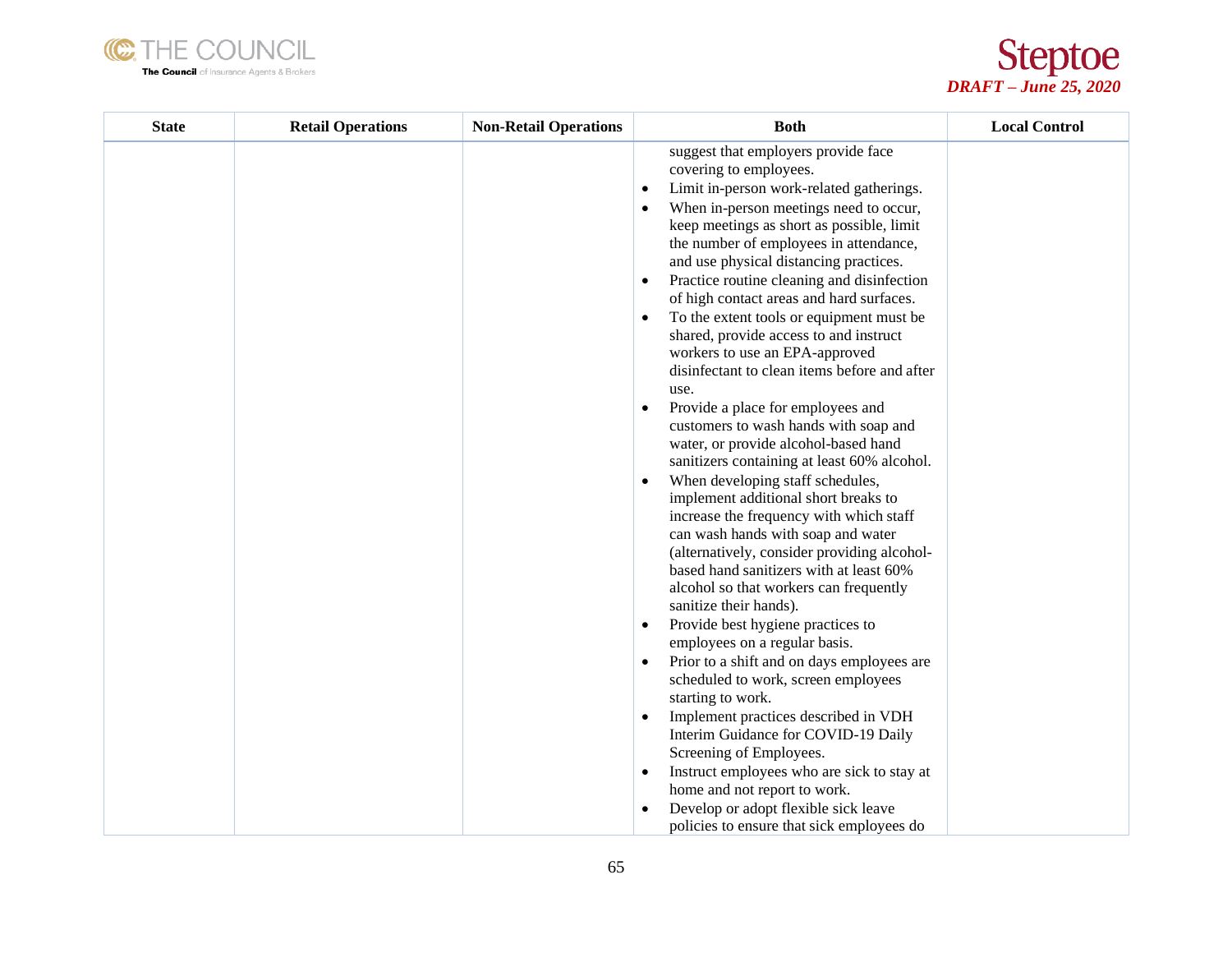| State | Retail Operations | Non-Retail Operations | Both | Local Control |
|---|---|---|---|---|
| | | | suggest that employers provide face covering to employees.<br>• Limit in-person work-related gatherings.<br>• When in-person meetings need to occur, keep meetings as short as possible, limit the number of employees in attendance, and use physical distancing practices.<br>• Practice routine cleaning and disinfection of high contact areas and hard surfaces.<br>• To the extent tools or equipment must be shared, provide access to and instruct workers to use an EPA-approved disinfectant to clean items before and after use.<br>• Provide a place for employees and customers to wash hands with soap and water, or provide alcohol-based hand sanitizers containing at least 60% alcohol.<br>• When developing staff schedules, implement additional short breaks to increase the frequency with which staff can wash hands with soap and water (alternatively, consider providing alcohol-based hand sanitizers with at least 60% alcohol so that workers can frequently sanitize their hands).<br>• Provide best hygiene practices to employees on a regular basis.<br>• Prior to a shift and on days employees are scheduled to work, screen employees starting to work.<br>• Implement practices described in VDH Interim Guidance for COVID-19 Daily Screening of Employees.<br>• Instruct employees who are sick to stay at home and not report to work.<br>• Develop or adopt flexible sick leave policies to ensure that sick employees do | |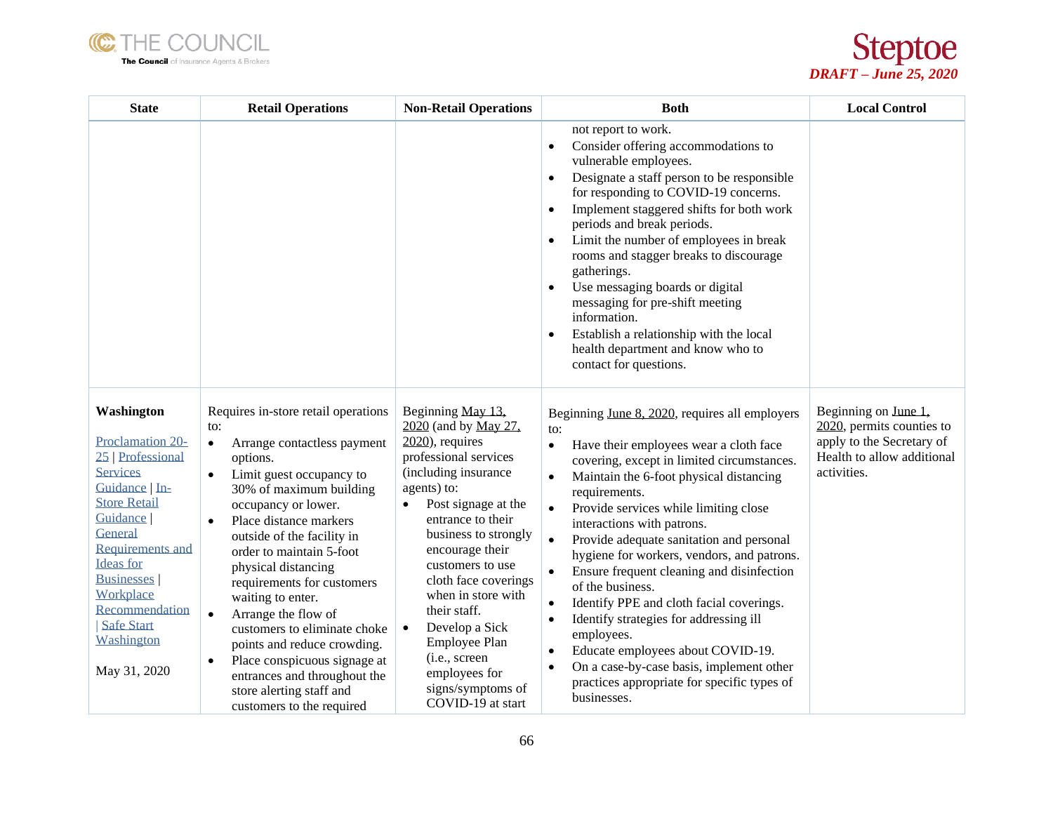| State | Retail Operations | Non-Retail Operations | Both | Local Control |
|---|---|---|---|---|
| | | | not report to work.<br>• Consider offering accommodations to vulnerable employees.<br>• Designate a staff person to be responsible for responding to COVID-19 concerns.<br>• Implement staggered shifts for both work periods and break periods.<br>• Limit the number of employees in break rooms and stagger breaks to discourage gatherings.<br>• Use messaging boards or digital messaging for pre-shift meeting information.<br>• Establish a relationship with the local health department and know who to contact for questions. | |
| **Washington**<br><br>Proclamation 20-25 \| Professional Services Guidance \| In-Store Retail Guidance \| General Requirements and Ideas for Businesses \| Workplace Recommendation \| Safe Start Washington<br><br>May 31, 2020 | Requires in-store retail operations to:<br>• Arrange contactless payment options.<br>• Limit guest occupancy to 30% of maximum building occupancy or lower.<br>• Place distance markers outside of the facility in order to maintain 5-foot physical distancing requirements for customers waiting to enter.<br>• Arrange the flow of customers to eliminate choke points and reduce crowding.<br>• Place conspicuous signage at entrances and throughout the store alerting staff and customers to the required | Beginning May 13, 2020 (and by May 27, 2020), requires professional services (including insurance agents) to:<br>• Post signage at the entrance to their business to strongly encourage their customers to use cloth face coverings when in store with their staff.<br>• Develop a Sick Employee Plan (i.e., screen employees for signs/symptoms of COVID-19 at start | Beginning June 8, 2020, requires all employers to:<br>• Have their employees wear a cloth face covering, except in limited circumstances.<br>• Maintain the 6-foot physical distancing requirements.<br>• Provide services while limiting close interactions with patrons.<br>• Provide adequate sanitation and personal hygiene for workers, vendors, and patrons.<br>• Ensure frequent cleaning and disinfection of the business.<br>• Identify PPE and cloth facial coverings.<br>• Identify strategies for addressing ill employees.<br>• Educate employees about COVID-19.<br>• On a case-by-case basis, implement other practices appropriate for specific types of businesses. | Beginning on June 1, 2020, permits counties to apply to the Secretary of Health to allow additional activities. |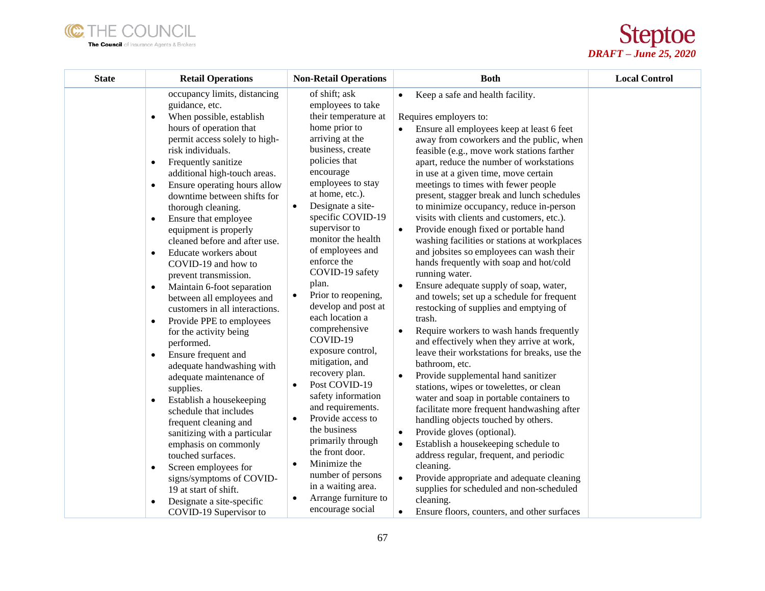| State | Retail Operations | Non-Retail Operations | Both | Local Control |
|---|---|---|---|---|
| | occupancy limits, distancing guidance, etc.<br>• When possible, establish hours of operation that permit access solely to high-risk individuals.<br>• Frequently sanitize additional high-touch areas.<br>• Ensure operating hours allow downtime between shifts for thorough cleaning.<br>• Ensure that employee equipment is properly cleaned before and after use.<br>• Educate workers about COVID-19 and how to prevent transmission.<br>• Maintain 6-foot separation between all employees and customers in all interactions.<br>• Provide PPE to employees for the activity being performed.<br>• Ensure frequent and adequate handwashing with adequate maintenance of supplies.<br>• Establish a housekeeping schedule that includes frequent cleaning and sanitizing with a particular emphasis on commonly touched surfaces.<br>• Screen employees for signs/symptoms of COVID-19 at start of shift.<br>• Designate a site-specific COVID-19 Supervisor to | of shift; ask employees to take their temperature at home prior to arriving at the business, create policies that encourage employees to stay at home, etc.).<br>• Designate a site-specific COVID-19 supervisor to monitor the health of employees and enforce the COVID-19 safety plan.<br>• Prior to reopening, develop and post at each location a comprehensive COVID-19 exposure control, mitigation, and recovery plan.<br>• Post COVID-19 safety information and requirements.<br>• Provide access to the business primarily through the front door.<br>• Minimize the number of persons in a waiting area.<br>• Arrange furniture to encourage social | • Keep a safe and health facility.<br><br>Requires employers to:<br>• Ensure all employees keep at least 6 feet away from coworkers and the public, when feasible (e.g., move work stations farther apart, reduce the number of workstations in use at a given time, move certain meetings to times with fewer people present, stagger break and lunch schedules to minimize occupancy, reduce in-person visits with clients and customers, etc.).<br>• Provide enough fixed or portable hand washing facilities or stations at workplaces and jobsites so employees can wash their hands frequently with soap and hot/cold running water.<br>• Ensure adequate supply of soap, water, and towels; set up a schedule for frequent restocking of supplies and emptying of trash.<br>• Require workers to wash hands frequently and effectively when they arrive at work, leave their workstations for breaks, use the bathroom, etc.<br>• Provide supplemental hand sanitizer stations, wipes or towelettes, or clean water and soap in portable containers to facilitate more frequent handwashing after handling objects touched by others.<br>• Provide gloves (optional).<br>• Establish a housekeeping schedule to address regular, frequent, and periodic cleaning.<br>• Provide appropriate and adequate cleaning supplies for scheduled and non-scheduled cleaning.<br>• Ensure floors, counters, and other surfaces | |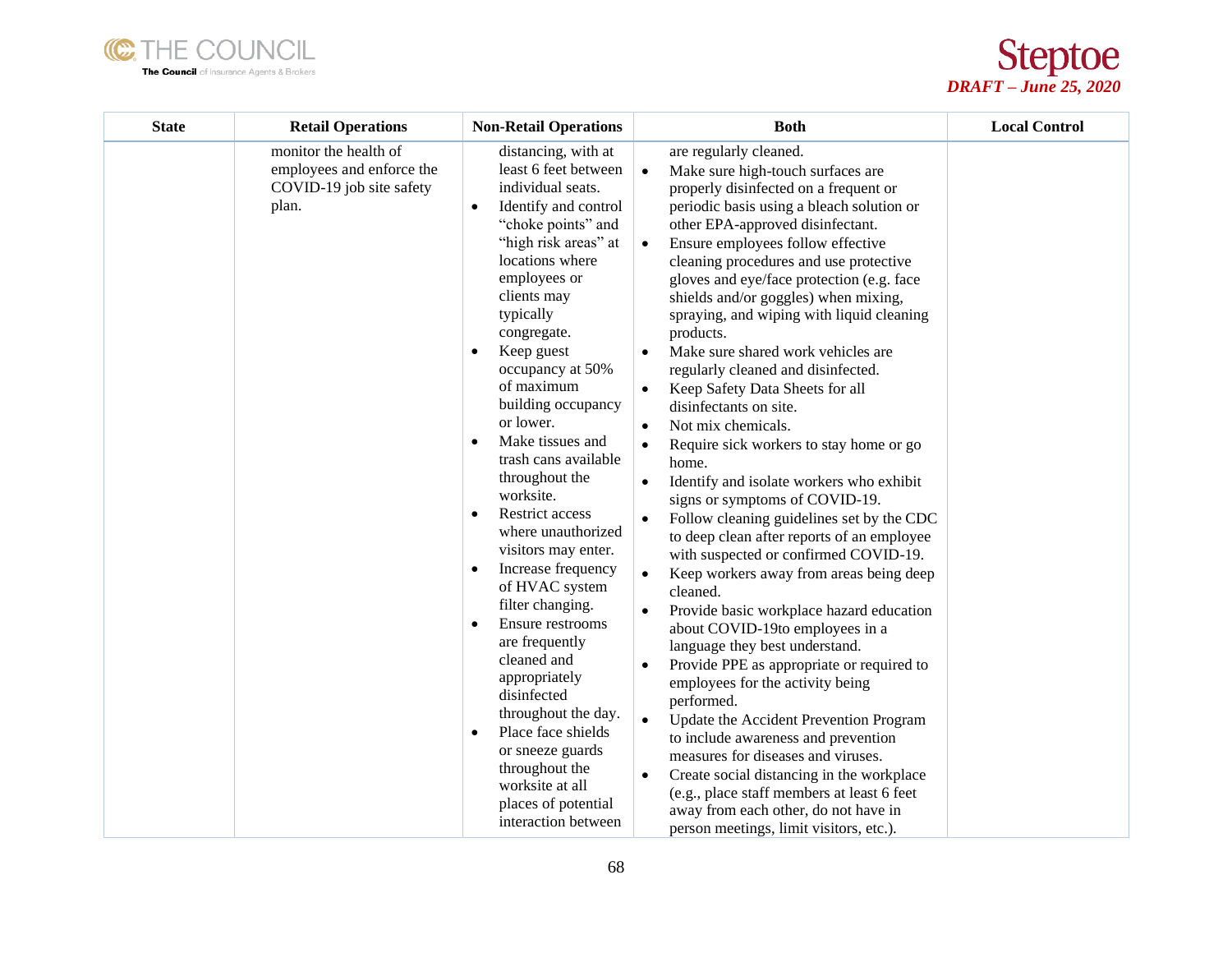| State | Retail Operations | Non-Retail Operations | Both | Local Control |
|---|---|---|---|---|
| | monitor the health of employees and enforce the COVID-19 job site safety plan. | distancing, with at least 6 feet between individual seats.<br>• Identify and control "choke points" and "high risk areas" at locations where employees or clients may typically congregate.<br>• Keep guest occupancy at 50% of maximum building occupancy or lower.<br>• Make tissues and trash cans available throughout the worksite.<br>• Restrict access where unauthorized visitors may enter.<br>• Increase frequency of HVAC system filter changing.<br>• Ensure restrooms are frequently cleaned and appropriately disinfected throughout the day.<br>• Place face shields or sneeze guards throughout the worksite at all places of potential interaction between | are regularly cleaned.<br>• Make sure high-touch surfaces are properly disinfected on a frequent or periodic basis using a bleach solution or other EPA-approved disinfectant.<br>• Ensure employees follow effective cleaning procedures and use protective gloves and eye/face protection (e.g. face shields and/or goggles) when mixing, spraying, and wiping with liquid cleaning products.<br>• Make sure shared work vehicles are regularly cleaned and disinfected.<br>• Keep Safety Data Sheets for all disinfectants on site.<br>• Not mix chemicals.<br>• Require sick workers to stay home or go home.<br>• Identify and isolate workers who exhibit signs or symptoms of COVID-19.<br>• Follow cleaning guidelines set by the CDC to deep clean after reports of an employee with suspected or confirmed COVID-19.<br>• Keep workers away from areas being deep cleaned.<br>• Provide basic workplace hazard education about COVID-19to employees in a language they best understand.<br>• Provide PPE as appropriate or required to employees for the activity being performed.<br>• Update the Accident Prevention Program to include awareness and prevention measures for diseases and viruses.<br>• Create social distancing in the workplace (e.g., place staff members at least 6 feet away from each other, do not have in person meetings, limit visitors, etc.). | |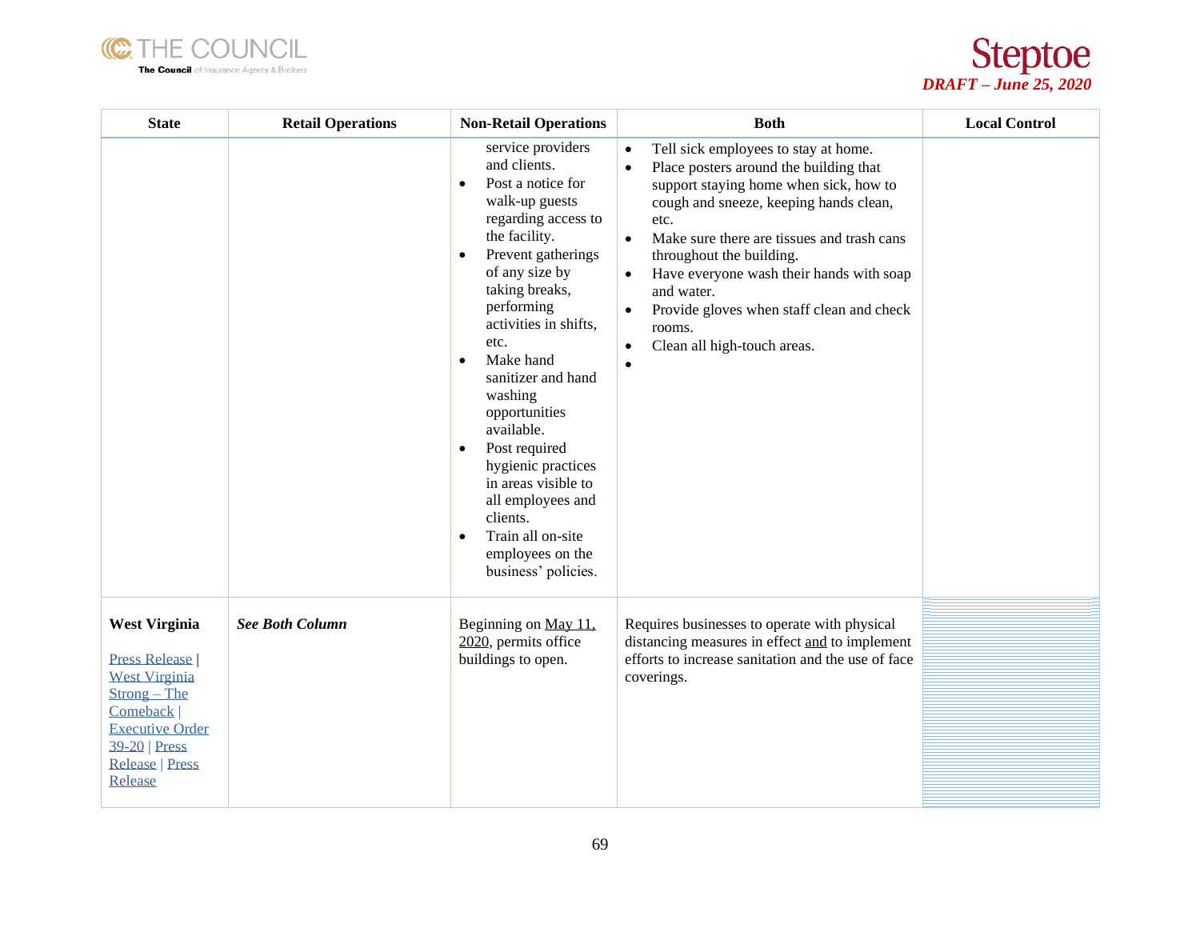| State | Retail Operations | Non-Retail Operations | Both | Local Control |
|---|---|---|---|---|
| | | service providers and clients.<br>• Post a notice for walk-up guests regarding access to the facility.<br>• Prevent gatherings of any size by taking breaks, performing activities in shifts, etc.<br>• Make hand sanitizer and hand washing opportunities available.<br>• Post required hygienic practices in areas visible to all employees and clients.<br>• Train all on-site employees on the business' policies. | • Tell sick employees to stay at home.<br>• Place posters around the building that support staying home when sick, how to cough and sneeze, keeping hands clean, etc.<br>• Make sure there are tissues and trash cans throughout the building.<br>• Have everyone wash their hands with soap and water.<br>• Provide gloves when staff clean and check rooms.<br>• Clean all high-touch areas.<br>• | |
| **West Virginia**<br><br>Press Release \| West Virginia Strong – The Comeback \| Executive Order 39-20 \| Press Release \| Press Release | ***See Both Column*** | Beginning on May 11, 2020, permits office buildings to open. | Requires businesses to operate with physical distancing measures in effect and to implement efforts to increase sanitation and the use of face coverings. | |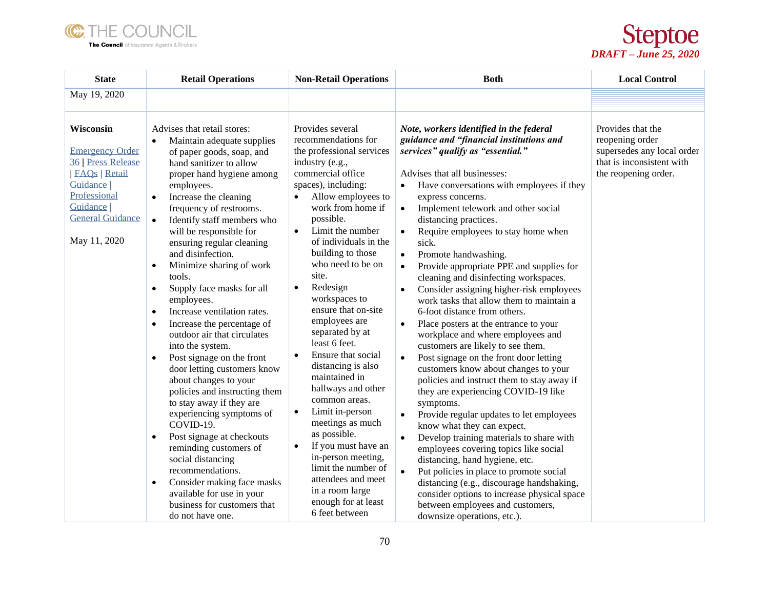| State | Retail Operations | Non-Retail Operations | Both | Local Control |
|---|---|---|---|---|
| May 19, 2020 | | | | |
| **Wisconsin**<br><br>Emergency Order 36 \| Press Release \| FAQs \| Retail Guidance \| Professional Guidance \| General Guidance<br><br>May 11, 2020 | Advises that retail stores:<br>• Maintain adequate supplies of paper goods, soap, and hand sanitizer to allow proper hand hygiene among employees.<br>• Increase the cleaning frequency of restrooms.<br>• Identify staff members who will be responsible for ensuring regular cleaning and disinfection.<br>• Minimize sharing of work tools.<br>• Supply face masks for all employees.<br>• Increase ventilation rates.<br>• Increase the percentage of outdoor air that circulates into the system.<br>• Post signage on the front door letting customers know about changes to your policies and instructing them to stay away if they are experiencing symptoms of COVID-19.<br>• Post signage at checkouts reminding customers of social distancing recommendations.<br>• Consider making face masks available for use in your business for customers that do not have one. | Provides several recommendations for the professional services industry (e.g., commercial office spaces), including:<br>• Allow employees to work from home if possible.<br>• Limit the number of individuals in the building to those who need to be on site.<br>• Redesign workspaces to ensure that on-site employees are separated by at least 6 feet.<br>• Ensure that social distancing is also maintained in hallways and other common areas.<br>• Limit in-person meetings as much as possible.<br>• If you must have an in-person meeting, limit the number of attendees and meet in a room large enough for at least 6 feet between | ***Note, workers identified in the federal guidance and "financial institutions and services" qualify as "essential."***<br><br>Advises that all businesses:<br>• Have conversations with employees if they express concerns.<br>• Implement telework and other social distancing practices.<br>• Require employees to stay home when sick.<br>• Promote handwashing.<br>• Provide appropriate PPE and supplies for cleaning and disinfecting workspaces.<br>• Consider assigning higher-risk employees work tasks that allow them to maintain a 6-foot distance from others.<br>• Place posters at the entrance to your workplace and where employees and customers are likely to see them.<br>• Post signage on the front door letting customers know about changes to your policies and instruct them to stay away if they are experiencing COVID-19 like symptoms.<br>• Provide regular updates to let employees know what they can expect.<br>• Develop training materials to share with employees covering topics like social distancing, hand hygiene, etc.<br>• Put policies in place to promote social distancing (e.g., discourage handshaking, consider options to increase physical space between employees and customers, downsize operations, etc.). | Provides that the reopening order supersedes any local order that is inconsistent with the reopening order. |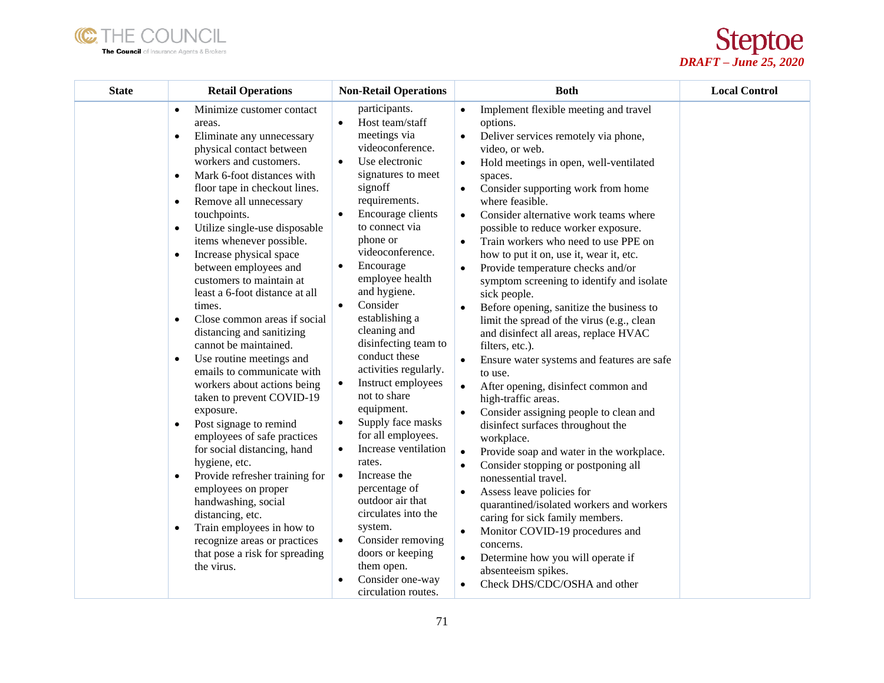| State | Retail Operations | Non-Retail Operations | Both | Local Control |
|---|---|---|---|---|
| | • Minimize customer contact areas.<br>• Eliminate any unnecessary physical contact between workers and customers.<br>• Mark 6-foot distances with floor tape in checkout lines.<br>• Remove all unnecessary touchpoints.<br>• Utilize single-use disposable items whenever possible.<br>• Increase physical space between employees and customers to maintain at least a 6-foot distance at all times.<br>• Close common areas if social distancing and sanitizing cannot be maintained.<br>• Use routine meetings and emails to communicate with workers about actions being taken to prevent COVID-19 exposure.<br>• Post signage to remind employees of safe practices for social distancing, hand hygiene, etc.<br>• Provide refresher training for employees on proper handwashing, social distancing, etc.<br>• Train employees in how to recognize areas or practices that pose a risk for spreading the virus. | participants.<br>• Host team/staff meetings via videoconference.<br>• Use electronic signatures to meet signoff requirements.<br>• Encourage clients to connect via phone or videoconference.<br>• Encourage employee health and hygiene.<br>• Consider establishing a cleaning and disinfecting team to conduct these activities regularly.<br>• Instruct employees not to share equipment.<br>• Supply face masks for all employees.<br>• Increase ventilation rates.<br>• Increase the percentage of outdoor air that circulates into the system.<br>• Consider removing doors or keeping them open.<br>• Consider one-way circulation routes. | • Implement flexible meeting and travel options.<br>• Deliver services remotely via phone, video, or web.<br>• Hold meetings in open, well-ventilated spaces.<br>• Consider supporting work from home where feasible.<br>• Consider alternative work teams where possible to reduce worker exposure.<br>• Train workers who need to use PPE on how to put it on, use it, wear it, etc.<br>• Provide temperature checks and/or symptom screening to identify and isolate sick people.<br>• Before opening, sanitize the business to limit the spread of the virus (e.g., clean and disinfect all areas, replace HVAC filters, etc.).<br>• Ensure water systems and features are safe to use.<br>• After opening, disinfect common and high-traffic areas.<br>• Consider assigning people to clean and disinfect surfaces throughout the workplace.<br>• Provide soap and water in the workplace.<br>• Consider stopping or postponing all nonessential travel.<br>• Assess leave policies for quarantined/isolated workers and workers caring for sick family members.<br>• Monitor COVID-19 procedures and concerns.<br>• Determine how you will operate if absenteeism spikes.<br>• Check DHS/CDC/OSHA and other | |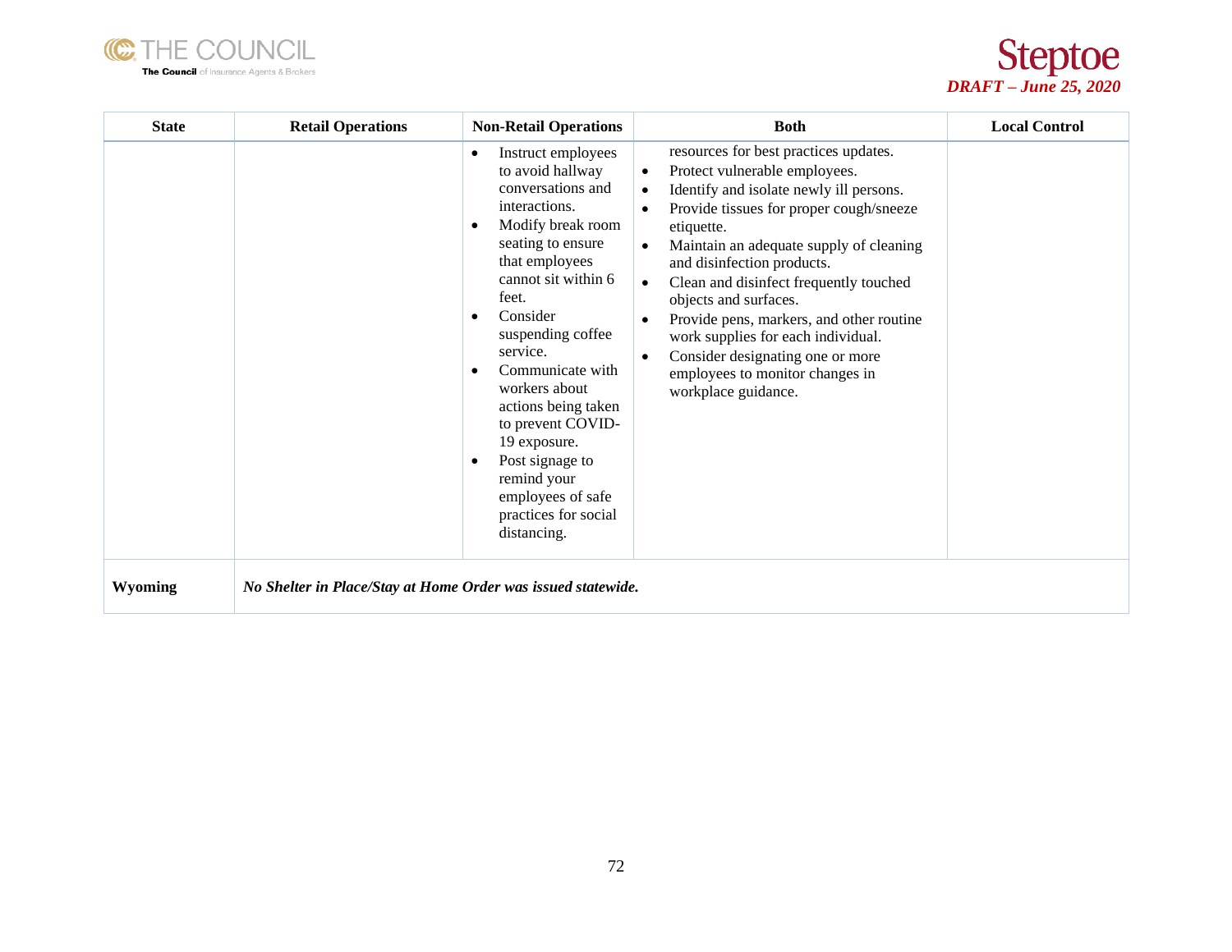| State | Retail Operations | Non-Retail Operations | Both | Local Control |
|---|---|---|---|---|
| | | • Instruct employees to avoid hallway conversations and interactions.<br>• Modify break room seating to ensure that employees cannot sit within 6 feet.<br>• Consider suspending coffee service.<br>• Communicate with workers about actions being taken to prevent COVID-19 exposure.<br>• Post signage to remind your employees of safe practices for social distancing. | resources for best practices updates.<br>• Protect vulnerable employees.<br>• Identify and isolate newly ill persons.<br>• Provide tissues for proper cough/sneeze etiquette.<br>• Maintain an adequate supply of cleaning and disinfection products.<br>• Clean and disinfect frequently touched objects and surfaces.<br>• Provide pens, markers, and other routine work supplies for each individual.<br>• Consider designating one or more employees to monitor changes in workplace guidance. | |
| **Wyoming** | ***No Shelter in Place/Stay at Home Order was issued statewide.*** | | | |